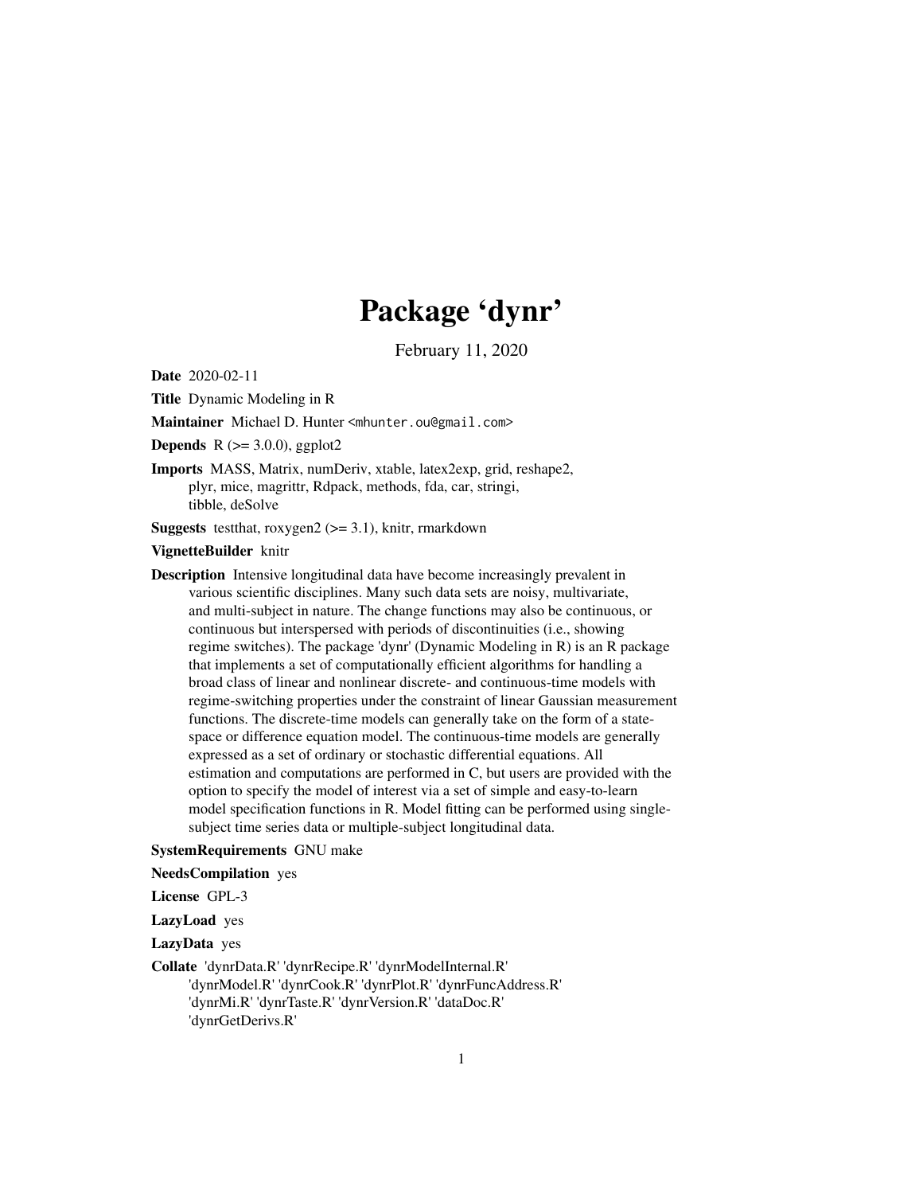# Package 'dynr'

February 11, 2020

**Date** 2020-02-11

**Title** Dynamic Modeling in R

**Maintainer** Michael D. Hunter <mhunter.ou@gmail.com>

**Depends** R (>= 3.0.0), ggplot2

**Imports** MASS, Matrix, numDeriv, xtable, latex2exp, grid, reshape2, plyr, mice, magrittr, Rdpack, methods, fda, car, stringi, tibble, deSolve

**Suggests** testthat, roxygen2 (>= 3.1), knitr, rmarkdown

**VignetteBuilder** knitr

**Description** Intensive longitudinal data have become increasingly prevalent in various scientific disciplines. Many such data sets are noisy, multivariate, and multi-subject in nature. The change functions may also be continuous, or continuous but interspersed with periods of discontinuities (i.e., showing regime switches). The package 'dynr' (Dynamic Modeling in R) is an R package that implements a set of computationally efficient algorithms for handling a broad class of linear and nonlinear discrete- and continuous-time models with regime-switching properties under the constraint of linear Gaussian measurement functions. The discrete-time models can generally take on the form of a state-space or difference equation model. The continuous-time models are generally expressed as a set of ordinary or stochastic differential equations. All estimation and computations are performed in C, but users are provided with the option to specify the model of interest via a set of simple and easy-to-learn model specification functions in R. Model fitting can be performed using single-subject time series data or multiple-subject longitudinal data.

**SystemRequirements** GNU make

**NeedsCompilation** yes

**License** GPL-3

**LazyLoad** yes

**LazyData** yes

**Collate** 'dynrData.R' 'dynrRecipe.R' 'dynrModelInternal.R' 'dynrModel.R' 'dynrCook.R' 'dynrPlot.R' 'dynrFuncAddress.R' 'dynrMi.R' 'dynrTaste.R' 'dynrVersion.R' 'dataDoc.R' 'dynrGetDerivs.R'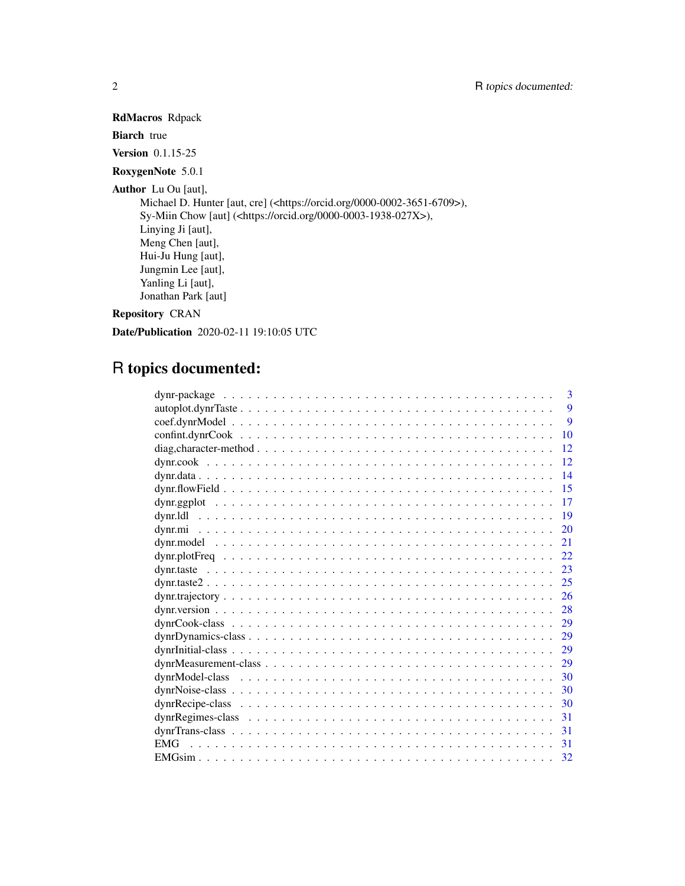**RdMacros** Rdpack

**Biarch** true

**Version** 0.1.15-25

**RoxygenNote** 5.0.1

**Author** Lu Ou [aut],
Michael D. Hunter [aut, cre] (<https://orcid.org/0000-0002-3651-6709>),
Sy-Miin Chow [aut] (<https://orcid.org/0000-0003-1938-027X>),
Linying Ji [aut],
Meng Chen [aut],
Hui-Ju Hung [aut],
Jungmin Lee [aut],
Yanling Li [aut],
Jonathan Park [aut]

**Repository** CRAN

**Date/Publication** 2020-02-11 19:10:05 UTC

# R topics documented:

dynr-package . . . . . . . . . . . . . . . . . . . . . . . . . . . . . . . . . . . . . . 3
autoplot.dynrTaste . . . . . . . . . . . . . . . . . . . . . . . . . . . . . . . . . . . 9
coef.dynrModel . . . . . . . . . . . . . . . . . . . . . . . . . . . . . . . . . . . . . 9
confint.dynrCook . . . . . . . . . . . . . . . . . . . . . . . . . . . . . . . . . . . . 10
diag,character-method . . . . . . . . . . . . . . . . . . . . . . . . . . . . . . . . . 12
dynr.cook . . . . . . . . . . . . . . . . . . . . . . . . . . . . . . . . . . . . . . . . 12
dynr.data . . . . . . . . . . . . . . . . . . . . . . . . . . . . . . . . . . . . . . . . 14
dynr.flowField . . . . . . . . . . . . . . . . . . . . . . . . . . . . . . . . . . . . . 15
dynr.ggplot . . . . . . . . . . . . . . . . . . . . . . . . . . . . . . . . . . . . . . . 17
dynr.ldl . . . . . . . . . . . . . . . . . . . . . . . . . . . . . . . . . . . . . . . . . 19
dynr.mi . . . . . . . . . . . . . . . . . . . . . . . . . . . . . . . . . . . . . . . . . 20
dynr.model . . . . . . . . . . . . . . . . . . . . . . . . . . . . . . . . . . . . . . . 21
dynr.plotFreq . . . . . . . . . . . . . . . . . . . . . . . . . . . . . . . . . . . . . 22
dynr.taste . . . . . . . . . . . . . . . . . . . . . . . . . . . . . . . . . . . . . . . 23
dynr.taste2 . . . . . . . . . . . . . . . . . . . . . . . . . . . . . . . . . . . . . . 25
dynr.trajectory . . . . . . . . . . . . . . . . . . . . . . . . . . . . . . . . . . . . 26
dynr.version . . . . . . . . . . . . . . . . . . . . . . . . . . . . . . . . . . . . . . 28
dynrCook-class . . . . . . . . . . . . . . . . . . . . . . . . . . . . . . . . . . . . 29
dynrDynamics-class . . . . . . . . . . . . . . . . . . . . . . . . . . . . . . . . . 29
dynrInitial-class . . . . . . . . . . . . . . . . . . . . . . . . . . . . . . . . . . . 29
dynrMeasurement-class . . . . . . . . . . . . . . . . . . . . . . . . . . . . . . . 29
dynrModel-class . . . . . . . . . . . . . . . . . . . . . . . . . . . . . . . . . . . 30
dynrNoise-class . . . . . . . . . . . . . . . . . . . . . . . . . . . . . . . . . . . . 30
dynrRecipe-class . . . . . . . . . . . . . . . . . . . . . . . . . . . . . . . . . . . 30
dynrRegimes-class . . . . . . . . . . . . . . . . . . . . . . . . . . . . . . . . . . 31
dynrTrans-class . . . . . . . . . . . . . . . . . . . . . . . . . . . . . . . . . . . . 31
EMG . . . . . . . . . . . . . . . . . . . . . . . . . . . . . . . . . . . . . . . . . . . 31
EMGsim . . . . . . . . . . . . . . . . . . . . . . . . . . . . . . . . . . . . . . . . . 32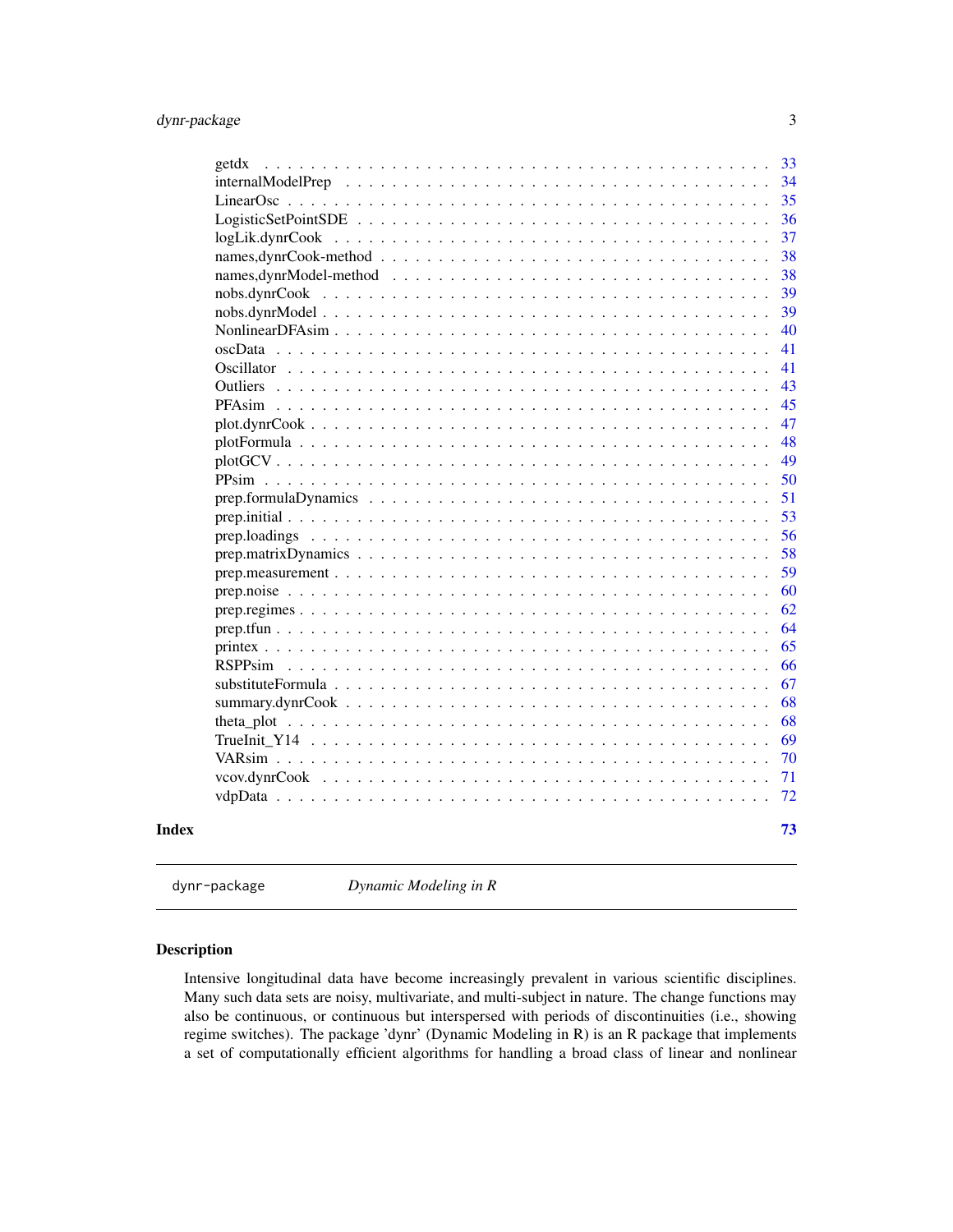getdx . . . . . . . . . . . . . . . . . . . . . . . . . . . . . . . . . . . . . . . . . . 33
internalModelPrep . . . . . . . . . . . . . . . . . . . . . . . . . . . . . . . . . . . . 34
LinearOsc . . . . . . . . . . . . . . . . . . . . . . . . . . . . . . . . . . . . . . . . 35
LogisticSetPointSDE . . . . . . . . . . . . . . . . . . . . . . . . . . . . . . . . . . . 36
logLik.dynrCook . . . . . . . . . . . . . . . . . . . . . . . . . . . . . . . . . . . . . 37
names,dynrCook-method . . . . . . . . . . . . . . . . . . . . . . . . . . . . . . . . . 38
names,dynrModel-method . . . . . . . . . . . . . . . . . . . . . . . . . . . . . . . . 38
nobs.dynrCook . . . . . . . . . . . . . . . . . . . . . . . . . . . . . . . . . . . . . . 39
nobs.dynrModel . . . . . . . . . . . . . . . . . . . . . . . . . . . . . . . . . . . . . 39
NonlinearDFAsim . . . . . . . . . . . . . . . . . . . . . . . . . . . . . . . . . . . . 40
oscData . . . . . . . . . . . . . . . . . . . . . . . . . . . . . . . . . . . . . . . . . 41
Oscillator . . . . . . . . . . . . . . . . . . . . . . . . . . . . . . . . . . . . . . . . 41
Outliers . . . . . . . . . . . . . . . . . . . . . . . . . . . . . . . . . . . . . . . . . 43
PFAsim . . . . . . . . . . . . . . . . . . . . . . . . . . . . . . . . . . . . . . . . . 45
plot.dynrCook . . . . . . . . . . . . . . . . . . . . . . . . . . . . . . . . . . . . . . 47
plotFormula . . . . . . . . . . . . . . . . . . . . . . . . . . . . . . . . . . . . . . . 48
plotGCV . . . . . . . . . . . . . . . . . . . . . . . . . . . . . . . . . . . . . . . . . 49
PPsim . . . . . . . . . . . . . . . . . . . . . . . . . . . . . . . . . . . . . . . . . . 50
prep.formulaDynamics . . . . . . . . . . . . . . . . . . . . . . . . . . . . . . . . . . 51
prep.initial . . . . . . . . . . . . . . . . . . . . . . . . . . . . . . . . . . . . . . . . 53
prep.loadings . . . . . . . . . . . . . . . . . . . . . . . . . . . . . . . . . . . . . . 56
prep.matrixDynamics . . . . . . . . . . . . . . . . . . . . . . . . . . . . . . . . . . . 58
prep.measurement . . . . . . . . . . . . . . . . . . . . . . . . . . . . . . . . . . . . 59
prep.noise . . . . . . . . . . . . . . . . . . . . . . . . . . . . . . . . . . . . . . . . 60
prep.regimes . . . . . . . . . . . . . . . . . . . . . . . . . . . . . . . . . . . . . . . 62
prep.tfun . . . . . . . . . . . . . . . . . . . . . . . . . . . . . . . . . . . . . . . . . 64
printex . . . . . . . . . . . . . . . . . . . . . . . . . . . . . . . . . . . . . . . . . . 65
RSPPsim . . . . . . . . . . . . . . . . . . . . . . . . . . . . . . . . . . . . . . . . . 66
substituteFormula . . . . . . . . . . . . . . . . . . . . . . . . . . . . . . . . . . . . 67
summary.dynrCook . . . . . . . . . . . . . . . . . . . . . . . . . . . . . . . . . . . . 68
theta_plot . . . . . . . . . . . . . . . . . . . . . . . . . . . . . . . . . . . . . . . . 68
TrueInit_Y14 . . . . . . . . . . . . . . . . . . . . . . . . . . . . . . . . . . . . . . . 69
VARsim . . . . . . . . . . . . . . . . . . . . . . . . . . . . . . . . . . . . . . . . . . 70
vcov.dynrCook . . . . . . . . . . . . . . . . . . . . . . . . . . . . . . . . . . . . . . 71
vdpData . . . . . . . . . . . . . . . . . . . . . . . . . . . . . . . . . . . . . . . . . . 72

**Index** **73**

---

`dynr-package` *Dynamic Modeling in R*

---

### Description

Intensive longitudinal data have become increasingly prevalent in various scientific disciplines. Many such data sets are noisy, multivariate, and multi-subject in nature. The change functions may also be continuous, or continuous but interspersed with periods of discontinuities (i.e., showing regime switches). The package 'dynr' (Dynamic Modeling in R) is an R package that implements a set of computationally efficient algorithms for handling a broad class of linear and nonlinear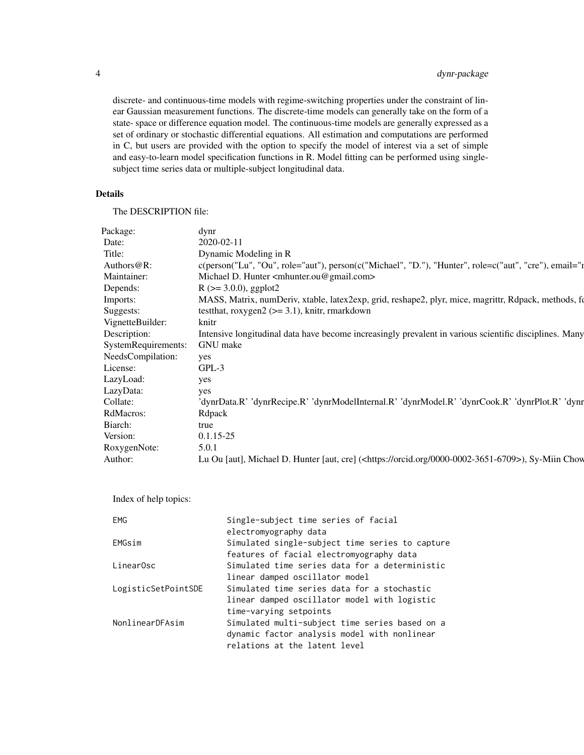discrete- and continuous-time models with regime-switching properties under the constraint of linear Gaussian measurement functions. The discrete-time models can generally take on the form of a state- space or difference equation model. The continuous-time models are generally expressed as a set of ordinary or stochastic differential equations. All estimation and computations are performed in C, but users are provided with the option to specify the model of interest via a set of simple and easy-to-learn model specification functions in R. Model fitting can be performed using single-subject time series data or multiple-subject longitudinal data.

## Details

The DESCRIPTION file:

| | |
|---|---|
| Package: | dynr |
| Date: | 2020-02-11 |
| Title: | Dynamic Modeling in R |
| Authors@R: | c(person("Lu", "Ou", role="aut"), person(c("Michael", "D."), "Hunter", role=c("aut", "cre"), email="r |
| Maintainer: | Michael D. Hunter <mhunter.ou@gmail.com> |
| Depends: | R (>= 3.0.0), ggplot2 |
| Imports: | MASS, Matrix, numDeriv, xtable, latex2exp, grid, reshape2, plyr, mice, magrittr, Rdpack, methods, fo |
| Suggests: | testthat, roxygen2 (>= 3.1), knitr, rmarkdown |
| VignetteBuilder: | knitr |
| Description: | Intensive longitudinal data have become increasingly prevalent in various scientific disciplines. Many |
| SystemRequirements: | GNU make |
| NeedsCompilation: | yes |
| License: | GPL-3 |
| LazyLoad: | yes |
| LazyData: | yes |
| Collate: | 'dynrData.R' 'dynrRecipe.R' 'dynrModelInternal.R' 'dynrModel.R' 'dynrCook.R' 'dynrPlot.R' 'dynr |
| RdMacros: | Rdpack |
| Biarch: | true |
| Version: | 0.1.15-25 |
| RoxygenNote: | 5.0.1 |
| Author: | Lu Ou [aut], Michael D. Hunter [aut, cre] (<https://orcid.org/0000-0002-3651-6709>), Sy-Miin Chow |

Index of help topics:

```
EMG                     Single-subject time series of facial
                        electromyography data
EMGsim                  Simulated single-subject time series to capture
                        features of facial electromyography data
LinearOsc               Simulated time series data for a deterministic
                        linear damped oscillator model
LogisticSetPointSDE     Simulated time series data for a stochastic
                        linear damped oscillator model with logistic
                        time-varying setpoints
NonlinearDFAsim         Simulated multi-subject time series based on a
                        dynamic factor analysis model with nonlinear
                        relations at the latent level
```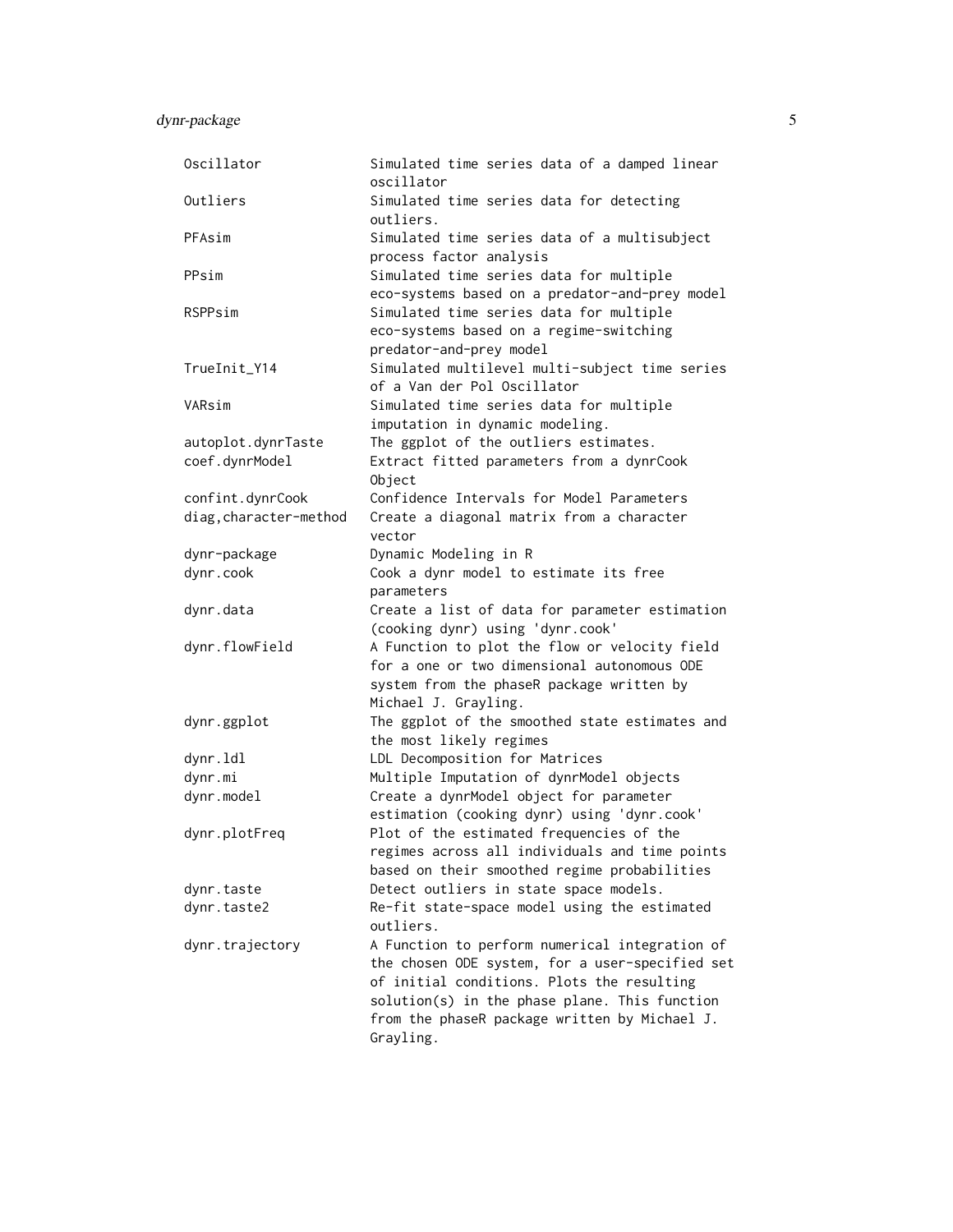| | |
|---|---|
| Oscillator | Simulated time series data of a damped linear oscillator |
| Outliers | Simulated time series data for detecting outliers. |
| PFAsim | Simulated time series data of a multisubject process factor analysis |
| PPsim | Simulated time series data for multiple eco-systems based on a predator-and-prey model |
| RSPPsim | Simulated time series data for multiple eco-systems based on a regime-switching predator-and-prey model |
| TrueInit_Y14 | Simulated multilevel multi-subject time series of a Van der Pol Oscillator |
| VARsim | Simulated time series data for multiple imputation in dynamic modeling. |
| autoplot.dynrTaste | The ggplot of the outliers estimates. |
| coef.dynrModel | Extract fitted parameters from a dynrCook Object |
| confint.dynrCook | Confidence Intervals for Model Parameters |
| diag,character-method | Create a diagonal matrix from a character vector |
| dynr-package | Dynamic Modeling in R |
| dynr.cook | Cook a dynr model to estimate its free parameters |
| dynr.data | Create a list of data for parameter estimation (cooking dynr) using 'dynr.cook' |
| dynr.flowField | A Function to plot the flow or velocity field for a one or two dimensional autonomous ODE system from the phaseR package written by Michael J. Grayling. |
| dynr.ggplot | The ggplot of the smoothed state estimates and the most likely regimes |
| dynr.ldl | LDL Decomposition for Matrices |
| dynr.mi | Multiple Imputation of dynrModel objects |
| dynr.model | Create a dynrModel object for parameter estimation (cooking dynr) using 'dynr.cook' |
| dynr.plotFreq | Plot of the estimated frequencies of the regimes across all individuals and time points based on their smoothed regime probabilities |
| dynr.taste | Detect outliers in state space models. |
| dynr.taste2 | Re-fit state-space model using the estimated outliers. |
| dynr.trajectory | A Function to perform numerical integration of the chosen ODE system, for a user-specified set of initial conditions. Plots the resulting solution(s) in the phase plane. This function from the phaseR package written by Michael J. Grayling. |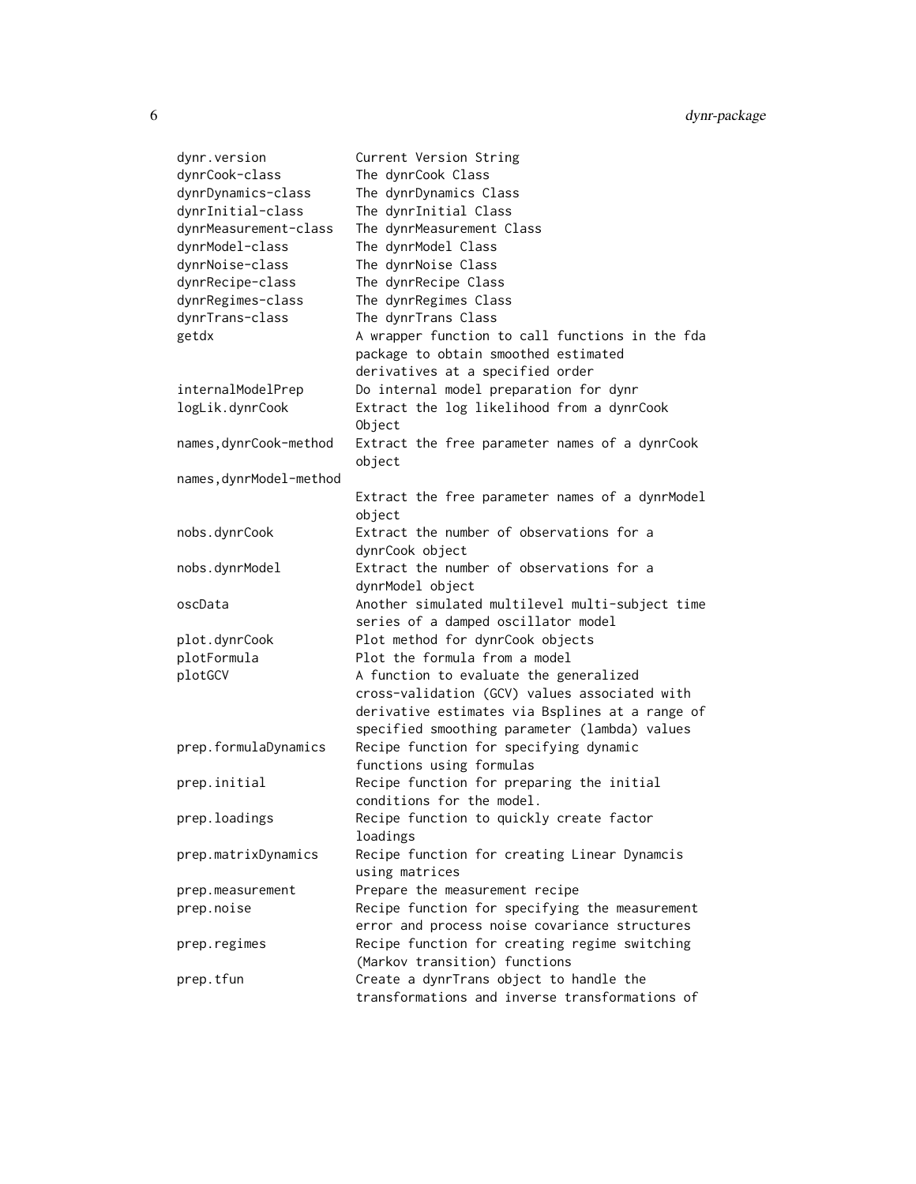| | |
|---|---|
| dynr.version | Current Version String |
| dynrCook-class | The dynrCook Class |
| dynrDynamics-class | The dynrDynamics Class |
| dynrInitial-class | The dynrInitial Class |
| dynrMeasurement-class | The dynrMeasurement Class |
| dynrModel-class | The dynrModel Class |
| dynrNoise-class | The dynrNoise Class |
| dynrRecipe-class | The dynrRecipe Class |
| dynrRegimes-class | The dynrRegimes Class |
| dynrTrans-class | The dynrTrans Class |
| getdx | A wrapper function to call functions in the fda package to obtain smoothed estimated derivatives at a specified order |
| internalModelPrep | Do internal model preparation for dynr |
| logLik.dynrCook | Extract the log likelihood from a dynrCook Object |
| names,dynrCook-method | Extract the free parameter names of a dynrCook object |
| names,dynrModel-method | Extract the free parameter names of a dynrModel object |
| nobs.dynrCook | Extract the number of observations for a dynrCook object |
| nobs.dynrModel | Extract the number of observations for a dynrModel object |
| oscData | Another simulated multilevel multi-subject time series of a damped oscillator model |
| plot.dynrCook | Plot method for dynrCook objects |
| plotFormula | Plot the formula from a model |
| plotGCV | A function to evaluate the generalized cross-validation (GCV) values associated with derivative estimates via Bsplines at a range of specified smoothing parameter (lambda) values |
| prep.formulaDynamics | Recipe function for specifying dynamic functions using formulas |
| prep.initial | Recipe function for preparing the initial conditions for the model. |
| prep.loadings | Recipe function to quickly create factor loadings |
| prep.matrixDynamics | Recipe function for creating Linear Dynamcis using matrices |
| prep.measurement | Prepare the measurement recipe |
| prep.noise | Recipe function for specifying the measurement error and process noise covariance structures |
| prep.regimes | Recipe function for creating regime switching (Markov transition) functions |
| prep.tfun | Create a dynrTrans object to handle the transformations and inverse transformations of |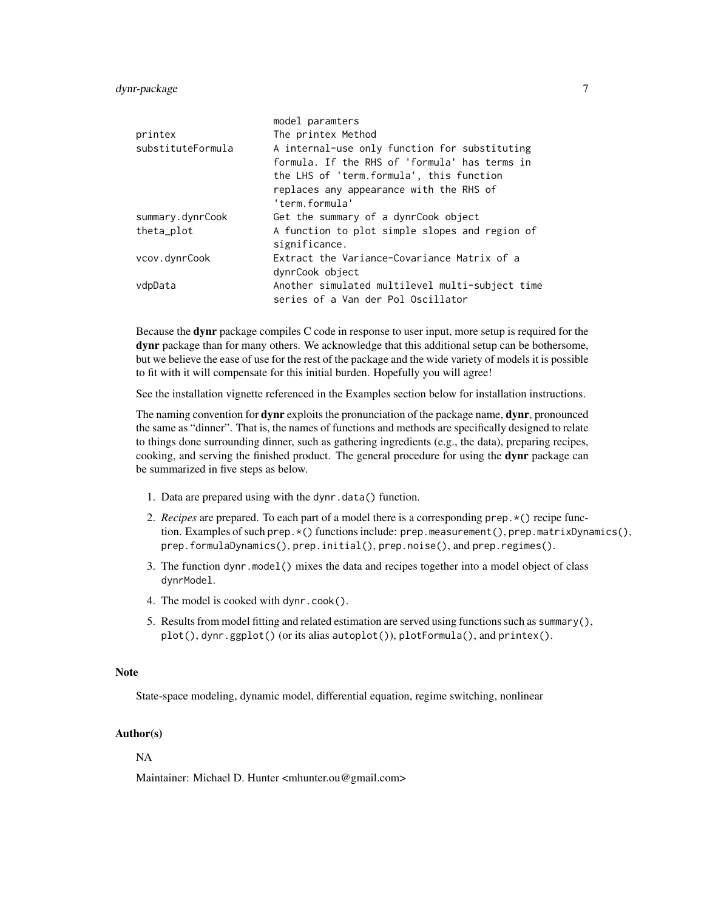| | |
|---|---|
| | model paramters |
| printex | The printex Method |
| substituteFormula | A internal-use only function for substituting formula. If the RHS of 'formula' has terms in the LHS of 'term.formula', this function replaces any appearance with the RHS of 'term.formula' |
| summary.dynrCook | Get the summary of a dynrCook object |
| theta_plot | A function to plot simple slopes and region of significance. |
| vcov.dynrCook | Extract the Variance-Covariance Matrix of a dynrCook object |
| vdpData | Another simulated multilevel multi-subject time series of a Van der Pol Oscillator |

Because the **dynr** package compiles C code in response to user input, more setup is required for the **dynr** package than for many others. We acknowledge that this additional setup can be bothersome, but we believe the ease of use for the rest of the package and the wide variety of models it is possible to fit with it will compensate for this initial burden. Hopefully you will agree!

See the installation vignette referenced in the Examples section below for installation instructions.

The naming convention for **dynr** exploits the pronunciation of the package name, **dynr**, pronounced the same as "dinner". That is, the names of functions and methods are specifically designed to relate to things done surrounding dinner, such as gathering ingredients (e.g., the data), preparing recipes, cooking, and serving the finished product. The general procedure for using the **dynr** package can be summarized in five steps as below.

1. Data are prepared using with the `dynr.data()` function.
2. *Recipes* are prepared. To each part of a model there is a corresponding `prep.*()` recipe function. Examples of such `prep.*()` functions include: `prep.measurement()`, `prep.matrixDynamics()`, `prep.formulaDynamics()`, `prep.initial()`, `prep.noise()`, and `prep.regimes()`.
3. The function `dynr.model()` mixes the data and recipes together into a model object of class `dynrModel`.
4. The model is cooked with `dynr.cook()`.
5. Results from model fitting and related estimation are served using functions such as `summary()`, `plot()`, `dynr.ggplot()` (or its alias `autoplot()`), `plotFormula()`, and `printex()`.

## Note

State-space modeling, dynamic model, differential equation, regime switching, nonlinear

## Author(s)

NA

Maintainer: Michael D. Hunter <mhunter.ou@gmail.com>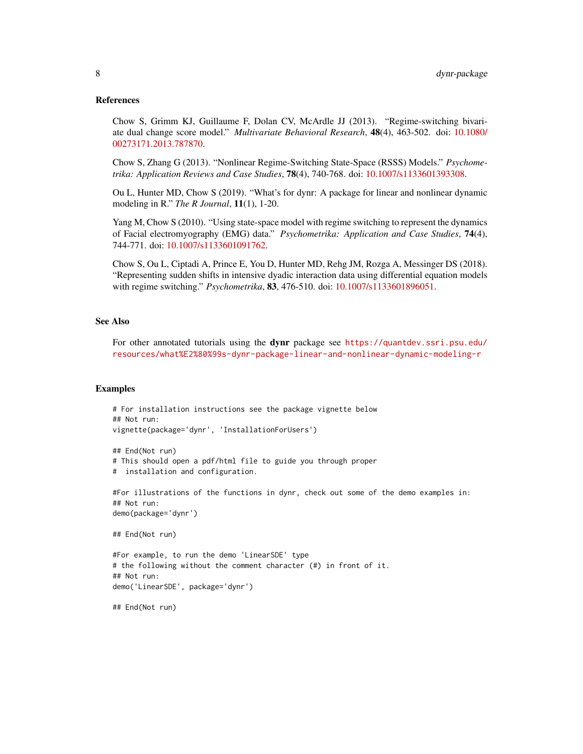### References

Chow S, Grimm KJ, Guillaume F, Dolan CV, McArdle JJ (2013). "Regime-switching bivariate dual change score model." *Multivariate Behavioral Research*, **48**(4), 463-502. doi: 10.1080/00273171.2013.787870.

Chow S, Zhang G (2013). "Nonlinear Regime-Switching State-Space (RSSS) Models." *Psychometrika: Application Reviews and Case Studies*, **78**(4), 740-768. doi: 10.1007/s1133601393308.

Ou L, Hunter MD, Chow S (2019). "What's for dynr: A package for linear and nonlinear dynamic modeling in R." *The R Journal*, **11**(1), 1-20.

Yang M, Chow S (2010). "Using state-space model with regime switching to represent the dynamics of Facial electromyography (EMG) data." *Psychometrika: Application and Case Studies*, **74**(4), 744-771. doi: 10.1007/s1133601091762.

Chow S, Ou L, Ciptadi A, Prince E, You D, Hunter MD, Rehg JM, Rozga A, Messinger DS (2018). "Representing sudden shifts in intensive dyadic interaction data using differential equation models with regime switching." *Psychometrika*, **83**, 476-510. doi: 10.1007/s1133601896051.

### See Also

For other annotated tutorials using the **dynr** package see `https://quantdev.ssri.psu.edu/resources/what%E2%80%99s-dynr-package-linear-and-nonlinear-dynamic-modeling-r`

### Examples

```
# For installation instructions see the package vignette below
## Not run:
vignette(package='dynr', 'InstallationForUsers')

## End(Not run)
# This should open a pdf/html file to guide you through proper
#  installation and configuration.

#For illustrations of the functions in dynr, check out some of the demo examples in:
## Not run:
demo(package='dynr')

## End(Not run)

#For example, to run the demo 'LinearSDE' type
# the following without the comment character (#) in front of it.
## Not run:
demo('LinearSDE', package='dynr')

## End(Not run)
```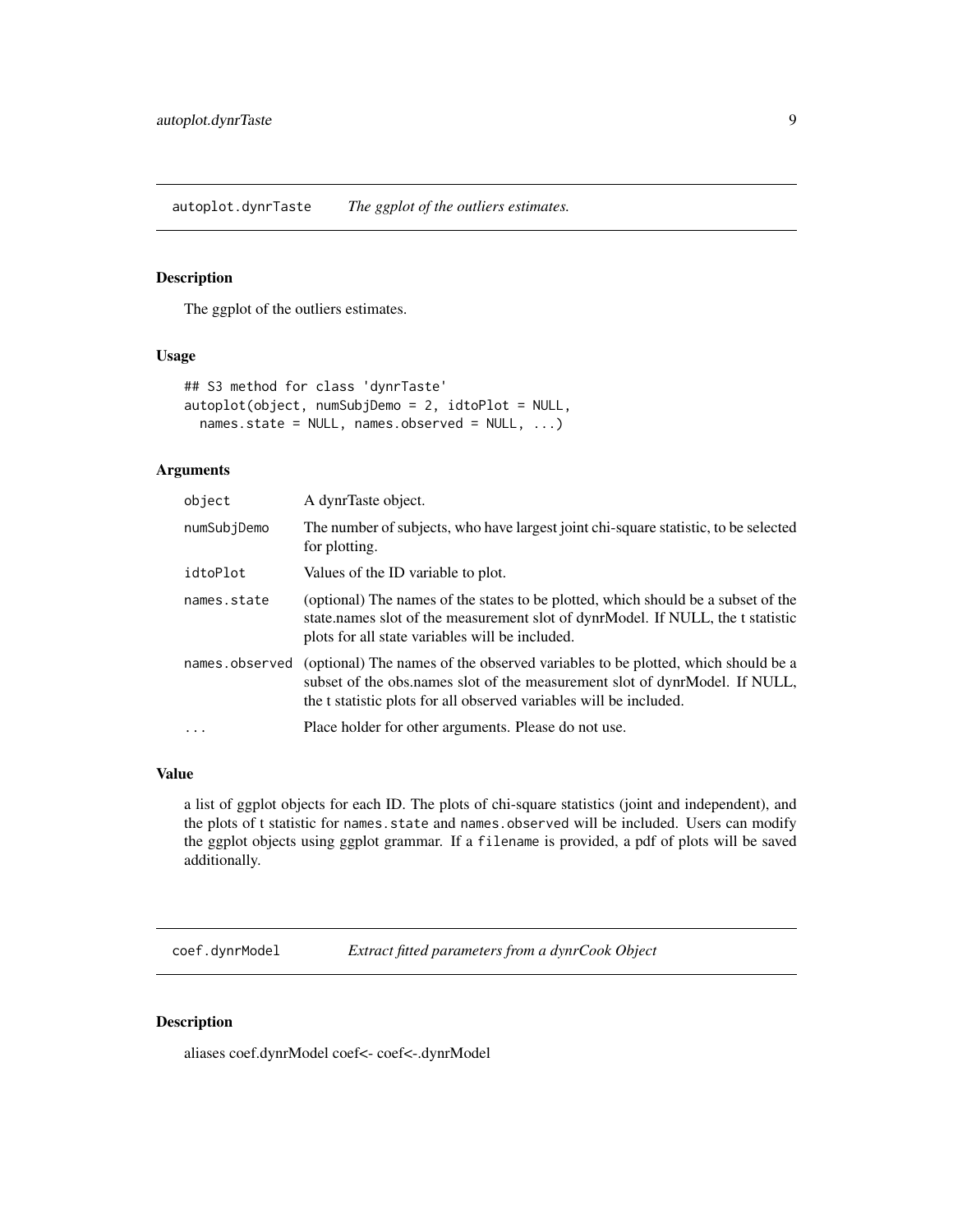## autoplot.dynrTaste *The ggplot of the outliers estimates.*

### Description

The ggplot of the outliers estimates.

### Usage

```
## S3 method for class 'dynrTaste'
autoplot(object, numSubjDemo = 2, idtoPlot = NULL,
  names.state = NULL, names.observed = NULL, ...)
```

### Arguments

| | |
|---|---|
| object | A dynrTaste object. |
| numSubjDemo | The number of subjects, who have largest joint chi-square statistic, to be selected for plotting. |
| idtoPlot | Values of the ID variable to plot. |
| names.state | (optional) The names of the states to be plotted, which should be a subset of the state.names slot of the measurement slot of dynrModel. If NULL, the t statistic plots for all state variables will be included. |
| names.observed | (optional) The names of the observed variables to be plotted, which should be a subset of the obs.names slot of the measurement slot of dynrModel. If NULL, the t statistic plots for all observed variables will be included. |
| ... | Place holder for other arguments. Please do not use. |

### Value

a list of ggplot objects for each ID. The plots of chi-square statistics (joint and independent), and the plots of t statistic for `names.state` and `names.observed` will be included. Users can modify the ggplot objects using ggplot grammar. If a `filename` is provided, a pdf of plots will be saved additionally.

## coef.dynrModel *Extract fitted parameters from a dynrCook Object*

### Description

aliases coef.dynrModel coef<- coef<-.dynrModel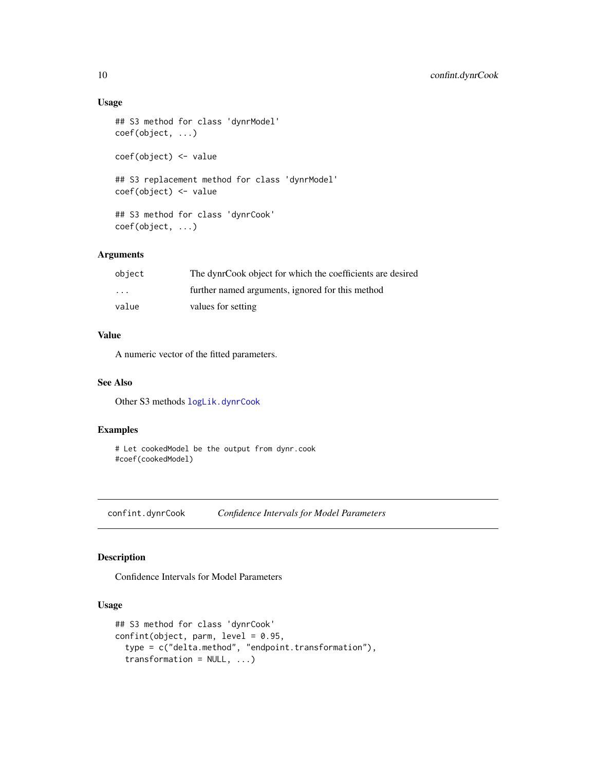### Usage

```
## S3 method for class 'dynrModel'
coef(object, ...)

coef(object) <- value

## S3 replacement method for class 'dynrModel'
coef(object) <- value

## S3 method for class 'dynrCook'
coef(object, ...)
```

### Arguments

| | |
|---|---|
| `object` | The dynrCook object for which the coefficients are desired |
| `...` | further named arguments, ignored for this method |
| `value` | values for setting |

### Value

A numeric vector of the fitted parameters.

### See Also

Other S3 methods `logLik.dynrCook`

### Examples

```
# Let cookedModel be the output from dynr.cook
#coef(cookedModel)
```

---

## `confint.dynrCook` *Confidence Intervals for Model Parameters*

---

### Description

Confidence Intervals for Model Parameters

### Usage

```
## S3 method for class 'dynrCook'
confint(object, parm, level = 0.95,
  type = c("delta.method", "endpoint.transformation"),
  transformation = NULL, ...)
```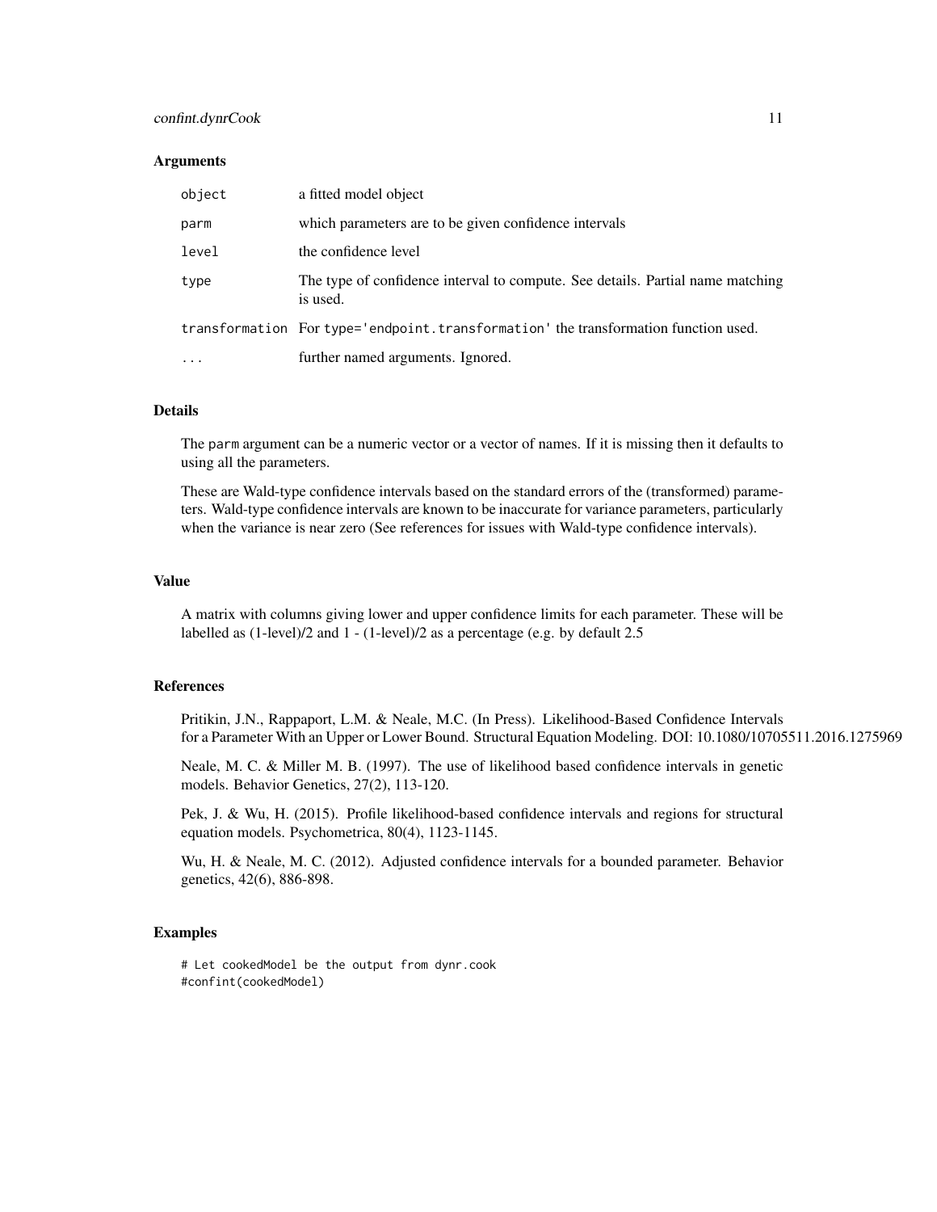### Arguments

| | |
|---|---|
| object | a fitted model object |
| parm | which parameters are to be given confidence intervals |
| level | the confidence level |
| type | The type of confidence interval to compute. See details. Partial name matching is used. |
| transformation | For type='endpoint.transformation' the transformation function used. |
| ... | further named arguments. Ignored. |

### Details

The parm argument can be a numeric vector or a vector of names. If it is missing then it defaults to using all the parameters.

These are Wald-type confidence intervals based on the standard errors of the (transformed) parameters. Wald-type confidence intervals are known to be inaccurate for variance parameters, particularly when the variance is near zero (See references for issues with Wald-type confidence intervals).

### Value

A matrix with columns giving lower and upper confidence limits for each parameter. These will be labelled as (1-level)/2 and 1 - (1-level)/2 as a percentage (e.g. by default 2.5

### References

Pritikin, J.N., Rappaport, L.M. & Neale, M.C. (In Press). Likelihood-Based Confidence Intervals for a Parameter With an Upper or Lower Bound. Structural Equation Modeling. DOI: 10.1080/10705511.2016.1275969

Neale, M. C. & Miller M. B. (1997). The use of likelihood based confidence intervals in genetic models. Behavior Genetics, 27(2), 113-120.

Pek, J. & Wu, H. (2015). Profile likelihood-based confidence intervals and regions for structural equation models. Psychometrica, 80(4), 1123-1145.

Wu, H. & Neale, M. C. (2012). Adjusted confidence intervals for a bounded parameter. Behavior genetics, 42(6), 886-898.

### Examples

```
# Let cookedModel be the output from dynr.cook
#confint(cookedModel)
```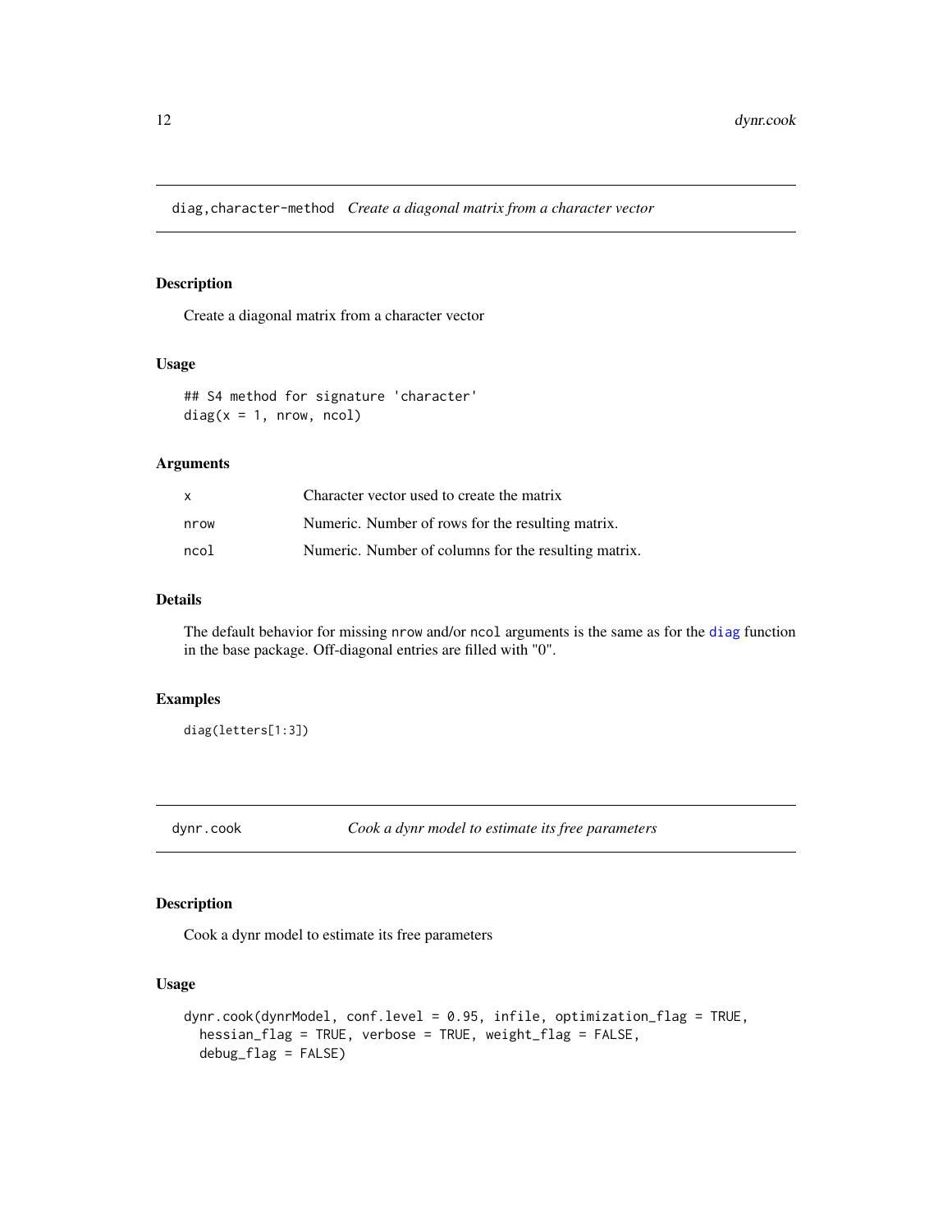## diag,character-method *Create a diagonal matrix from a character vector*

### Description

Create a diagonal matrix from a character vector

### Usage

```
## S4 method for signature 'character'
diag(x = 1, nrow, ncol)
```

### Arguments

| | |
|---|---|
| x | Character vector used to create the matrix |
| nrow | Numeric. Number of rows for the resulting matrix. |
| ncol | Numeric. Number of columns for the resulting matrix. |

### Details

The default behavior for missing `nrow` and/or `ncol` arguments is the same as for the `diag` function in the base package. Off-diagonal entries are filled with "0".

### Examples

```
diag(letters[1:3])
```

## dynr.cook *Cook a dynr model to estimate its free parameters*

### Description

Cook a dynr model to estimate its free parameters

### Usage

```
dynr.cook(dynrModel, conf.level = 0.95, infile, optimization_flag = TRUE,
  hessian_flag = TRUE, verbose = TRUE, weight_flag = FALSE,
  debug_flag = FALSE)
```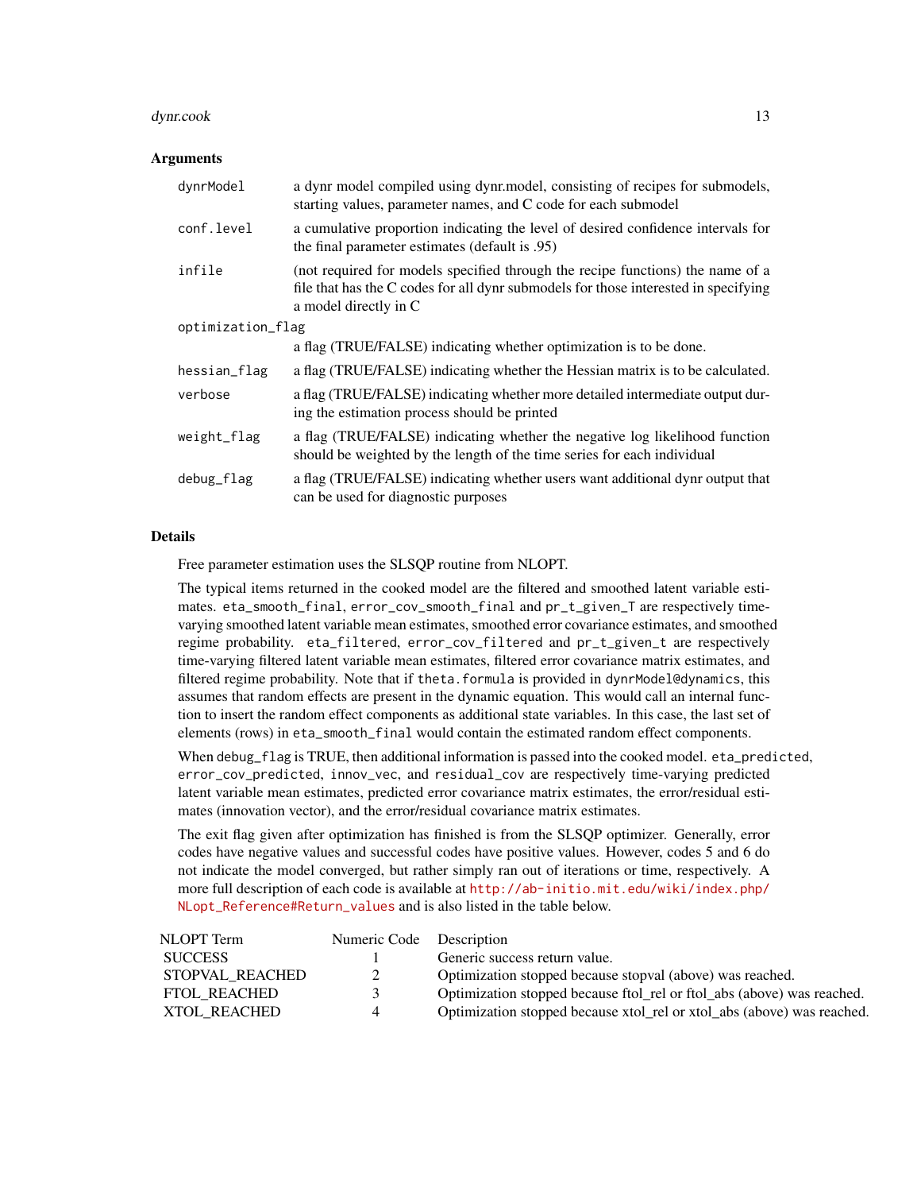### Arguments

| | |
|---|---|
| `dynrModel` | a dynr model compiled using dynr.model, consisting of recipes for submodels, starting values, parameter names, and C code for each submodel |
| `conf.level` | a cumulative proportion indicating the level of desired confidence intervals for the final parameter estimates (default is .95) |
| `infile` | (not required for models specified through the recipe functions) the name of a file that has the C codes for all dynr submodels for those interested in specifying a model directly in C |
| `optimization_flag` | a flag (TRUE/FALSE) indicating whether optimization is to be done. |
| `hessian_flag` | a flag (TRUE/FALSE) indicating whether the Hessian matrix is to be calculated. |
| `verbose` | a flag (TRUE/FALSE) indicating whether more detailed intermediate output during the estimation process should be printed |
| `weight_flag` | a flag (TRUE/FALSE) indicating whether the negative log likelihood function should be weighted by the length of the time series for each individual |
| `debug_flag` | a flag (TRUE/FALSE) indicating whether users want additional dynr output that can be used for diagnostic purposes |

### Details

Free parameter estimation uses the SLSQP routine from NLOPT.

The typical items returned in the cooked model are the filtered and smoothed latent variable estimates. `eta_smooth_final`, `error_cov_smooth_final` and `pr_t_given_T` are respectively time-varying smoothed latent variable mean estimates, smoothed error covariance estimates, and smoothed regime probability. `eta_filtered`, `error_cov_filtered` and `pr_t_given_t` are respectively time-varying filtered latent variable mean estimates, filtered error covariance matrix estimates, and filtered regime probability. Note that if `theta.formula` is provided in `dynrModel@dynamics`, this assumes that random effects are present in the dynamic equation. This would call an internal function to insert the random effect components as additional state variables. In this case, the last set of elements (rows) in `eta_smooth_final` would contain the estimated random effect components.

When `debug_flag` is TRUE, then additional information is passed into the cooked model. `eta_predicted`, `error_cov_predicted`, `innov_vec`, and `residual_cov` are respectively time-varying predicted latent variable mean estimates, predicted error covariance matrix estimates, the error/residual estimates (innovation vector), and the error/residual covariance matrix estimates.

The exit flag given after optimization has finished is from the SLSQP optimizer. Generally, error codes have negative values and successful codes have positive values. However, codes 5 and 6 do not indicate the model converged, but rather simply ran out of iterations or time, respectively. A more full description of each code is available at http://ab-initio.mit.edu/wiki/index.php/NLopt_Reference#Return_values and is also listed in the table below.

| NLOPT Term | Numeric Code | Description |
|---|---|---|
| SUCCESS | 1 | Generic success return value. |
| STOPVAL_REACHED | 2 | Optimization stopped because stopval (above) was reached. |
| FTOL_REACHED | 3 | Optimization stopped because ftol_rel or ftol_abs (above) was reached. |
| XTOL_REACHED | 4 | Optimization stopped because xtol_rel or xtol_abs (above) was reached. |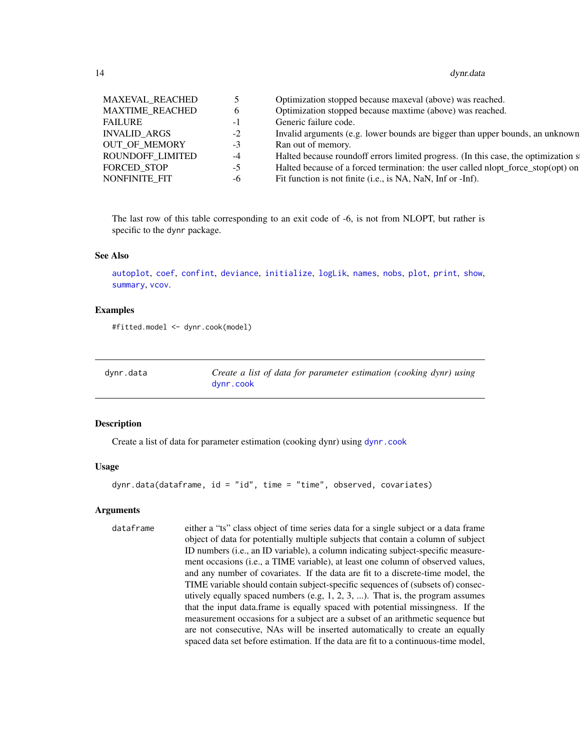| | | |
|---|---|---|
| MAXEVAL_REACHED | 5 | Optimization stopped because maxeval (above) was reached. |
| MAXTIME_REACHED | 6 | Optimization stopped because maxtime (above) was reached. |
| FAILURE | -1 | Generic failure code. |
| INVALID_ARGS | -2 | Invalid arguments (e.g. lower bounds are bigger than upper bounds, an unknown |
| OUT_OF_MEMORY | -3 | Ran out of memory. |
| ROUNDOFF_LIMITED | -4 | Halted because roundoff errors limited progress. (In this case, the optimization s |
| FORCED_STOP | -5 | Halted because of a forced termination: the user called nlopt_force_stop(opt) on |
| NONFINITE_FIT | -6 | Fit function is not finite (i.e., is NA, NaN, Inf or -Inf). |

The last row of this table corresponding to an exit code of -6, is not from NLOPT, but rather is specific to the dynr package.

### See Also

autoplot, coef, confint, deviance, initialize, logLik, names, nobs, plot, print, show, summary, vcov.

### Examples

```
#fitted.model <- dynr.cook(model)
```

---

## dynr.data — *Create a list of data for parameter estimation (cooking dynr) using dynr.cook*

### Description

Create a list of data for parameter estimation (cooking dynr) using dynr.cook

### Usage

```
dynr.data(dataframe, id = "id", time = "time", observed, covariates)
```

### Arguments

dataframe — either a "ts" class object of time series data for a single subject or a data frame object of data for potentially multiple subjects that contain a column of subject ID numbers (i.e., an ID variable), a column indicating subject-specific measurement occasions (i.e., a TIME variable), at least one column of observed values, and any number of covariates. If the data are fit to a discrete-time model, the TIME variable should contain subject-specific sequences of (subsets of) consecutively equally spaced numbers (e.g, 1, 2, 3, ...). That is, the program assumes that the input data.frame is equally spaced with potential missingness. If the measurement occasions for a subject are a subset of an arithmetic sequence but are not consecutive, NAs will be inserted automatically to create an equally spaced data set before estimation. If the data are fit to a continuous-time model,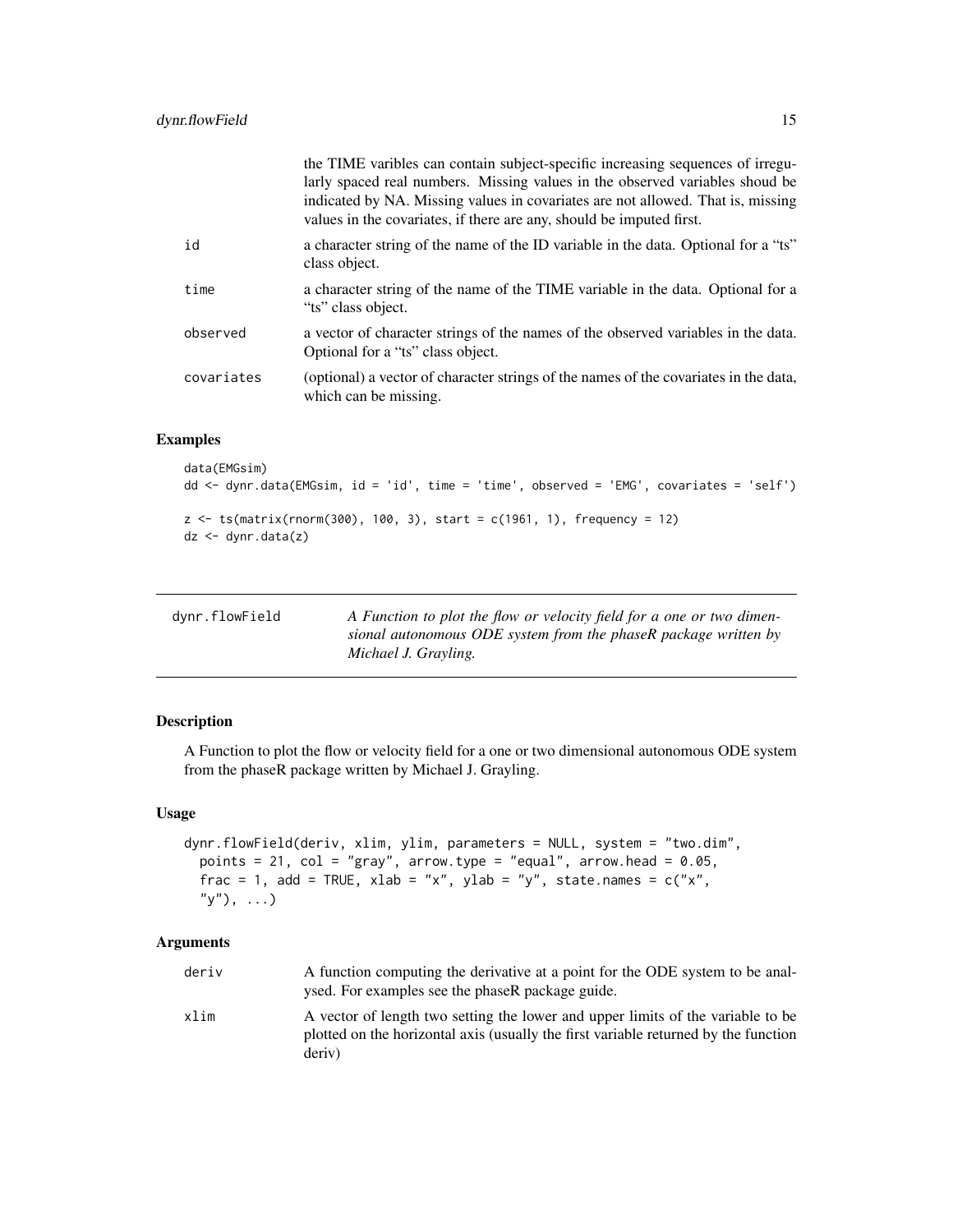the TIME varibles can contain subject-specific increasing sequences of irregularly spaced real numbers. Missing values in the observed variables shoud be indicated by NA. Missing values in covariates are not allowed. That is, missing values in the covariates, if there are any, should be imputed first.

| | |
|---|---|
| id | a character string of the name of the ID variable in the data. Optional for a “ts” class object. |
| time | a character string of the name of the TIME variable in the data. Optional for a “ts” class object. |
| observed | a vector of character strings of the names of the observed variables in the data. Optional for a “ts” class object. |
| covariates | (optional) a vector of character strings of the names of the covariates in the data, which can be missing. |

### Examples

```
data(EMGsim)
dd <- dynr.data(EMGsim, id = 'id', time = 'time', observed = 'EMG', covariates = 'self')

z <- ts(matrix(rnorm(300), 100, 3), start = c(1961, 1), frequency = 12)
dz <- dynr.data(z)
```

---

## dynr.flowField

*A Function to plot the flow or velocity field for a one or two dimensional autonomous ODE system from the phaseR package written by Michael J. Grayling.*

### Description

A Function to plot the flow or velocity field for a one or two dimensional autonomous ODE system from the phaseR package written by Michael J. Grayling.

### Usage

```
dynr.flowField(deriv, xlim, ylim, parameters = NULL, system = "two.dim",
  points = 21, col = "gray", arrow.type = "equal", arrow.head = 0.05,
  frac = 1, add = TRUE, xlab = "x", ylab = "y", state.names = c("x",
  "y"), ...)
```

### Arguments

| | |
|---|---|
| deriv | A function computing the derivative at a point for the ODE system to be analysed. For examples see the phaseR package guide. |
| xlim | A vector of length two setting the lower and upper limits of the variable to be plotted on the horizontal axis (usually the first variable returned by the function deriv) |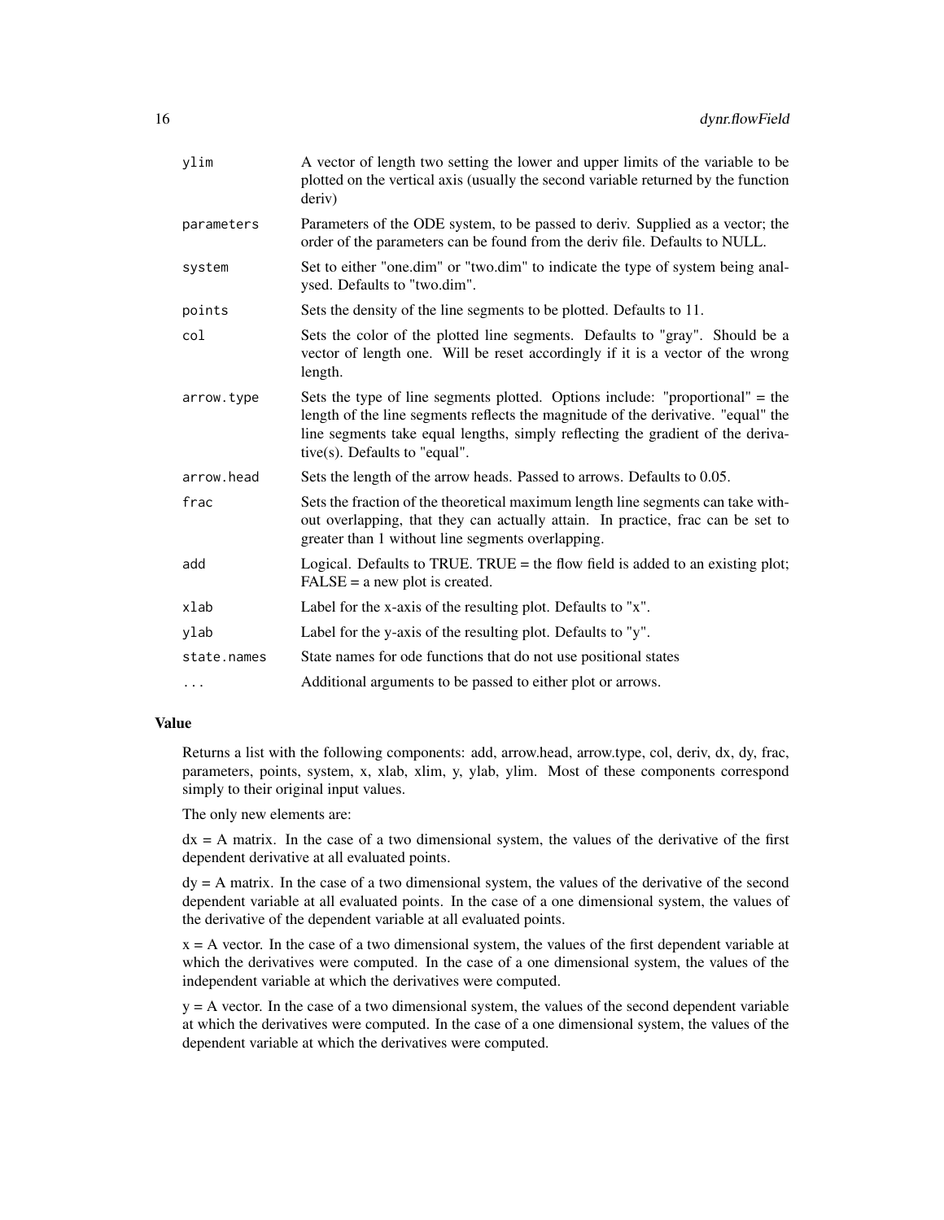| | |
|---|---|
| `ylim` | A vector of length two setting the lower and upper limits of the variable to be plotted on the vertical axis (usually the second variable returned by the function deriv) |
| `parameters` | Parameters of the ODE system, to be passed to deriv. Supplied as a vector; the order of the parameters can be found from the deriv file. Defaults to NULL. |
| `system` | Set to either "one.dim" or "two.dim" to indicate the type of system being analysed. Defaults to "two.dim". |
| `points` | Sets the density of the line segments to be plotted. Defaults to 11. |
| `col` | Sets the color of the plotted line segments. Defaults to "gray". Should be a vector of length one. Will be reset accordingly if it is a vector of the wrong length. |
| `arrow.type` | Sets the type of line segments plotted. Options include: "proportional" = the length of the line segments reflects the magnitude of the derivative. "equal" the line segments take equal lengths, simply reflecting the gradient of the derivative(s). Defaults to "equal". |
| `arrow.head` | Sets the length of the arrow heads. Passed to arrows. Defaults to 0.05. |
| `frac` | Sets the fraction of the theoretical maximum length line segments can take without overlapping, that they can actually attain. In practice, frac can be set to greater than 1 without line segments overlapping. |
| `add` | Logical. Defaults to TRUE. TRUE = the flow field is added to an existing plot; FALSE = a new plot is created. |
| `xlab` | Label for the x-axis of the resulting plot. Defaults to "x". |
| `ylab` | Label for the y-axis of the resulting plot. Defaults to "y". |
| `state.names` | State names for ode functions that do not use positional states |
| `...` | Additional arguments to be passed to either plot or arrows. |

### Value

Returns a list with the following components: add, arrow.head, arrow.type, col, deriv, dx, dy, frac, parameters, points, system, x, xlab, xlim, y, ylab, ylim. Most of these components correspond simply to their original input values.

The only new elements are:

dx = A matrix. In the case of a two dimensional system, the values of the derivative of the first dependent derivative at all evaluated points.

dy = A matrix. In the case of a two dimensional system, the values of the derivative of the second dependent variable at all evaluated points. In the case of a one dimensional system, the values of the derivative of the dependent variable at all evaluated points.

x = A vector. In the case of a two dimensional system, the values of the first dependent variable at which the derivatives were computed. In the case of a one dimensional system, the values of the independent variable at which the derivatives were computed.

y = A vector. In the case of a two dimensional system, the values of the second dependent variable at which the derivatives were computed. In the case of a one dimensional system, the values of the dependent variable at which the derivatives were computed.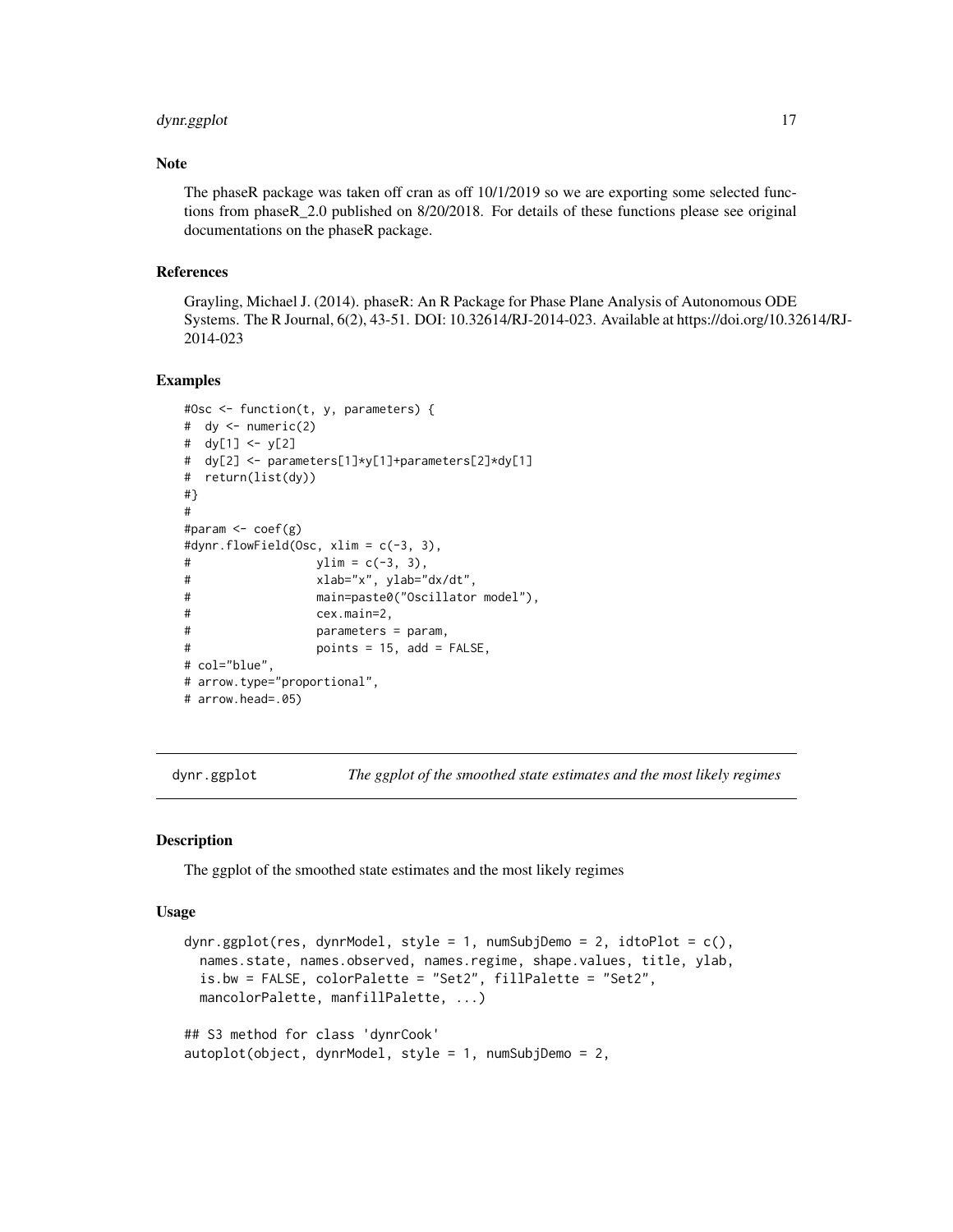## Note

The phaseR package was taken off cran as off 10/1/2019 so we are exporting some selected functions from phaseR_2.0 published on 8/20/2018. For details of these functions please see original documentations on the phaseR package.

## References

Grayling, Michael J. (2014). phaseR: An R Package for Phase Plane Analysis of Autonomous ODE Systems. The R Journal, 6(2), 43-51. DOI: 10.32614/RJ-2014-023. Available at https://doi.org/10.32614/RJ-2014-023

## Examples

```
#Osc <- function(t, y, parameters) {
#  dy <- numeric(2)
#  dy[1] <- y[2]
#  dy[2] <- parameters[1]*y[1]+parameters[2]*dy[1]
#  return(list(dy))
#}
#
#param <- coef(g)
#dynr.flowField(Osc, xlim = c(-3, 3),
#                 ylim = c(-3, 3),
#                 xlab="x", ylab="dx/dt",
#                 main=paste0("Oscillator model"),
#                 cex.main=2,
#                 parameters = param,
#                 points = 15, add = FALSE,
# col="blue",
# arrow.type="proportional",
# arrow.head=.05)
```

---

# dynr.ggplot — *The ggplot of the smoothed state estimates and the most likely regimes*

## Description

The ggplot of the smoothed state estimates and the most likely regimes

## Usage

```
dynr.ggplot(res, dynrModel, style = 1, numSubjDemo = 2, idtoPlot = c(),
  names.state, names.observed, names.regime, shape.values, title, ylab,
  is.bw = FALSE, colorPalette = "Set2", fillPalette = "Set2",
  mancolorPalette, manfillPalette, ...)

## S3 method for class 'dynrCook'
autoplot(object, dynrModel, style = 1, numSubjDemo = 2,
```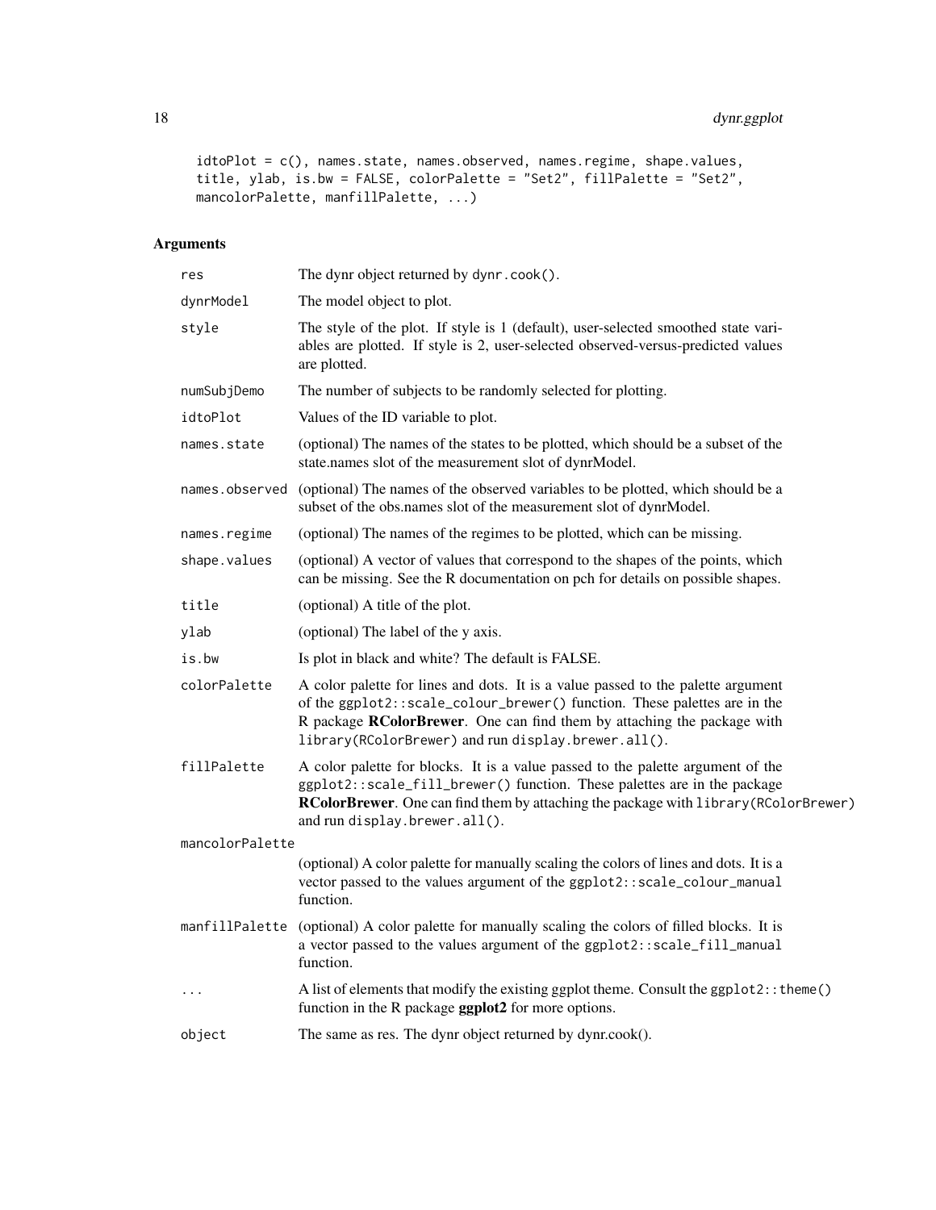```
idtoPlot = c(), names.state, names.observed, names.regime, shape.values,
title, ylab, is.bw = FALSE, colorPalette = "Set2", fillPalette = "Set2",
mancolorPalette, manfillPalette, ...)
```

## Arguments

| | |
|---|---|
| res | The dynr object returned by dynr.cook(). |
| dynrModel | The model object to plot. |
| style | The style of the plot. If style is 1 (default), user-selected smoothed state variables are plotted. If style is 2, user-selected observed-versus-predicted values are plotted. |
| numSubjDemo | The number of subjects to be randomly selected for plotting. |
| idtoPlot | Values of the ID variable to plot. |
| names.state | (optional) The names of the states to be plotted, which should be a subset of the state.names slot of the measurement slot of dynrModel. |
| names.observed | (optional) The names of the observed variables to be plotted, which should be a subset of the obs.names slot of the measurement slot of dynrModel. |
| names.regime | (optional) The names of the regimes to be plotted, which can be missing. |
| shape.values | (optional) A vector of values that correspond to the shapes of the points, which can be missing. See the R documentation on pch for details on possible shapes. |
| title | (optional) A title of the plot. |
| ylab | (optional) The label of the y axis. |
| is.bw | Is plot in black and white? The default is FALSE. |
| colorPalette | A color palette for lines and dots. It is a value passed to the palette argument of the ggplot2::scale_colour_brewer() function. These palettes are in the R package **RColorBrewer**. One can find them by attaching the package with library(RColorBrewer) and run display.brewer.all(). |
| fillPalette | A color palette for blocks. It is a value passed to the palette argument of the ggplot2::scale_fill_brewer() function. These palettes are in the package **RColorBrewer**. One can find them by attaching the package with library(RColorBrewer) and run display.brewer.all(). |
| mancolorPalette | (optional) A color palette for manually scaling the colors of lines and dots. It is a vector passed to the values argument of the ggplot2::scale_colour_manual function. |
| manfillPalette | (optional) A color palette for manually scaling the colors of filled blocks. It is a vector passed to the values argument of the ggplot2::scale_fill_manual function. |
| ... | A list of elements that modify the existing ggplot theme. Consult the ggplot2::theme() function in the R package **ggplot2** for more options. |
| object | The same as res. The dynr object returned by dynr.cook(). |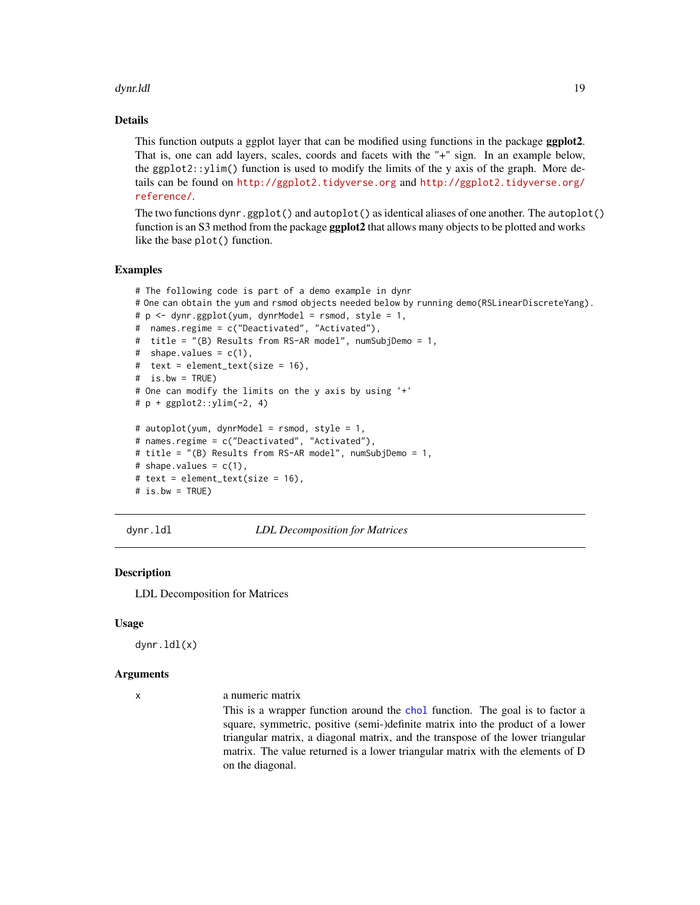### Details

This function outputs a ggplot layer that can be modified using functions in the package **ggplot2**. That is, one can add layers, scales, coords and facets with the "+" sign. In an example below, the `ggplot2::ylim()` function is used to modify the limits of the y axis of the graph. More details can be found on http://ggplot2.tidyverse.org and http://ggplot2.tidyverse.org/reference/.

The two functions `dynr.ggplot()` and `autoplot()` as identical aliases of one another. The `autoplot()` function is an S3 method from the package **ggplot2** that allows many objects to be plotted and works like the base `plot()` function.

### Examples

```
# The following code is part of a demo example in dynr
# One can obtain the yum and rsmod objects needed below by running demo(RSLinearDiscreteYang).
# p <- dynr.ggplot(yum, dynrModel = rsmod, style = 1,
#  names.regime = c("Deactivated", "Activated"),
#  title = "(B) Results from RS-AR model", numSubjDemo = 1,
#  shape.values = c(1),
#  text = element_text(size = 16),
#  is.bw = TRUE)
# One can modify the limits on the y axis by using '+'
# p + ggplot2::ylim(-2, 4)

# autoplot(yum, dynrModel = rsmod, style = 1,
# names.regime = c("Deactivated", "Activated"),
# title = "(B) Results from RS-AR model", numSubjDemo = 1,
# shape.values = c(1),
# text = element_text(size = 16),
# is.bw = TRUE)
```

---

## dynr.ldl *LDL Decomposition for Matrices*

---

### Description

LDL Decomposition for Matrices

### Usage

```
dynr.ldl(x)
```

### Arguments

| | |
|---|---|
| x | a numeric matrix<br>This is a wrapper function around the `chol` function. The goal is to factor a square, symmetric, positive (semi-)definite matrix into the product of a lower triangular matrix, a diagonal matrix, and the transpose of the lower triangular matrix. The value returned is a lower triangular matrix with the elements of D on the diagonal. |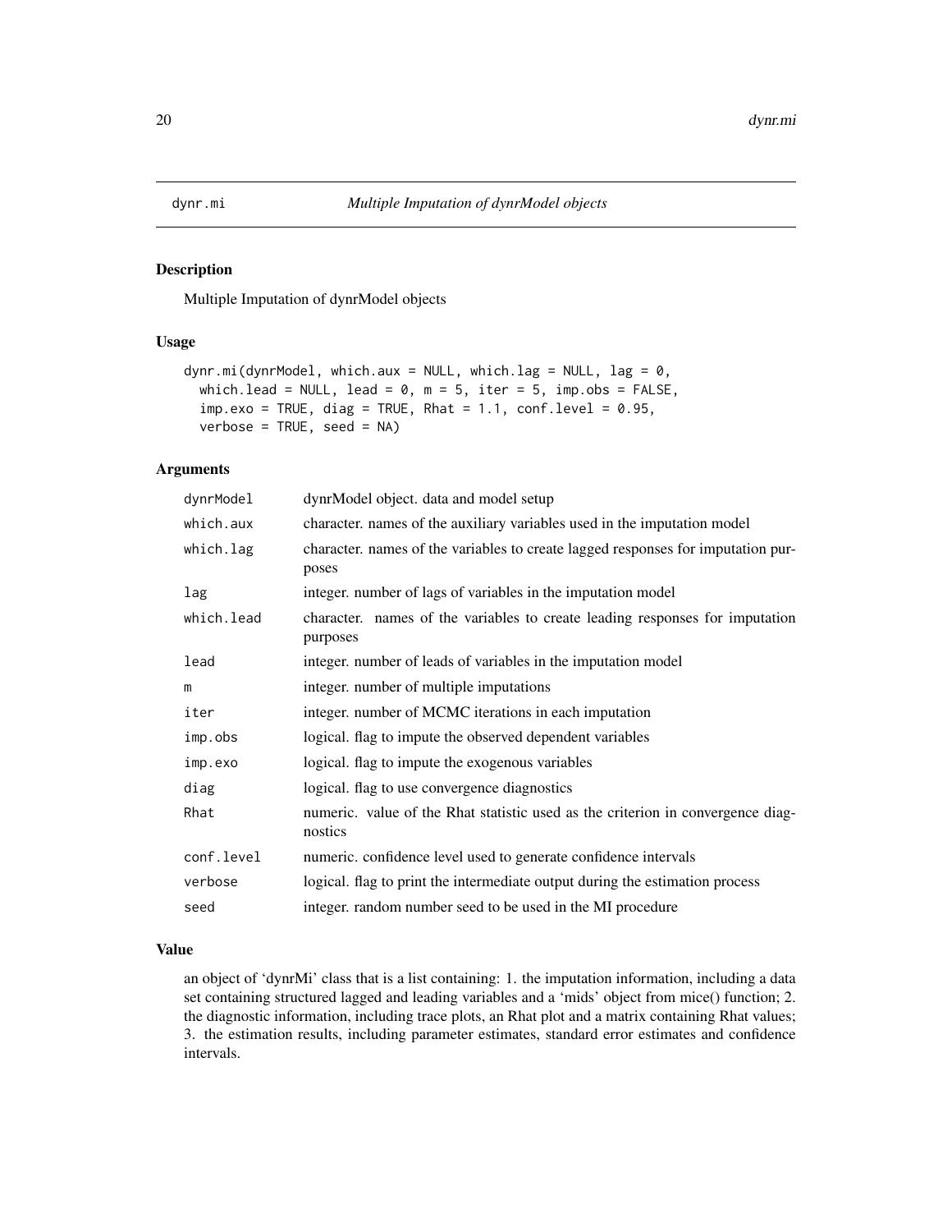# dynr.mi — *Multiple Imputation of dynrModel objects*

## Description

Multiple Imputation of dynrModel objects

## Usage

```
dynr.mi(dynrModel, which.aux = NULL, which.lag = NULL, lag = 0,
  which.lead = NULL, lead = 0, m = 5, iter = 5, imp.obs = FALSE,
  imp.exo = TRUE, diag = TRUE, Rhat = 1.1, conf.level = 0.95,
  verbose = TRUE, seed = NA)
```

## Arguments

| Argument | Description |
|---|---|
| `dynrModel` | dynrModel object. data and model setup |
| `which.aux` | character. names of the auxiliary variables used in the imputation model |
| `which.lag` | character. names of the variables to create lagged responses for imputation purposes |
| `lag` | integer. number of lags of variables in the imputation model |
| `which.lead` | character. names of the variables to create leading responses for imputation purposes |
| `lead` | integer. number of leads of variables in the imputation model |
| `m` | integer. number of multiple imputations |
| `iter` | integer. number of MCMC iterations in each imputation |
| `imp.obs` | logical. flag to impute the observed dependent variables |
| `imp.exo` | logical. flag to impute the exogenous variables |
| `diag` | logical. flag to use convergence diagnostics |
| `Rhat` | numeric. value of the Rhat statistic used as the criterion in convergence diagnostics |
| `conf.level` | numeric. confidence level used to generate confidence intervals |
| `verbose` | logical. flag to print the intermediate output during the estimation process |
| `seed` | integer. random number seed to be used in the MI procedure |

## Value

an object of 'dynrMi' class that is a list containing: 1. the imputation information, including a data set containing structured lagged and leading variables and a 'mids' object from mice() function; 2. the diagnostic information, including trace plots, an Rhat plot and a matrix containing Rhat values; 3. the estimation results, including parameter estimates, standard error estimates and confidence intervals.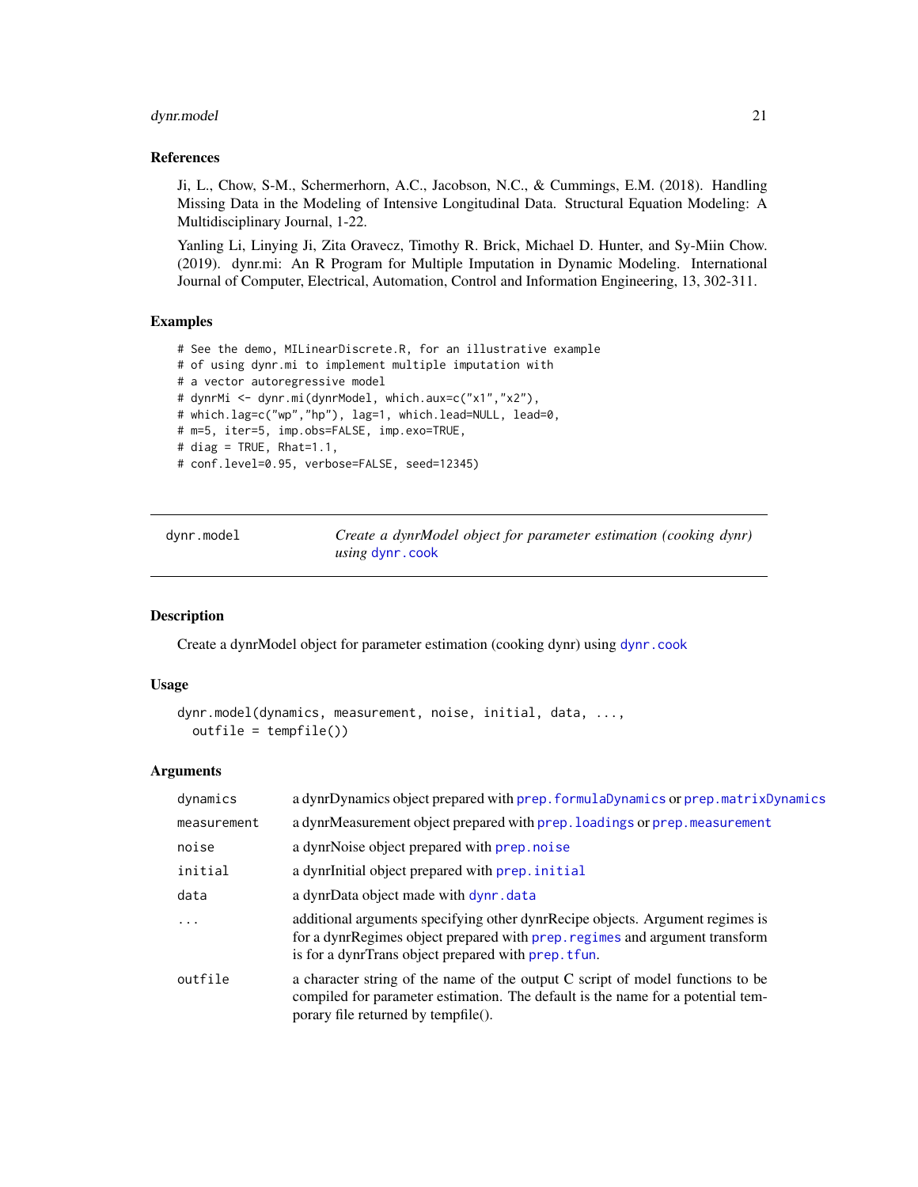### References

Ji, L., Chow, S-M., Schermerhorn, A.C., Jacobson, N.C., & Cummings, E.M. (2018). Handling Missing Data in the Modeling of Intensive Longitudinal Data. Structural Equation Modeling: A Multidisciplinary Journal, 1-22.

Yanling Li, Linying Ji, Zita Oravecz, Timothy R. Brick, Michael D. Hunter, and Sy-Miin Chow. (2019). dynr.mi: An R Program for Multiple Imputation in Dynamic Modeling. International Journal of Computer, Electrical, Automation, Control and Information Engineering, 13, 302-311.

### Examples

```
# See the demo, MILinearDiscrete.R, for an illustrative example
# of using dynr.mi to implement multiple imputation with
# a vector autoregressive model
# dynrMi <- dynr.mi(dynrModel, which.aux=c("x1","x2"),
# which.lag=c("wp","hp"), lag=1, which.lead=NULL, lead=0,
# m=5, iter=5, imp.obs=FALSE, imp.exo=TRUE,
# diag = TRUE, Rhat=1.1,
# conf.level=0.95, verbose=FALSE, seed=12345)
```

---

## dynr.model — *Create a dynrModel object for parameter estimation (cooking dynr) using* `dynr.cook`

### Description

Create a dynrModel object for parameter estimation (cooking dynr) using `dynr.cook`

### Usage

```
dynr.model(dynamics, measurement, noise, initial, data, ...,
  outfile = tempfile())
```

### Arguments

| | |
|---|---|
| `dynamics` | a dynrDynamics object prepared with `prep.formulaDynamics` or `prep.matrixDynamics` |
| `measurement` | a dynrMeasurement object prepared with `prep.loadings` or `prep.measurement` |
| `noise` | a dynrNoise object prepared with `prep.noise` |
| `initial` | a dynrInitial object prepared with `prep.initial` |
| `data` | a dynrData object made with `dynr.data` |
| `...` | additional arguments specifying other dynrRecipe objects. Argument regimes is for a dynrRegimes object prepared with `prep.regimes` and argument transform is for a dynrTrans object prepared with `prep.tfun`. |
| `outfile` | a character string of the name of the output C script of model functions to be compiled for parameter estimation. The default is the name for a potential temporary file returned by tempfile(). |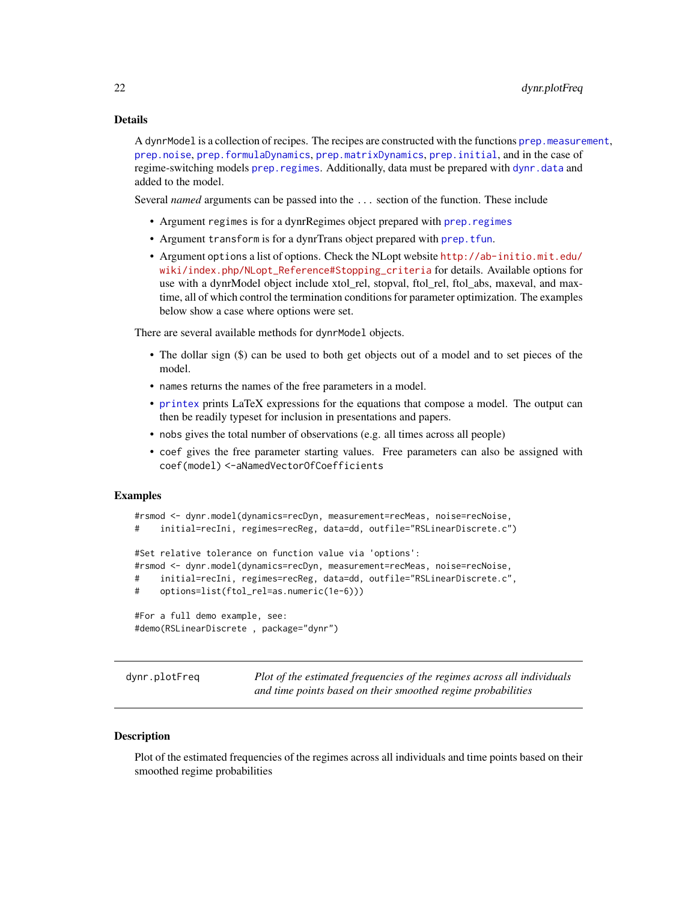### Details

A dynrModel is a collection of recipes. The recipes are constructed with the functions prep.measurement, prep.noise, prep.formulaDynamics, prep.matrixDynamics, prep.initial, and in the case of regime-switching models prep.regimes. Additionally, data must be prepared with dynr.data and added to the model.

Several *named* arguments can be passed into the ... section of the function. These include

- Argument regimes is for a dynrRegimes object prepared with prep.regimes
- Argument transform is for a dynrTrans object prepared with prep.tfun.
- Argument options a list of options. Check the NLopt website http://ab-initio.mit.edu/wiki/index.php/NLopt_Reference#Stopping_criteria for details. Available options for use with a dynrModel object include xtol_rel, stopval, ftol_rel, ftol_abs, maxeval, and maxtime, all of which control the termination conditions for parameter optimization. The examples below show a case where options were set.

There are several available methods for dynrModel objects.

- The dollar sign ($) can be used to both get objects out of a model and to set pieces of the model.
- names returns the names of the free parameters in a model.
- printex prints LaTeX expressions for the equations that compose a model. The output can then be readily typeset for inclusion in presentations and papers.
- nobs gives the total number of observations (e.g. all times across all people)
- coef gives the free parameter starting values. Free parameters can also be assigned with coef(model) <-aNamedVectorOfCoefficients

### Examples

```
#rsmod <- dynr.model(dynamics=recDyn, measurement=recMeas, noise=recNoise,
#    initial=recIni, regimes=recReg, data=dd, outfile="RSLinearDiscrete.c")

#Set relative tolerance on function value via 'options':
#rsmod <- dynr.model(dynamics=recDyn, measurement=recMeas, noise=recNoise,
#    initial=recIni, regimes=recReg, data=dd, outfile="RSLinearDiscrete.c",
#    options=list(ftol_rel=as.numeric(1e-6)))

#For a full demo example, see:
#demo(RSLinearDiscrete , package="dynr")
```

---

## dynr.plotFreq — *Plot of the estimated frequencies of the regimes across all individuals and time points based on their smoothed regime probabilities*

### Description

Plot of the estimated frequencies of the regimes across all individuals and time points based on their smoothed regime probabilities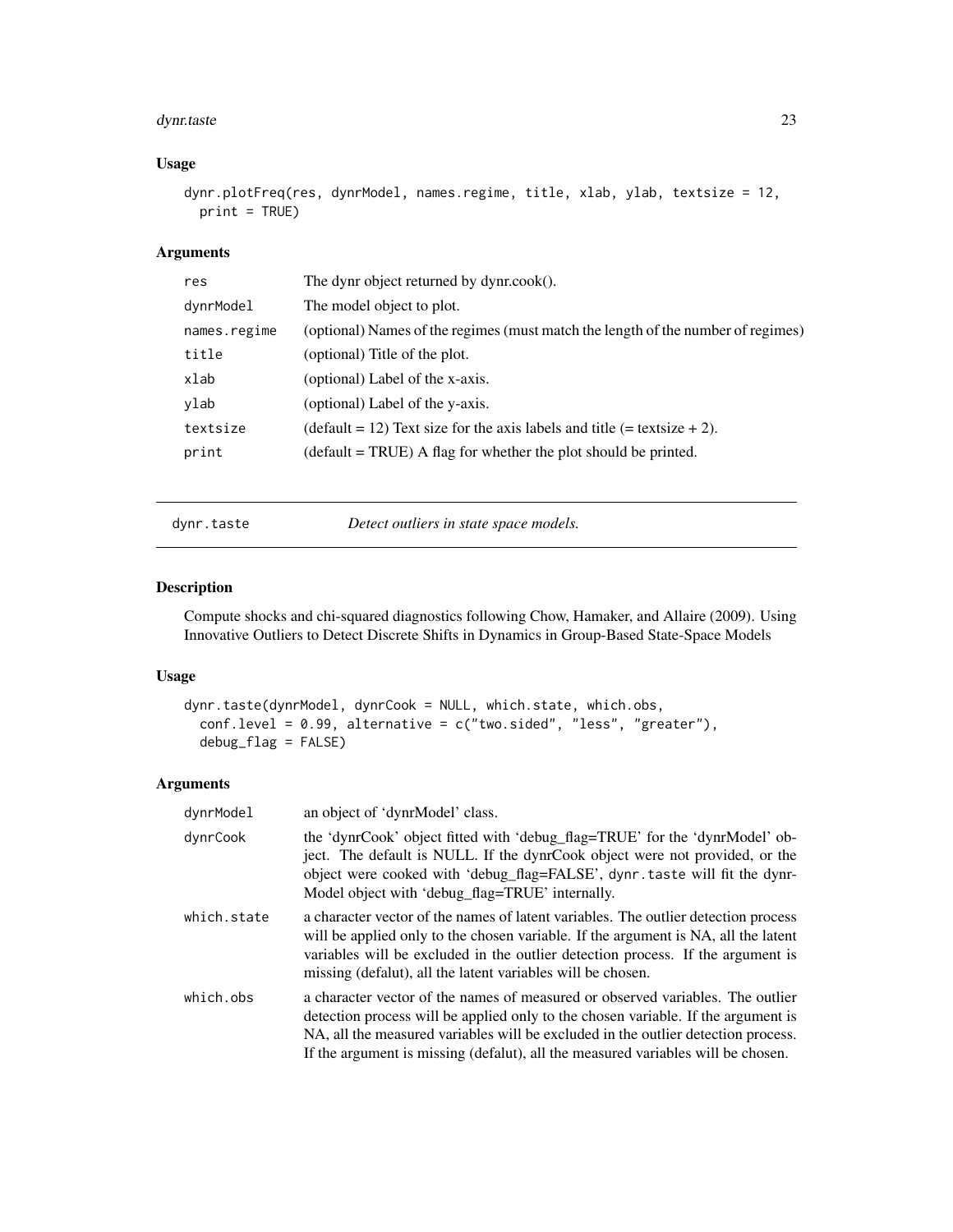### Usage

```
dynr.plotFreq(res, dynrModel, names.regime, title, xlab, ylab, textsize = 12,
  print = TRUE)
```

### Arguments

| | |
|---|---|
| res | The dynr object returned by dynr.cook(). |
| dynrModel | The model object to plot. |
| names.regime | (optional) Names of the regimes (must match the length of the number of regimes) |
| title | (optional) Title of the plot. |
| xlab | (optional) Label of the x-axis. |
| ylab | (optional) Label of the y-axis. |
| textsize | (default = 12) Text size for the axis labels and title (= textsize + 2). |
| print | (default = TRUE) A flag for whether the plot should be printed. |

---

## dynr.taste — *Detect outliers in state space models.*

### Description

Compute shocks and chi-squared diagnostics following Chow, Hamaker, and Allaire (2009). Using Innovative Outliers to Detect Discrete Shifts in Dynamics in Group-Based State-Space Models

### Usage

```
dynr.taste(dynrModel, dynrCook = NULL, which.state, which.obs,
  conf.level = 0.99, alternative = c("two.sided", "less", "greater"),
  debug_flag = FALSE)
```

### Arguments

| | |
|---|---|
| dynrModel | an object of 'dynrModel' class. |
| dynrCook | the 'dynrCook' object fitted with 'debug_flag=TRUE' for the 'dynrModel' object. The default is NULL. If the dynrCook object were not provided, or the object were cooked with 'debug_flag=FALSE', dynr.taste will fit the dynrModel object with 'debug_flag=TRUE' internally. |
| which.state | a character vector of the names of latent variables. The outlier detection process will be applied only to the chosen variable. If the argument is NA, all the latent variables will be excluded in the outlier detection process. If the argument is missing (defalut), all the latent variables will be chosen. |
| which.obs | a character vector of the names of measured or observed variables. The outlier detection process will be applied only to the chosen variable. If the argument is NA, all the measured variables will be excluded in the outlier detection process. If the argument is missing (defalut), all the measured variables will be chosen. |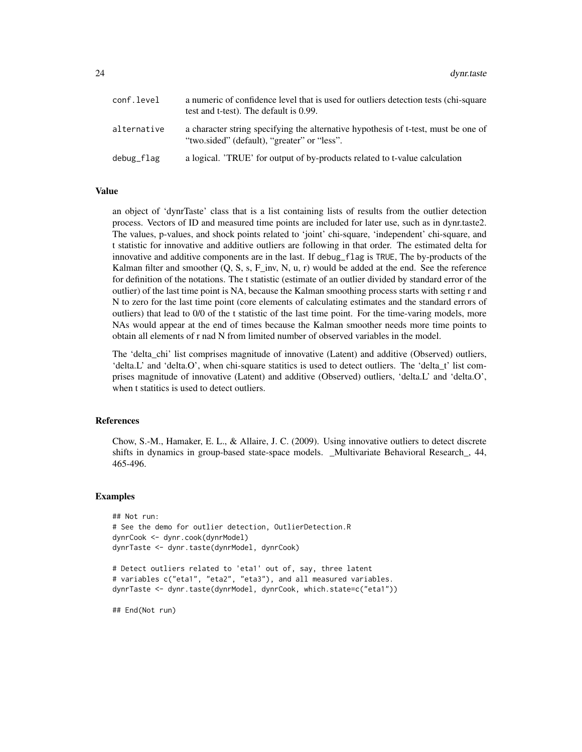| | |
|---|---|
| conf.level | a numeric of confidence level that is used for outliers detection tests (chi-square test and t-test). The default is 0.99. |
| alternative | a character string specifying the alternative hypothesis of t-test, must be one of "two.sided" (default), "greater" or "less". |
| debug_flag | a logical. 'TRUE' for output of by-products related to t-value calculation |

### Value

an object of 'dynrTaste' class that is a list containing lists of results from the outlier detection process. Vectors of ID and measured time points are included for later use, such as in dynr.taste2. The values, p-values, and shock points related to 'joint' chi-square, 'independent' chi-square, and t statistic for innovative and additive outliers are following in that order. The estimated delta for innovative and additive components are in the last. If debug_flag is TRUE, The by-products of the Kalman filter and smoother (Q, S, s, F_inv, N, u, r) would be added at the end. See the reference for definition of the notations. The t statistic (estimate of an outlier divided by standard error of the outlier) of the last time point is NA, because the Kalman smoothing process starts with setting r and N to zero for the last time point (core elements of calculating estimates and the standard errors of outliers) that lead to 0/0 of the t statistic of the last time point. For the time-varing models, more NAs would appear at the end of times because the Kalman smoother needs more time points to obtain all elements of r nad N from limited number of observed variables in the model.

The 'delta_chi' list comprises magnitude of innovative (Latent) and additive (Observed) outliers, 'delta.L' and 'delta.O', when chi-square statitics is used to detect outliers. The 'delta_t' list comprises magnitude of innovative (Latent) and additive (Observed) outliers, 'delta.L' and 'delta.O', when t statitics is used to detect outliers.

### References

Chow, S.-M., Hamaker, E. L., & Allaire, J. C. (2009). Using innovative outliers to detect discrete shifts in dynamics in group-based state-space models. _Multivariate Behavioral Research_, 44, 465-496.

### Examples

```
## Not run:
# See the demo for outlier detection, OutlierDetection.R
dynrCook <- dynr.cook(dynrModel)
dynrTaste <- dynr.taste(dynrModel, dynrCook)

# Detect outliers related to 'eta1' out of, say, three latent
# variables c("eta1", "eta2", "eta3"), and all measured variables.
dynrTaste <- dynr.taste(dynrModel, dynrCook, which.state=c("eta1"))

## End(Not run)
```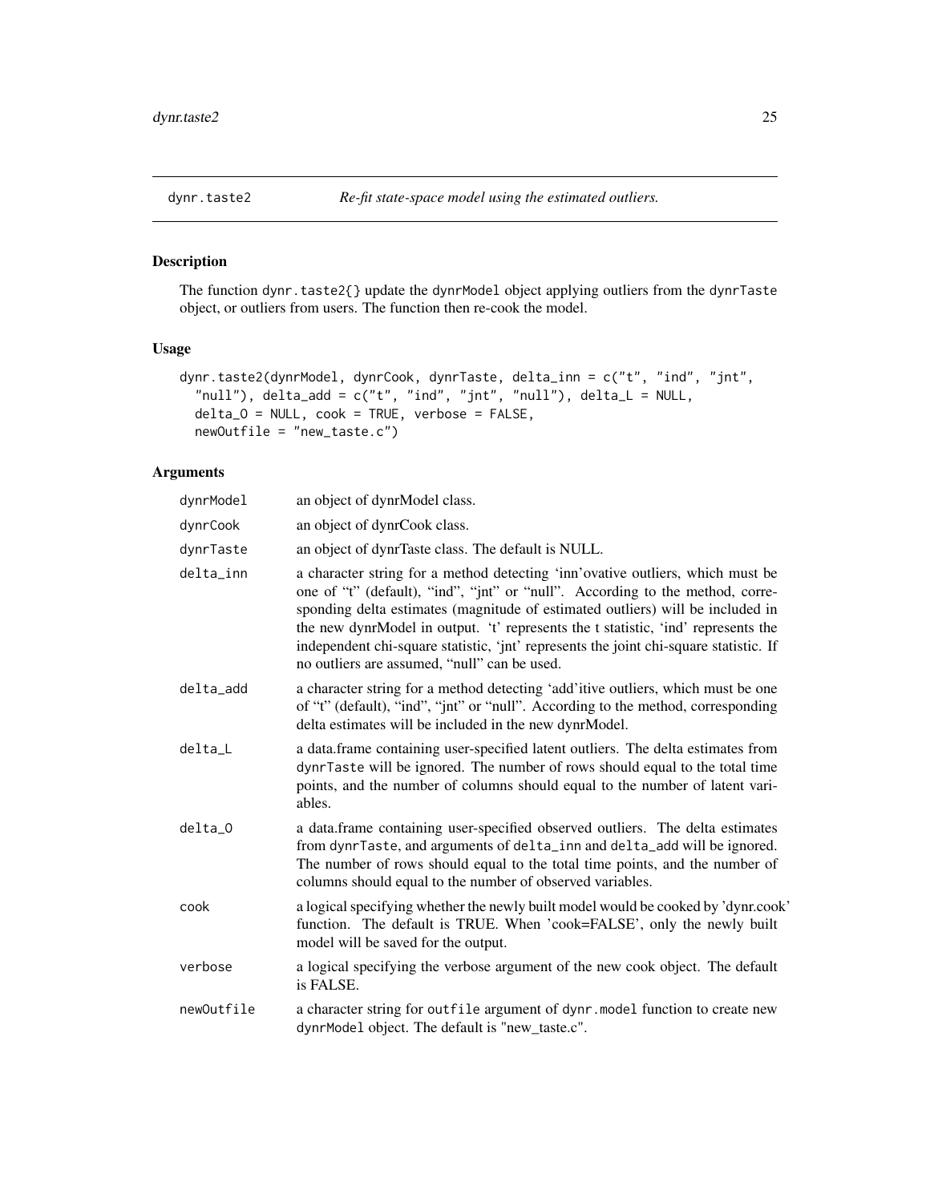# dynr.taste2 *Re-fit state-space model using the estimated outliers.*

## Description

The function dynr.taste2{} update the dynrModel object applying outliers from the dynrTaste object, or outliers from users. The function then re-cook the model.

## Usage

```
dynr.taste2(dynrModel, dynrCook, dynrTaste, delta_inn = c("t", "ind", "jnt",
  "null"), delta_add = c("t", "ind", "jnt", "null"), delta_L = NULL,
  delta_O = NULL, cook = TRUE, verbose = FALSE,
  newOutfile = "new_taste.c")
```

## Arguments

| | |
|---|---|
| dynrModel | an object of dynrModel class. |
| dynrCook | an object of dynrCook class. |
| dynrTaste | an object of dynrTaste class. The default is NULL. |
| delta_inn | a character string for a method detecting 'inn'ovative outliers, which must be one of "t" (default), "ind", "jnt" or "null". According to the method, corresponding delta estimates (magnitude of estimated outliers) will be included in the new dynrModel in output. 't' represents the t statistic, 'ind' represents the independent chi-square statistic, 'jnt' represents the joint chi-square statistic. If no outliers are assumed, "null" can be used. |
| delta_add | a character string for a method detecting 'add'itive outliers, which must be one of "t" (default), "ind", "jnt" or "null". According to the method, corresponding delta estimates will be included in the new dynrModel. |
| delta_L | a data.frame containing user-specified latent outliers. The delta estimates from dynrTaste will be ignored. The number of rows should equal to the total time points, and the number of columns should equal to the number of latent variables. |
| delta_O | a data.frame containing user-specified observed outliers. The delta estimates from dynrTaste, and arguments of delta_inn and delta_add will be ignored. The number of rows should equal to the total time points, and the number of columns should equal to the number of observed variables. |
| cook | a logical specifying whether the newly built model would be cooked by 'dynr.cook' function. The default is TRUE. When 'cook=FALSE', only the newly built model will be saved for the output. |
| verbose | a logical specifying the verbose argument of the new cook object. The default is FALSE. |
| newOutfile | a character string for outfile argument of dynr.model function to create new dynrModel object. The default is "new_taste.c". |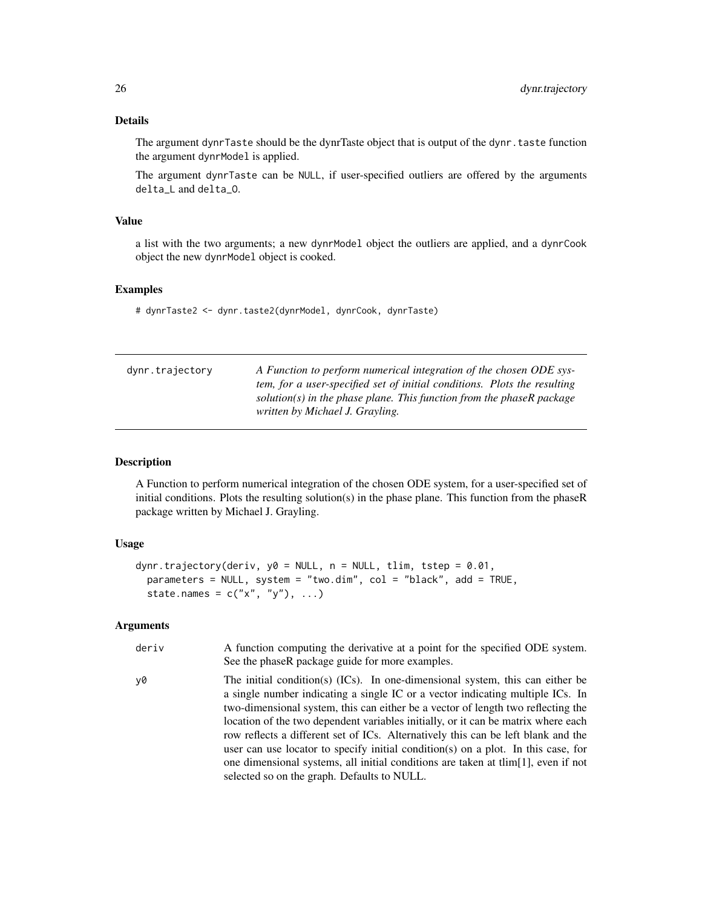### Details

The argument dynrTaste should be the dynrTaste object that is output of the dynr.taste function the argument dynrModel is applied.

The argument dynrTaste can be NULL, if user-specified outliers are offered by the arguments delta_L and delta_O.

### Value

a list with the two arguments; a new dynrModel object the outliers are applied, and a dynrCook object the new dynrModel object is cooked.

### Examples

```
# dynrTaste2 <- dynr.taste2(dynrModel, dynrCook, dynrTaste)
```

---

## dynr.trajectory

*A Function to perform numerical integration of the chosen ODE system, for a user-specified set of initial conditions. Plots the resulting solution(s) in the phase plane. This function from the phaseR package written by Michael J. Grayling.*

---

### Description

A Function to perform numerical integration of the chosen ODE system, for a user-specified set of initial conditions. Plots the resulting solution(s) in the phase plane. This function from the phaseR package written by Michael J. Grayling.

### Usage

```
dynr.trajectory(deriv, y0 = NULL, n = NULL, tlim, tstep = 0.01,
  parameters = NULL, system = "two.dim", col = "black", add = TRUE,
  state.names = c("x", "y"), ...)
```

### Arguments

| | |
|---|---|
| deriv | A function computing the derivative at a point for the specified ODE system. See the phaseR package guide for more examples. |
| y0 | The initial condition(s) (ICs). In one-dimensional system, this can either be a single number indicating a single IC or a vector indicating multiple ICs. In two-dimensional system, this can either be a vector of length two reflecting the location of the two dependent variables initially, or it can be matrix where each row reflects a different set of ICs. Alternatively this can be left blank and the user can use locator to specify initial condition(s) on a plot. In this case, for one dimensional systems, all initial conditions are taken at tlim[1], even if not selected so on the graph. Defaults to NULL. |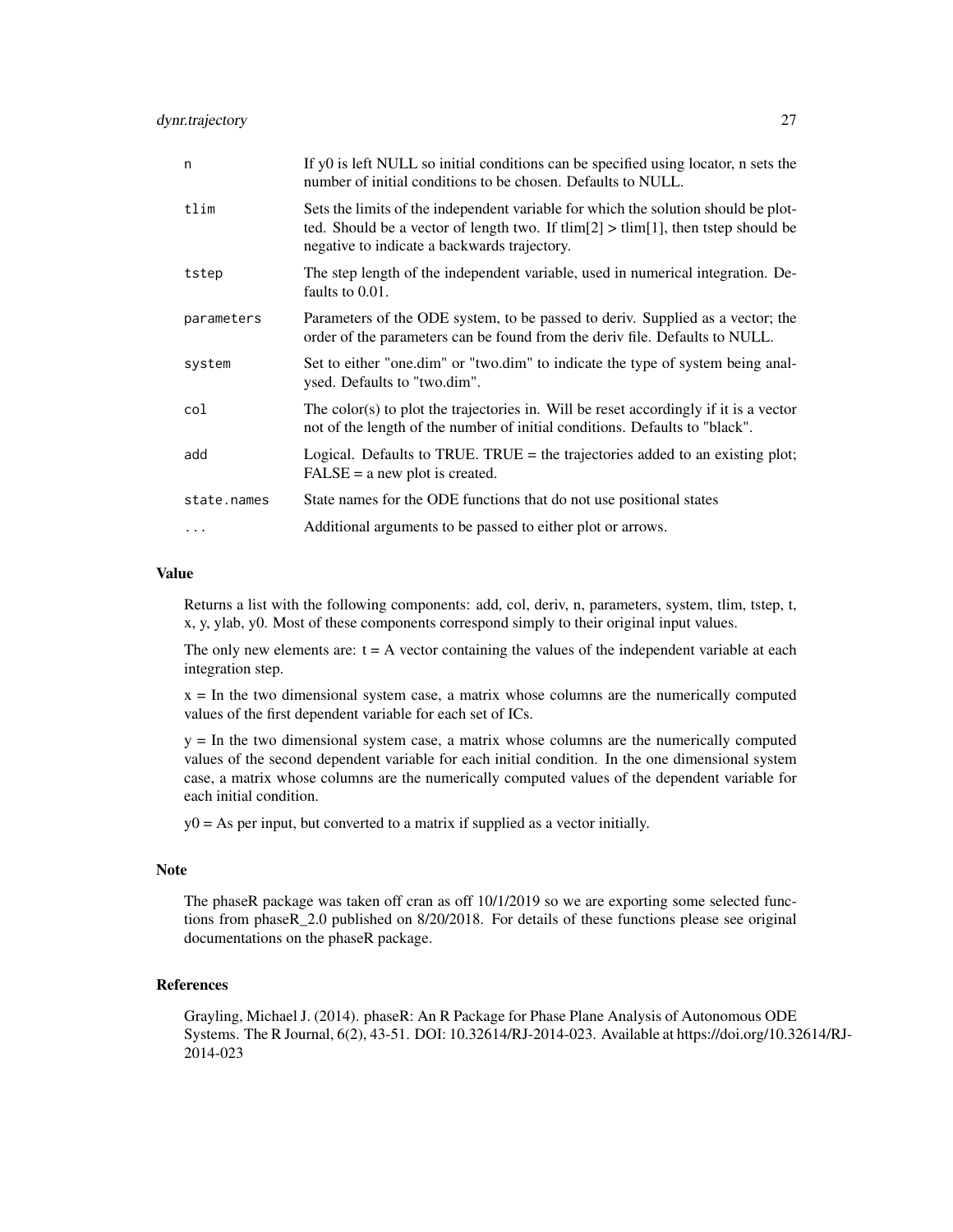| | |
|---|---|
| n | If y0 is left NULL so initial conditions can be specified using locator, n sets the number of initial conditions to be chosen. Defaults to NULL. |
| tlim | Sets the limits of the independent variable for which the solution should be plotted. Should be a vector of length two. If tlim[2] > tlim[1], then tstep should be negative to indicate a backwards trajectory. |
| tstep | The step length of the independent variable, used in numerical integration. Defaults to 0.01. |
| parameters | Parameters of the ODE system, to be passed to deriv. Supplied as a vector; the order of the parameters can be found from the deriv file. Defaults to NULL. |
| system | Set to either "one.dim" or "two.dim" to indicate the type of system being analysed. Defaults to "two.dim". |
| col | The color(s) to plot the trajectories in. Will be reset accordingly if it is a vector not of the length of the number of initial conditions. Defaults to "black". |
| add | Logical. Defaults to TRUE. TRUE = the trajectories added to an existing plot; FALSE = a new plot is created. |
| state.names | State names for the ODE functions that do not use positional states |
| ... | Additional arguments to be passed to either plot or arrows. |

### Value

Returns a list with the following components: add, col, deriv, n, parameters, system, tlim, tstep, t, x, y, ylab, y0. Most of these components correspond simply to their original input values.

The only new elements are: t = A vector containing the values of the independent variable at each integration step.

x = In the two dimensional system case, a matrix whose columns are the numerically computed values of the first dependent variable for each set of ICs.

y = In the two dimensional system case, a matrix whose columns are the numerically computed values of the second dependent variable for each initial condition. In the one dimensional system case, a matrix whose columns are the numerically computed values of the dependent variable for each initial condition.

y0 = As per input, but converted to a matrix if supplied as a vector initially.

### Note

The phaseR package was taken off cran as off 10/1/2019 so we are exporting some selected functions from phaseR_2.0 published on 8/20/2018. For details of these functions please see original documentations on the phaseR package.

### References

Grayling, Michael J. (2014). phaseR: An R Package for Phase Plane Analysis of Autonomous ODE Systems. The R Journal, 6(2), 43-51. DOI: 10.32614/RJ-2014-023. Available at https://doi.org/10.32614/RJ-2014-023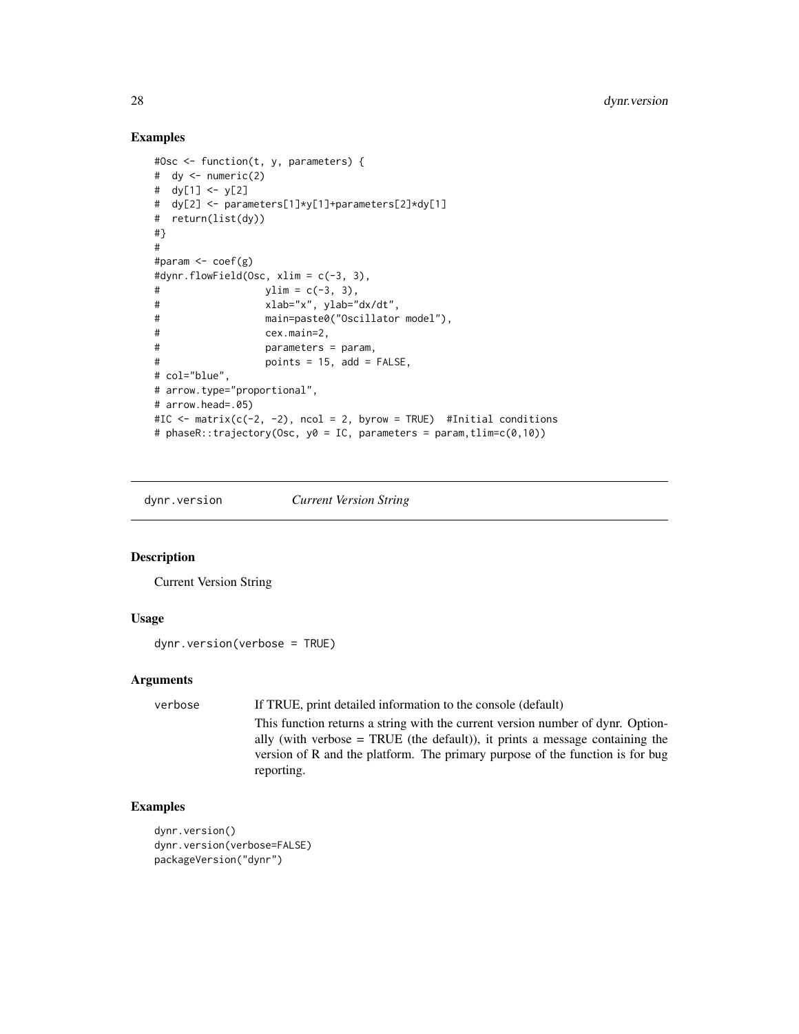## Examples

```
#Osc <- function(t, y, parameters) {
#  dy <- numeric(2)
#  dy[1] <- y[2]
#  dy[2] <- parameters[1]*y[1]+parameters[2]*dy[1]
#  return(list(dy))
#}
#
#param <- coef(g)
#dynr.flowField(Osc, xlim = c(-3, 3),
#                  ylim = c(-3, 3),
#                  xlab="x", ylab="dx/dt",
#                  main=paste0("Oscillator model"),
#                  cex.main=2,
#                  parameters = param,
#                  points = 15, add = FALSE,
# col="blue",
# arrow.type="proportional",
# arrow.head=.05)
#IC <- matrix(c(-2, -2), ncol = 2, byrow = TRUE)  #Initial conditions
# phaseR::trajectory(Osc, y0 = IC, parameters = param,tlim=c(0,10))
```

---

# dynr.version    *Current Version String*

---

## Description

Current Version String

## Usage

```
dynr.version(verbose = TRUE)
```

## Arguments

| | |
|---|---|
| verbose | If TRUE, print detailed information to the console (default)<br>This function returns a string with the current version number of dynr. Optionally (with verbose = TRUE (the default)), it prints a message containing the version of R and the platform. The primary purpose of the function is for bug reporting. |

## Examples

```
dynr.version()
dynr.version(verbose=FALSE)
packageVersion("dynr")
```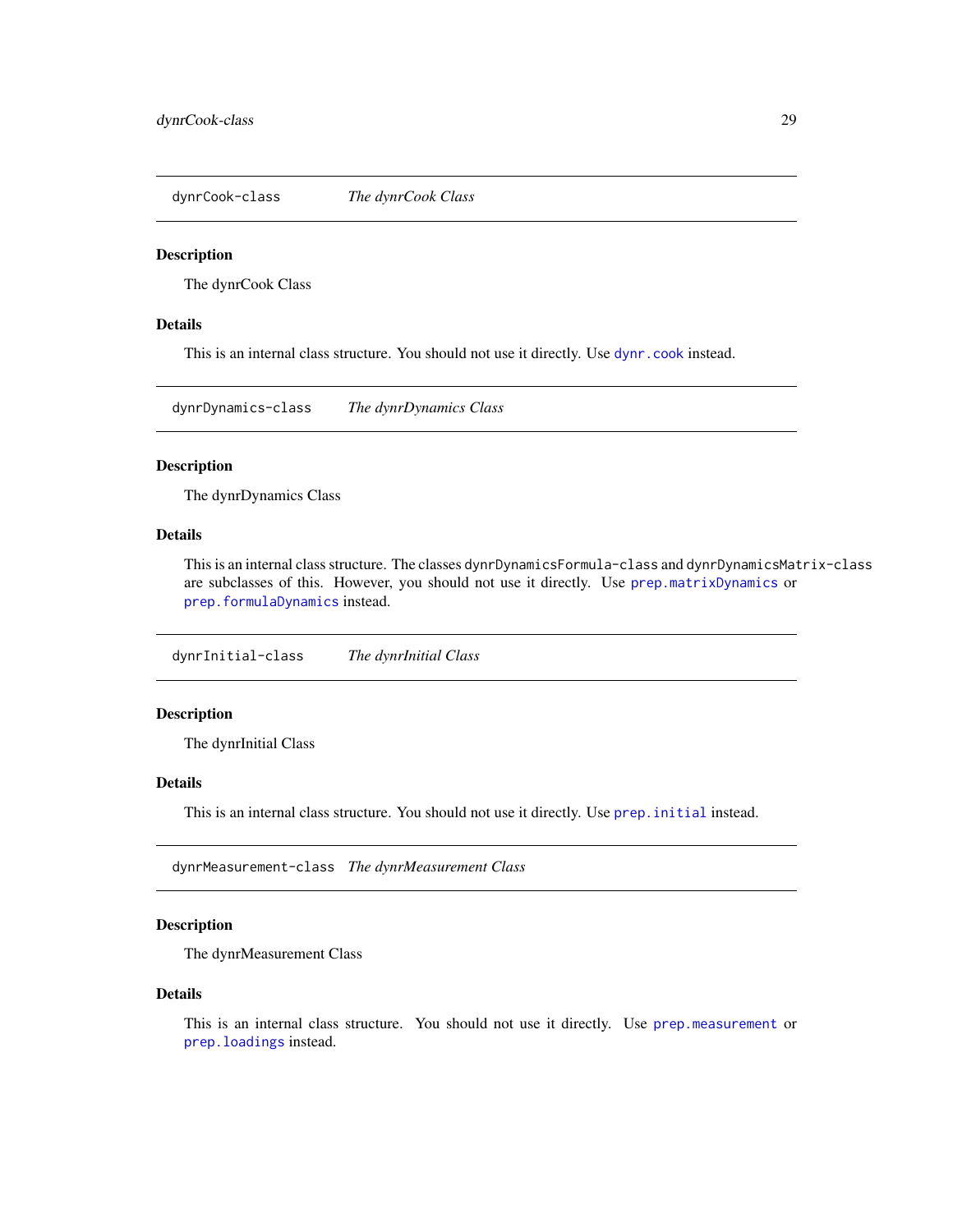## dynrCook-class *The dynrCook Class*

### Description

The dynrCook Class

### Details

This is an internal class structure. You should not use it directly. Use `dynr.cook` instead.

## dynrDynamics-class *The dynrDynamics Class*

### Description

The dynrDynamics Class

### Details

This is an internal class structure. The classes `dynrDynamicsFormula-class` and `dynrDynamicsMatrix-class` are subclasses of this. However, you should not use it directly. Use `prep.matrixDynamics` or `prep.formulaDynamics` instead.

## dynrInitial-class *The dynrInitial Class*

### Description

The dynrInitial Class

### Details

This is an internal class structure. You should not use it directly. Use `prep.initial` instead.

## dynrMeasurement-class *The dynrMeasurement Class*

### Description

The dynrMeasurement Class

### Details

This is an internal class structure. You should not use it directly. Use `prep.measurement` or `prep.loadings` instead.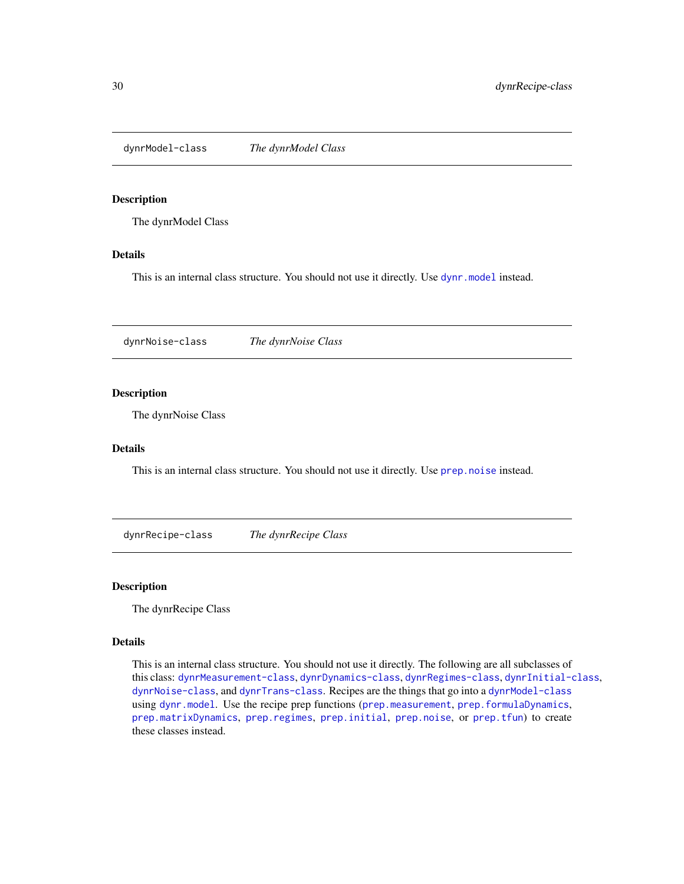## dynrModel-class    *The dynrModel Class*

### Description

The dynrModel Class

### Details

This is an internal class structure. You should not use it directly. Use `dynr.model` instead.

## dynrNoise-class    *The dynrNoise Class*

### Description

The dynrNoise Class

### Details

This is an internal class structure. You should not use it directly. Use `prep.noise` instead.

## dynrRecipe-class    *The dynrRecipe Class*

### Description

The dynrRecipe Class

### Details

This is an internal class structure. You should not use it directly. The following are all subclasses of this class: `dynrMeasurement-class`, `dynrDynamics-class`, `dynrRegimes-class`, `dynrInitial-class`, `dynrNoise-class`, and `dynrTrans-class`. Recipes are the things that go into a `dynrModel-class` using `dynr.model`. Use the recipe prep functions (`prep.measurement`, `prep.formulaDynamics`, `prep.matrixDynamics`, `prep.regimes`, `prep.initial`, `prep.noise`, or `prep.tfun`) to create these classes instead.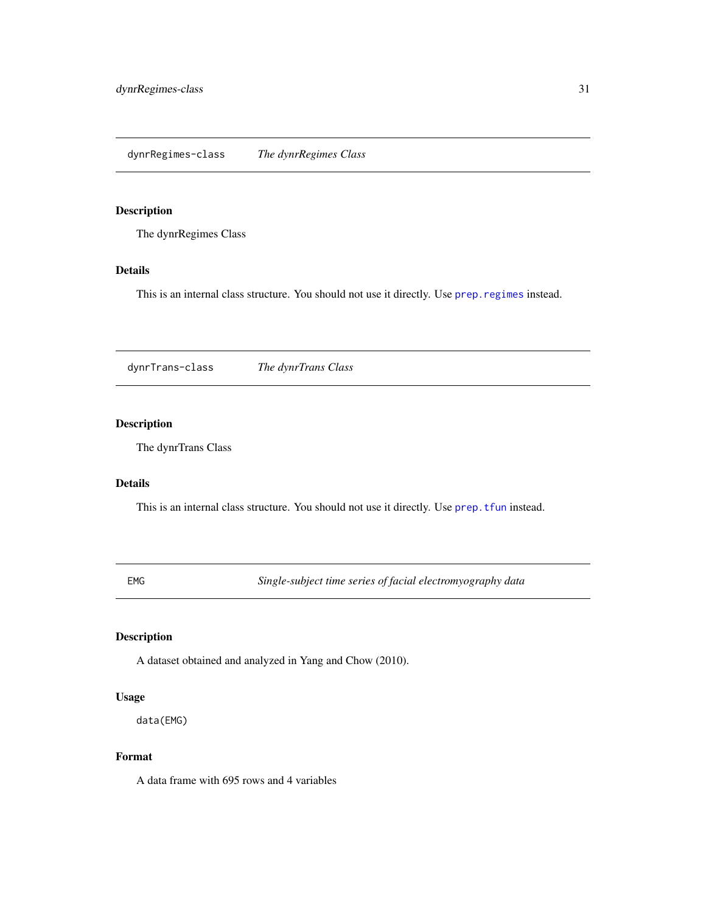## dynrRegimes-class *The dynrRegimes Class*

### Description

The dynrRegimes Class

### Details

This is an internal class structure. You should not use it directly. Use `prep.regimes` instead.

## dynrTrans-class *The dynrTrans Class*

### Description

The dynrTrans Class

### Details

This is an internal class structure. You should not use it directly. Use `prep.tfun` instead.

## EMG *Single-subject time series of facial electromyography data*

### Description

A dataset obtained and analyzed in Yang and Chow (2010).

### Usage

```
data(EMG)
```

### Format

A data frame with 695 rows and 4 variables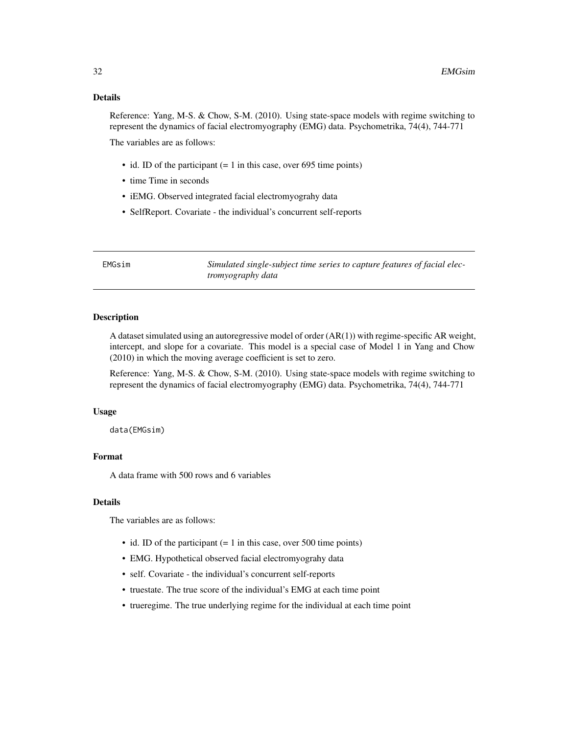## Details

Reference: Yang, M-S. & Chow, S-M. (2010). Using state-space models with regime switching to represent the dynamics of facial electromyography (EMG) data. Psychometrika, 74(4), 744-771

The variables are as follows:

- id. ID of the participant (= 1 in this case, over 695 time points)
- time Time in seconds
- iEMG. Observed integrated facial electromyograhy data
- SelfReport. Covariate - the individual's concurrent self-reports

---

EMGsim &nbsp;&nbsp;&nbsp;&nbsp; *Simulated single-subject time series to capture features of facial electromyography data*

---

## Description

A dataset simulated using an autoregressive model of order (AR(1)) with regime-specific AR weight, intercept, and slope for a covariate. This model is a special case of Model 1 in Yang and Chow (2010) in which the moving average coefficient is set to zero.

Reference: Yang, M-S. & Chow, S-M. (2010). Using state-space models with regime switching to represent the dynamics of facial electromyography (EMG) data. Psychometrika, 74(4), 744-771

## Usage

```
data(EMGsim)
```

## Format

A data frame with 500 rows and 6 variables

## Details

The variables are as follows:

- id. ID of the participant (= 1 in this case, over 500 time points)
- EMG. Hypothetical observed facial electromyograhy data
- self. Covariate - the individual's concurrent self-reports
- truestate. The true score of the individual's EMG at each time point
- trueregime. The true underlying regime for the individual at each time point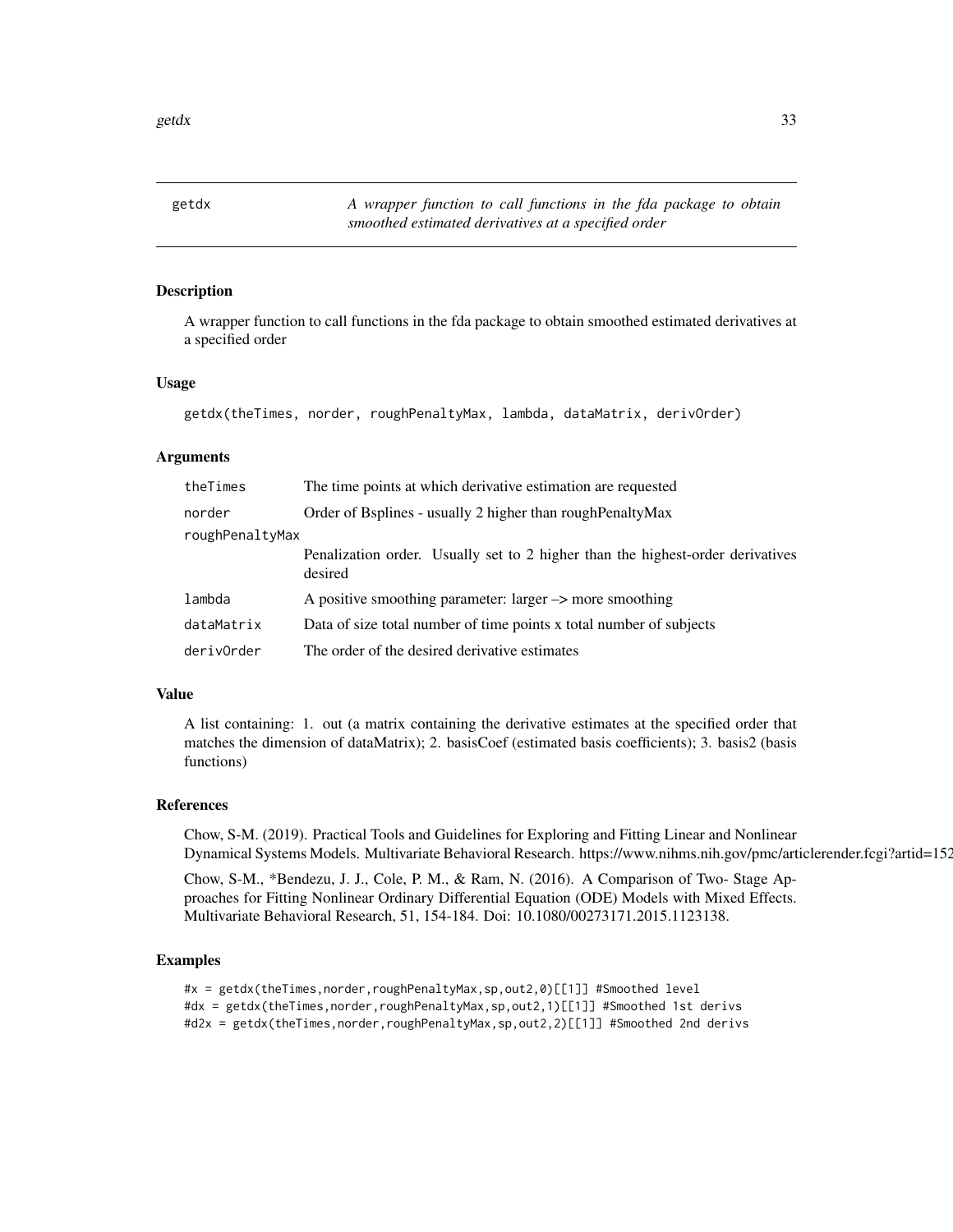## getdx — *A wrapper function to call functions in the fda package to obtain smoothed estimated derivatives at a specified order*

### Description

A wrapper function to call functions in the fda package to obtain smoothed estimated derivatives at a specified order

### Usage

```
getdx(theTimes, norder, roughPenaltyMax, lambda, dataMatrix, derivOrder)
```

### Arguments

| | |
|---|---|
| theTimes | The time points at which derivative estimation are requested |
| norder | Order of Bsplines - usually 2 higher than roughPenaltyMax |
| roughPenaltyMax | Penalization order. Usually set to 2 higher than the highest-order derivatives desired |
| lambda | A positive smoothing parameter: larger –> more smoothing |
| dataMatrix | Data of size total number of time points x total number of subjects |
| derivOrder | The order of the desired derivative estimates |

### Value

A list containing: 1. out (a matrix containing the derivative estimates at the specified order that matches the dimension of dataMatrix); 2. basisCoef (estimated basis coefficients); 3. basis2 (basis functions)

### References

Chow, S-M. (2019). Practical Tools and Guidelines for Exploring and Fitting Linear and Nonlinear Dynamical Systems Models. Multivariate Behavioral Research. https://www.nihms.nih.gov/pmc/articlerender.fcgi?artid=152

Chow, S-M., *Bendezu, J. J., Cole, P. M., & Ram, N. (2016). A Comparison of Two- Stage Approaches for Fitting Nonlinear Ordinary Differential Equation (ODE) Models with Mixed Effects. Multivariate Behavioral Research, 51, 154-184. Doi: 10.1080/00273171.2015.1123138.

### Examples

```
#x = getdx(theTimes,norder,roughPenaltyMax,sp,out2,0)[[1]] #Smoothed level
#dx = getdx(theTimes,norder,roughPenaltyMax,sp,out2,1)[[1]] #Smoothed 1st derivs
#d2x = getdx(theTimes,norder,roughPenaltyMax,sp,out2,2)[[1]] #Smoothed 2nd derivs
```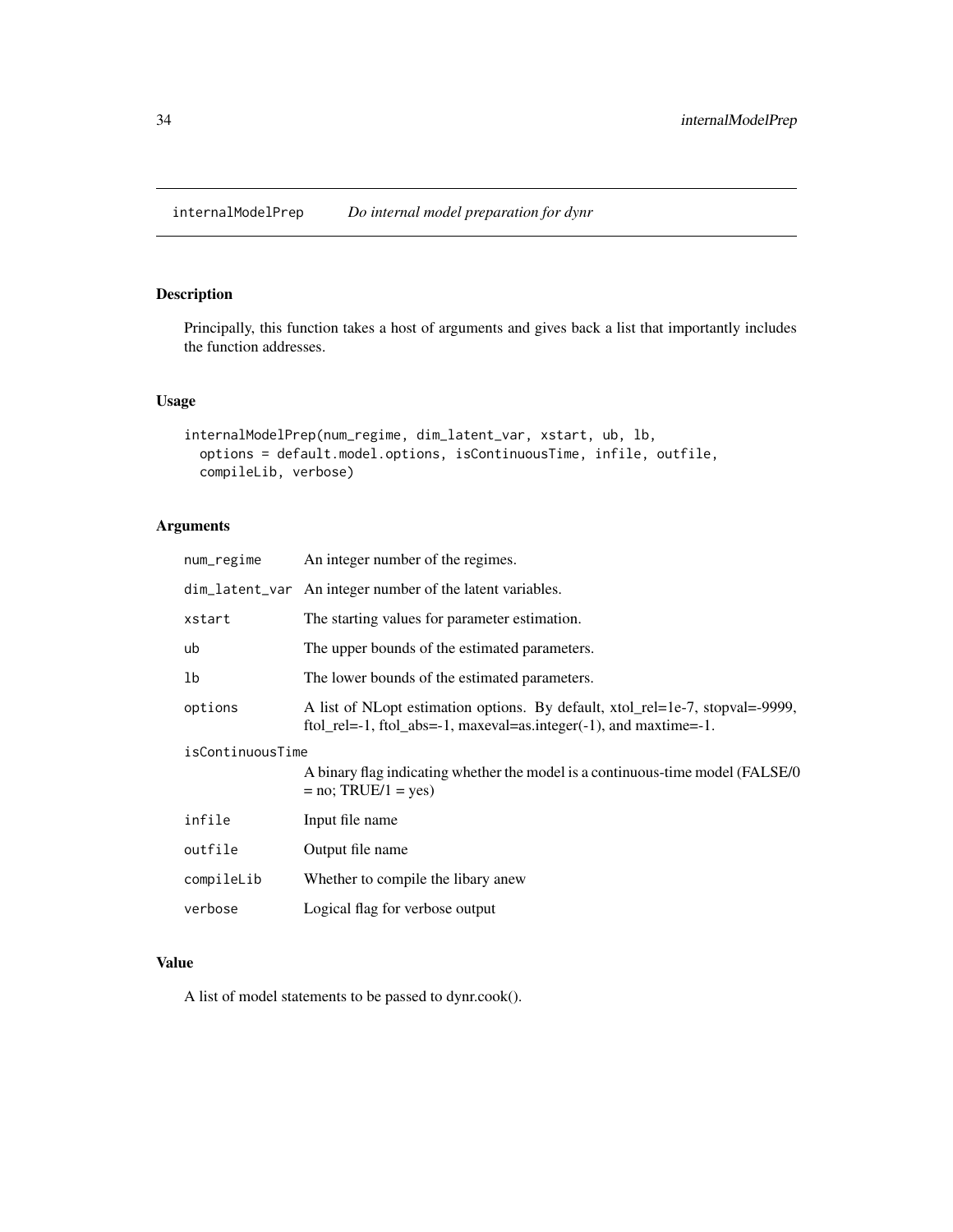# internalModelPrep *Do internal model preparation for dynr*

## Description

Principally, this function takes a host of arguments and gives back a list that importantly includes the function addresses.

## Usage

```
internalModelPrep(num_regime, dim_latent_var, xstart, ub, lb,
  options = default.model.options, isContinuousTime, infile, outfile,
  compileLib, verbose)
```

## Arguments

| | |
|---|---|
| num_regime | An integer number of the regimes. |
| dim_latent_var | An integer number of the latent variables. |
| xstart | The starting values for parameter estimation. |
| ub | The upper bounds of the estimated parameters. |
| lb | The lower bounds of the estimated parameters. |
| options | A list of NLopt estimation options. By default, xtol_rel=1e-7, stopval=-9999, ftol_rel=-1, ftol_abs=-1, maxeval=as.integer(-1), and maxtime=-1. |
| isContinuousTime | A binary flag indicating whether the model is a continuous-time model (FALSE/0 = no; TRUE/1 = yes) |
| infile | Input file name |
| outfile | Output file name |
| compileLib | Whether to compile the libary anew |
| verbose | Logical flag for verbose output |

## Value

A list of model statements to be passed to dynr.cook().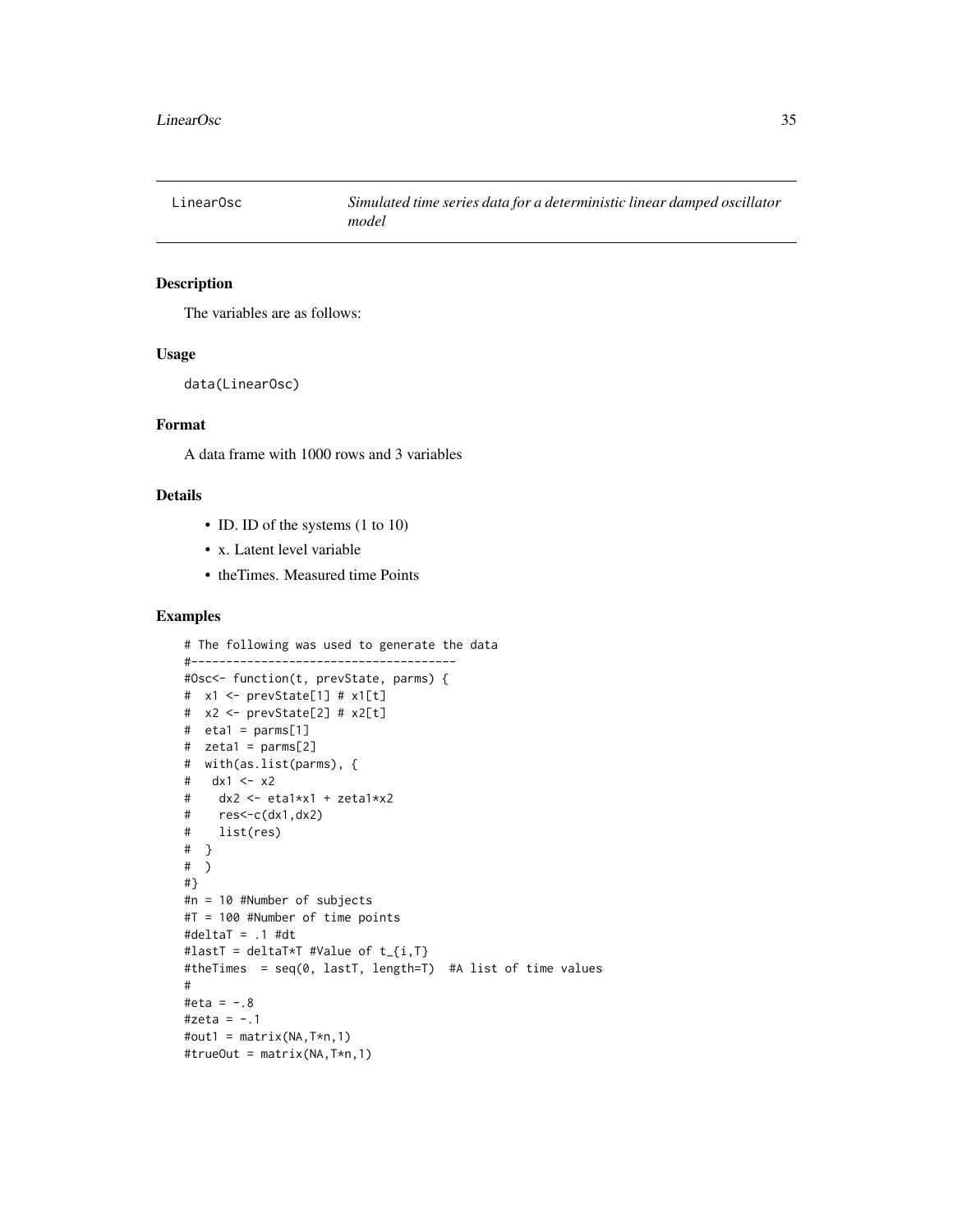## LinearOsc — *Simulated time series data for a deterministic linear damped oscillator model*

### Description

The variables are as follows:

### Usage

```
data(LinearOsc)
```

### Format

A data frame with 1000 rows and 3 variables

### Details

- ID. ID of the systems (1 to 10)
- x. Latent level variable
- theTimes. Measured time Points

### Examples

```
# The following was used to generate the data
#--------------------------------------
#Osc<- function(t, prevState, parms) {
#  x1 <- prevState[1] # x1[t]
#  x2 <- prevState[2] # x2[t]
#  eta1 = parms[1]
#  zeta1 = parms[2]
#  with(as.list(parms), {
#   dx1 <- x2
#    dx2 <- eta1*x1 + zeta1*x2
#    res<-c(dx1,dx2)
#    list(res)
#  }
#  )
#}
#n = 10 #Number of subjects
#T = 100 #Number of time points
#deltaT = .1 #dt
#lastT = deltaT*T #Value of t_{i,T}
#theTimes  = seq(0, lastT, length=T)  #A list of time values
#
#eta = -.8
#zeta = -.1
#out1 = matrix(NA,T*n,1)
#trueOut = matrix(NA,T*n,1)
```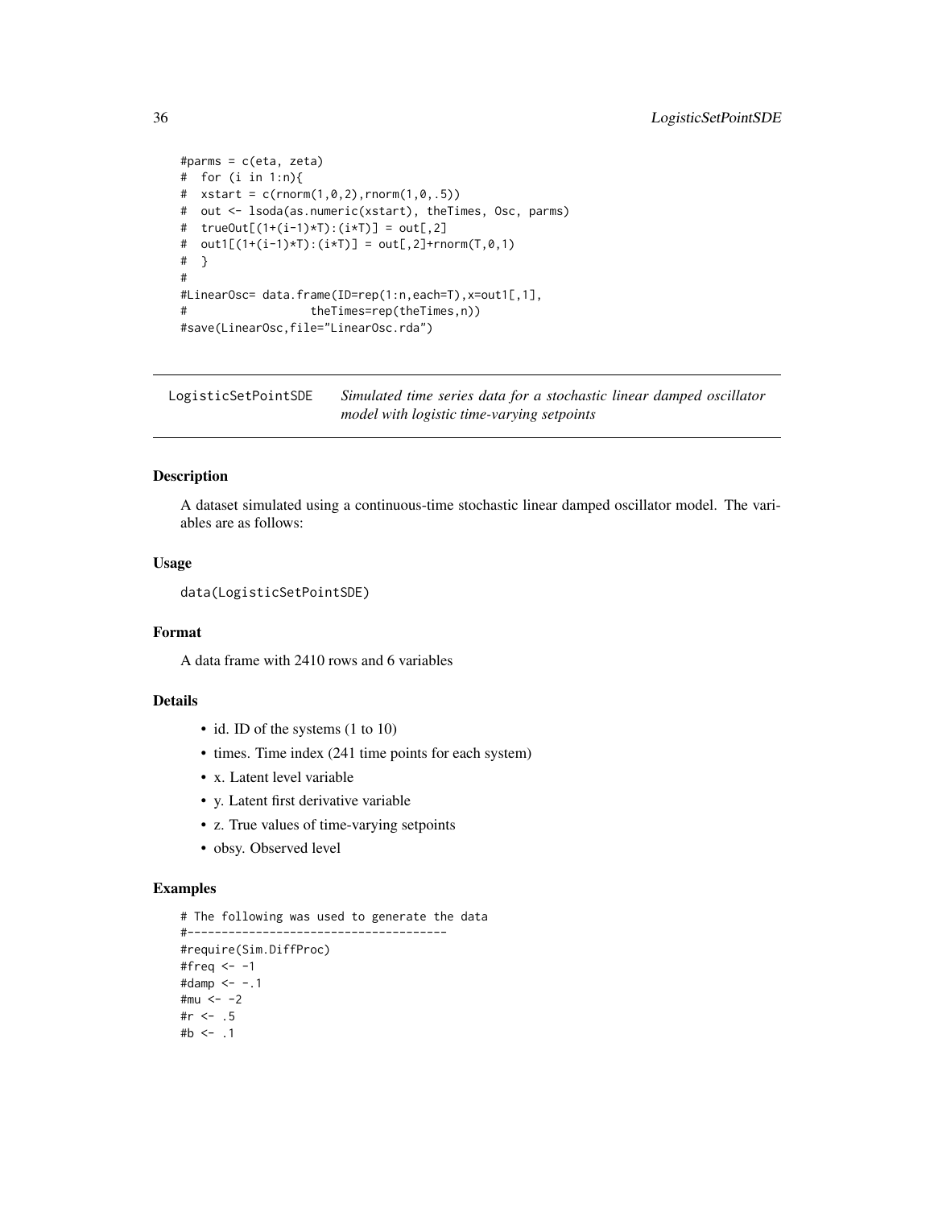```
#parms = c(eta, zeta)
#  for (i in 1:n){
#  xstart = c(rnorm(1,0,2),rnorm(1,0,.5))
#  out <- lsoda(as.numeric(xstart), theTimes, Osc, parms)
#  trueOut[(1+(i-1)*T):(i*T)] = out[,2]
#  out1[(1+(i-1)*T):(i*T)] = out[,2]+rnorm(T,0,1)
#  }
#
#LinearOsc= data.frame(ID=rep(1:n,each=T),x=out1[,1],
#                  theTimes=rep(theTimes,n))
#save(LinearOsc,file="LinearOsc.rda")
```

## LogisticSetPointSDE

*Simulated time series data for a stochastic linear damped oscillator model with logistic time-varying setpoints*

### Description

A dataset simulated using a continuous-time stochastic linear damped oscillator model. The variables are as follows:

### Usage

```
data(LogisticSetPointSDE)
```

### Format

A data frame with 2410 rows and 6 variables

### Details

- id. ID of the systems (1 to 10)
- times. Time index (241 time points for each system)
- x. Latent level variable
- y. Latent first derivative variable
- z. True values of time-varying setpoints
- obsy. Observed level

### Examples

```
# The following was used to generate the data
#--------------------------------------
#require(Sim.DiffProc)
#freq <- -1
#damp <- -.1
#mu <- -2
#r <- .5
#b <- .1
```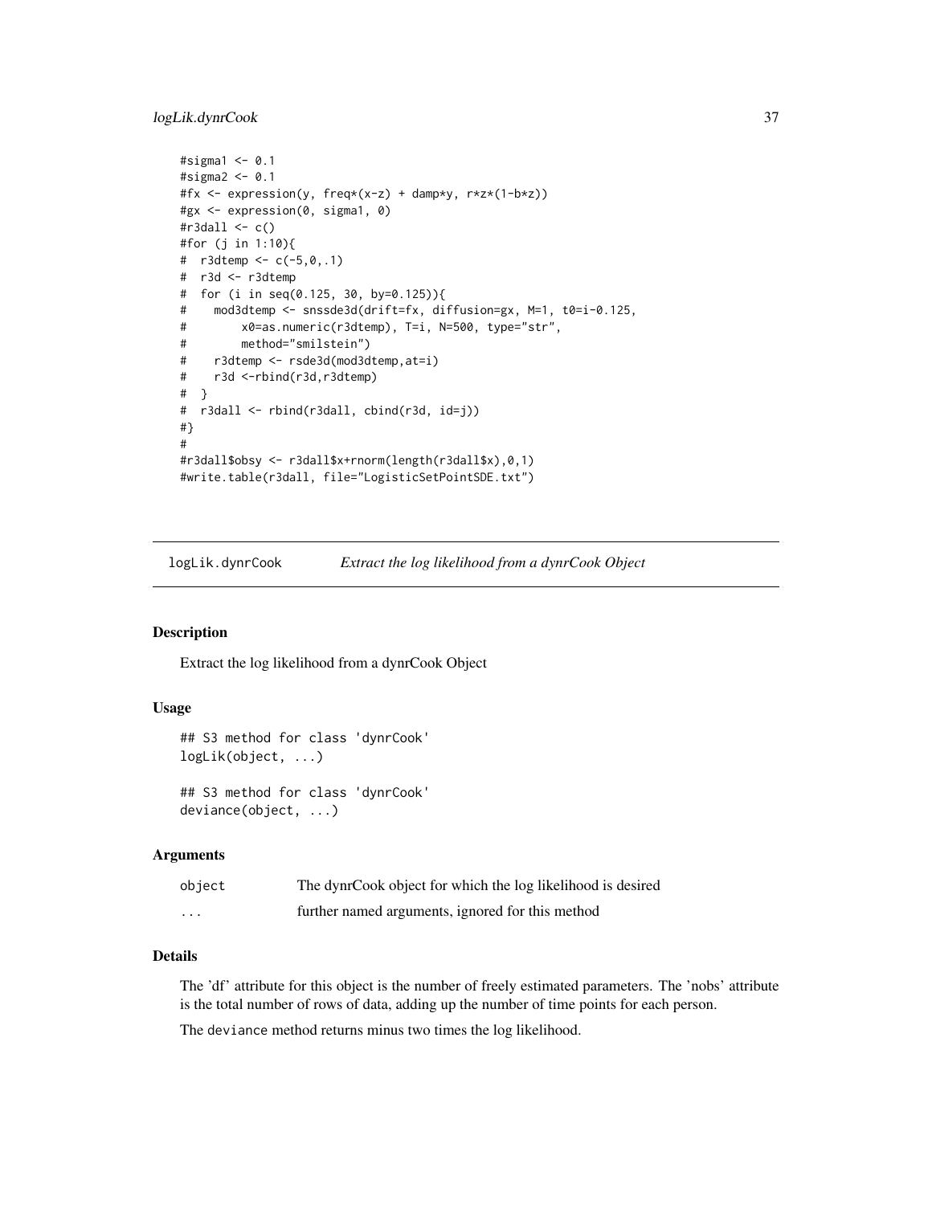```
#sigma1 <- 0.1
#sigma2 <- 0.1
#fx <- expression(y, freq*(x-z) + damp*y, r*z*(1-b*z))
#gx <- expression(0, sigma1, 0)
#r3dall <- c()
#for (j in 1:10){
#  r3dtemp <- c(-5,0,.1)
#  r3d <- r3dtemp
#  for (i in seq(0.125, 30, by=0.125)){
#    mod3dtemp <- snssde3d(drift=fx, diffusion=gx, M=1, t0=i-0.125,
#        x0=as.numeric(r3dtemp), T=i, N=500, type="str",
#        method="smilstein")
#    r3dtemp <- rsde3d(mod3dtemp,at=i)
#    r3d <-rbind(r3d,r3dtemp)
#  }
#  r3dall <- rbind(r3dall, cbind(r3d, id=j))
#}
#
#r3dall$obsy <- r3dall$x+rnorm(length(r3dall$x),0,1)
#write.table(r3dall, file="LogisticSetPointSDE.txt")
```

## logLik.dynrCook — *Extract the log likelihood from a dynrCook Object*

### Description

Extract the log likelihood from a dynrCook Object

### Usage

```
## S3 method for class 'dynrCook'
logLik(object, ...)

## S3 method for class 'dynrCook'
deviance(object, ...)
```

### Arguments

| | |
|---|---|
| object | The dynrCook object for which the log likelihood is desired |
| ... | further named arguments, ignored for this method |

### Details

The 'df' attribute for this object is the number of freely estimated parameters. The 'nobs' attribute is the total number of rows of data, adding up the number of time points for each person.

The deviance method returns minus two times the log likelihood.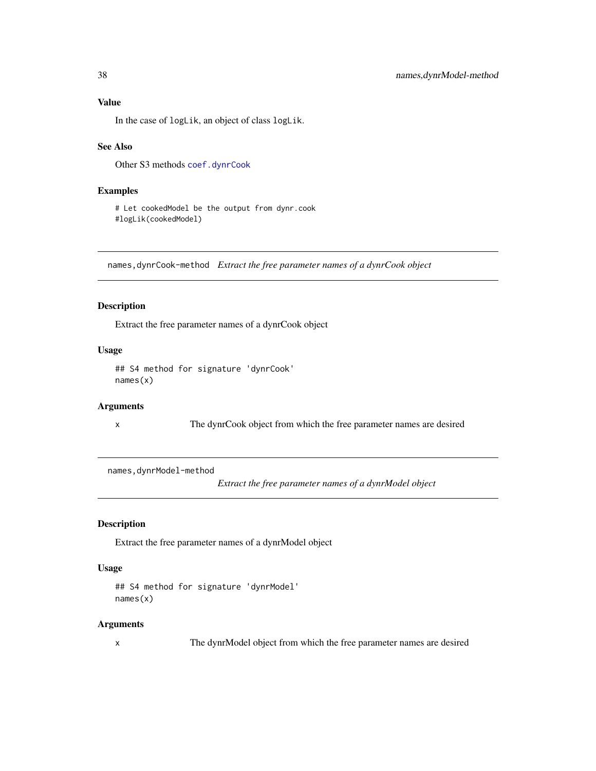### Value

In the case of `logLik`, an object of class `logLik`.

### See Also

Other S3 methods `coef.dynrCook`

### Examples

```
# Let cookedModel be the output from dynr.cook
#logLik(cookedModel)
```

---

## `names,dynrCook-method` *Extract the free parameter names of a dynrCook object*

### Description

Extract the free parameter names of a dynrCook object

### Usage

```
## S4 method for signature 'dynrCook'
names(x)
```

### Arguments

| | |
|---|---|
| x | The dynrCook object from which the free parameter names are desired |

---

## `names,dynrModel-method` *Extract the free parameter names of a dynrModel object*

### Description

Extract the free parameter names of a dynrModel object

### Usage

```
## S4 method for signature 'dynrModel'
names(x)
```

### Arguments

| | |
|---|---|
| x | The dynrModel object from which the free parameter names are desired |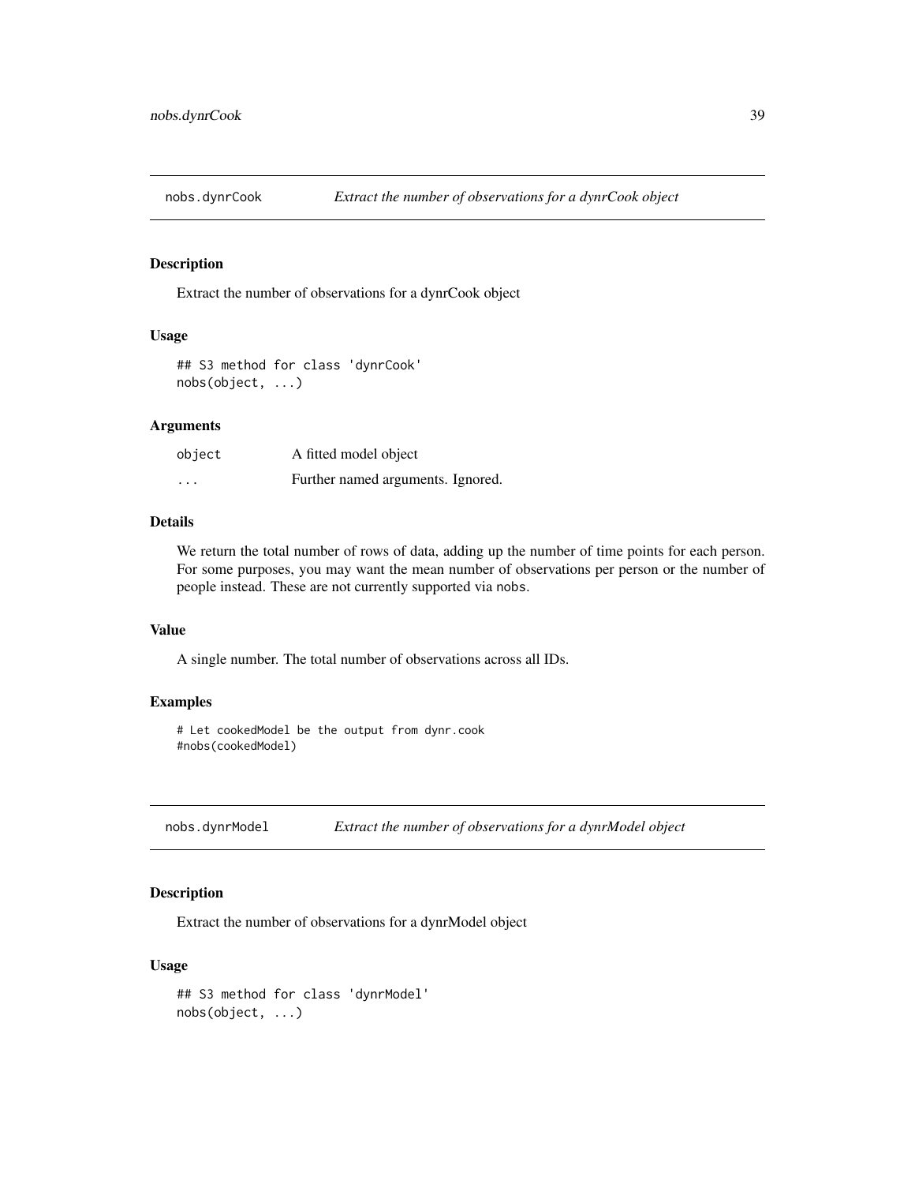## nobs.dynrCook    *Extract the number of observations for a dynrCook object*

### Description

Extract the number of observations for a dynrCook object

### Usage

```
## S3 method for class 'dynrCook'
nobs(object, ...)
```

### Arguments

| | |
|---|---|
| object | A fitted model object |
| ... | Further named arguments. Ignored. |

### Details

We return the total number of rows of data, adding up the number of time points for each person. For some purposes, you may want the mean number of observations per person or the number of people instead. These are not currently supported via `nobs`.

### Value

A single number. The total number of observations across all IDs.

### Examples

```
# Let cookedModel be the output from dynr.cook
#nobs(cookedModel)
```

## nobs.dynrModel    *Extract the number of observations for a dynrModel object*

### Description

Extract the number of observations for a dynrModel object

### Usage

```
## S3 method for class 'dynrModel'
nobs(object, ...)
```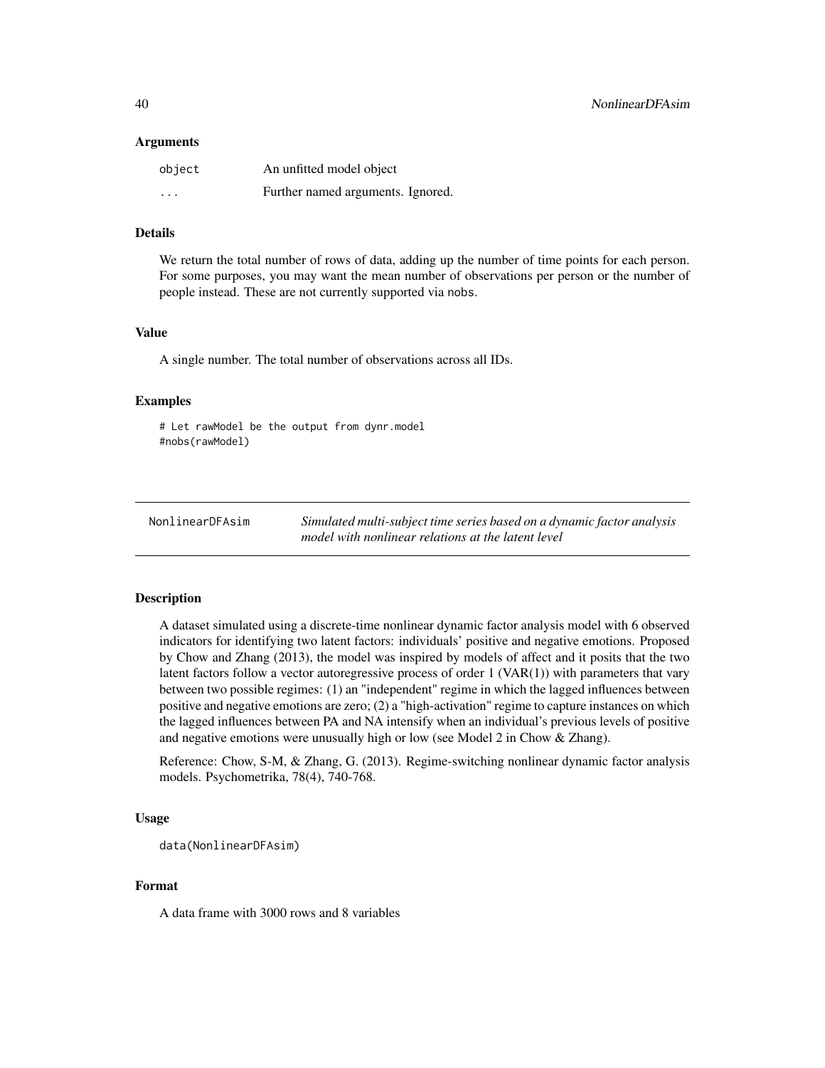### Arguments

| | |
|---|---|
| object | An unfitted model object |
| ... | Further named arguments. Ignored. |

### Details

We return the total number of rows of data, adding up the number of time points for each person. For some purposes, you may want the mean number of observations per person or the number of people instead. These are not currently supported via nobs.

### Value

A single number. The total number of observations across all IDs.

### Examples

```
# Let rawModel be the output from dynr.model
#nobs(rawModel)
```

---

## NonlinearDFAsim — *Simulated multi-subject time series based on a dynamic factor analysis model with nonlinear relations at the latent level*

---

### Description

A dataset simulated using a discrete-time nonlinear dynamic factor analysis model with 6 observed indicators for identifying two latent factors: individuals' positive and negative emotions. Proposed by Chow and Zhang (2013), the model was inspired by models of affect and it posits that the two latent factors follow a vector autoregressive process of order 1 (VAR(1)) with parameters that vary between two possible regimes: (1) an "independent" regime in which the lagged influences between positive and negative emotions are zero; (2) a "high-activation" regime to capture instances on which the lagged influences between PA and NA intensify when an individual's previous levels of positive and negative emotions were unusually high or low (see Model 2 in Chow & Zhang).

Reference: Chow, S-M, & Zhang, G. (2013). Regime-switching nonlinear dynamic factor analysis models. Psychometrika, 78(4), 740-768.

### Usage

```
data(NonlinearDFAsim)
```

### Format

A data frame with 3000 rows and 8 variables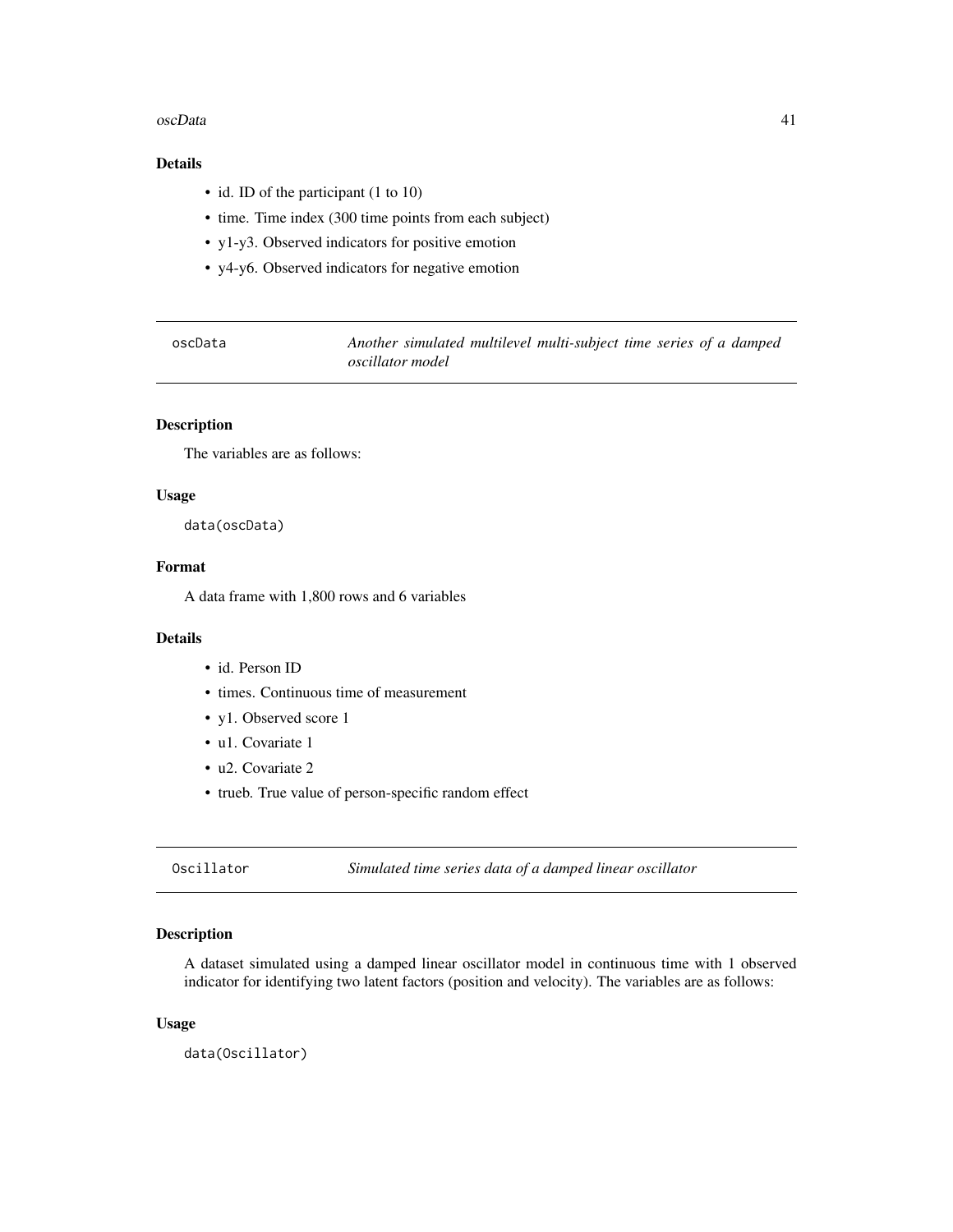### Details

- id. ID of the participant (1 to 10)
- time. Time index (300 time points from each subject)
- y1-y3. Observed indicators for positive emotion
- y4-y6. Observed indicators for negative emotion

## oscData — *Another simulated multilevel multi-subject time series of a damped oscillator model*

### Description

The variables are as follows:

### Usage

```
data(oscData)
```

### Format

A data frame with 1,800 rows and 6 variables

### Details

- id. Person ID
- times. Continuous time of measurement
- y1. Observed score 1
- u1. Covariate 1
- u2. Covariate 2
- trueb. True value of person-specific random effect

## Oscillator — *Simulated time series data of a damped linear oscillator*

### Description

A dataset simulated using a damped linear oscillator model in continuous time with 1 observed indicator for identifying two latent factors (position and velocity). The variables are as follows:

### Usage

```
data(Oscillator)
```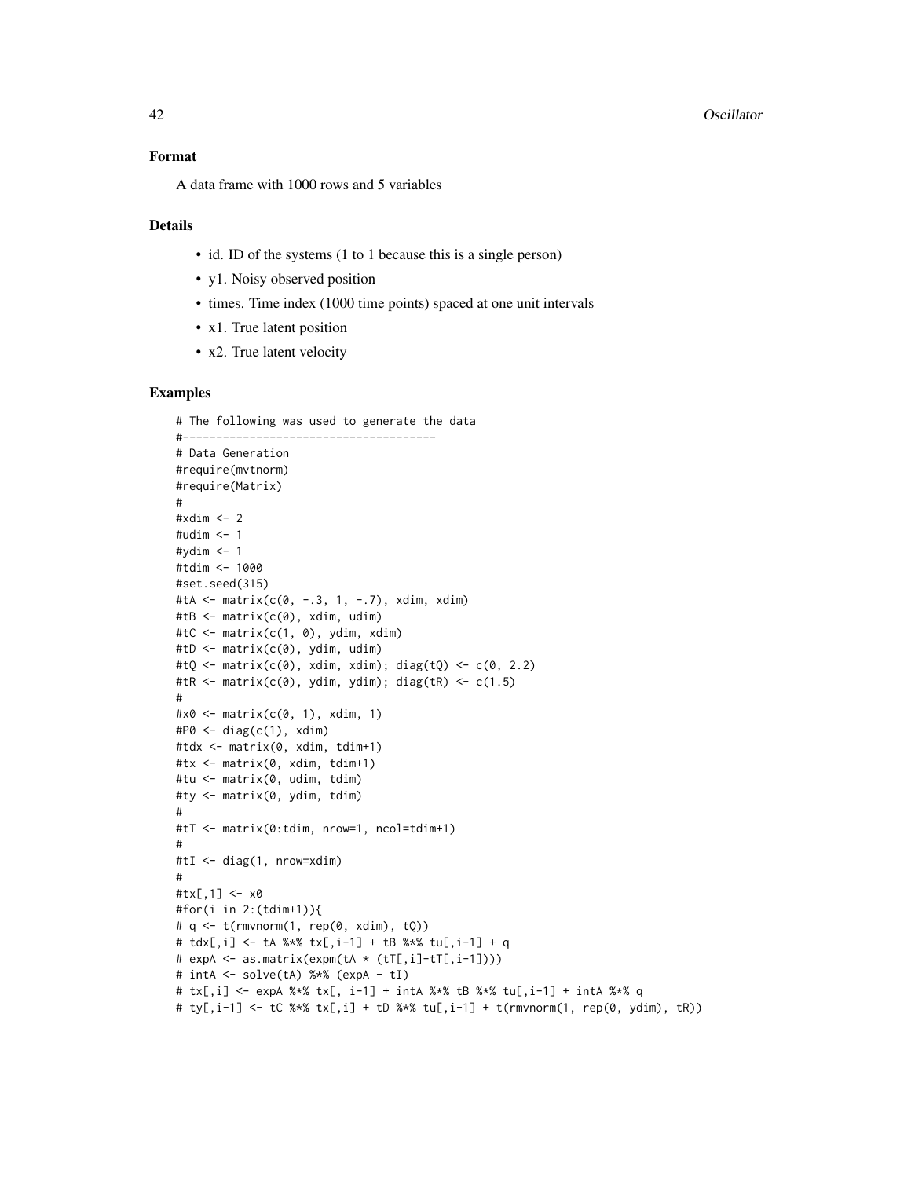## Format

A data frame with 1000 rows and 5 variables

## Details

- id. ID of the systems (1 to 1 because this is a single person)
- y1. Noisy observed position
- times. Time index (1000 time points) spaced at one unit intervals
- x1. True latent position
- x2. True latent velocity

## Examples

```
# The following was used to generate the data
#--------------------------------------
# Data Generation
#require(mvtnorm)
#require(Matrix)
#
#xdim <- 2
#udim <- 1
#ydim <- 1
#tdim <- 1000
#set.seed(315)
#tA <- matrix(c(0, -.3, 1, -.7), xdim, xdim)
#tB <- matrix(c(0), xdim, udim)
#tC <- matrix(c(1, 0), ydim, xdim)
#tD <- matrix(c(0), ydim, udim)
#tQ <- matrix(c(0), xdim, xdim); diag(tQ) <- c(0, 2.2)
#tR <- matrix(c(0), ydim, ydim); diag(tR) <- c(1.5)
#
#x0 <- matrix(c(0, 1), xdim, 1)
#P0 <- diag(c(1), xdim)
#tdx <- matrix(0, xdim, tdim+1)
#tx <- matrix(0, xdim, tdim+1)
#tu <- matrix(0, udim, tdim)
#ty <- matrix(0, ydim, tdim)
#
#tT <- matrix(0:tdim, nrow=1, ncol=tdim+1)
#
#tI <- diag(1, nrow=xdim)
#
#tx[,1] <- x0
#for(i in 2:(tdim+1)){
# q <- t(rmvnorm(1, rep(0, xdim), tQ))
# tdx[,i] <- tA %*% tx[,i-1] + tB %*% tu[,i-1] + q
# expA <- as.matrix(expm(tA * (tT[,i]-tT[,i-1])))
# intA <- solve(tA) %*% (expA - tI)
# tx[,i] <- expA %*% tx[, i-1] + intA %*% tB %*% tu[,i-1] + intA %*% q
# ty[,i-1] <- tC %*% tx[,i] + tD %*% tu[,i-1] + t(rmvnorm(1, rep(0, ydim), tR))
```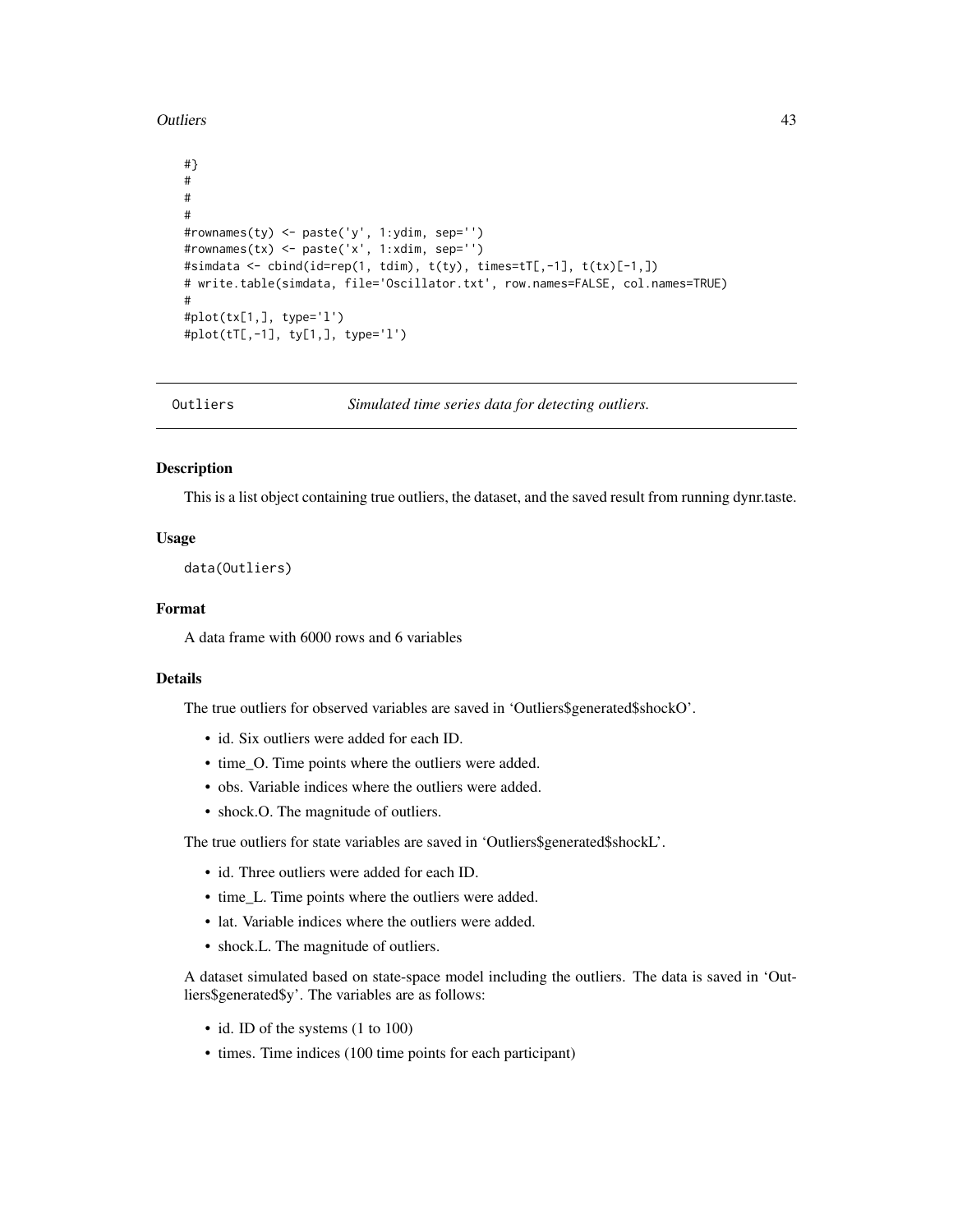```
#}
#
#
#
#rownames(ty) <- paste('y', 1:ydim, sep='')
#rownames(tx) <- paste('x', 1:xdim, sep='')
#simdata <- cbind(id=rep(1, tdim), t(ty), times=tT[,-1], t(tx)[-1,])
# write.table(simdata, file='Oscillator.txt', row.names=FALSE, col.names=TRUE)
#
#plot(tx[1,], type='l')
#plot(tT[,-1], ty[1,], type='l')
```

## Outliers — *Simulated time series data for detecting outliers.*

### Description

This is a list object containing true outliers, the dataset, and the saved result from running dynr.taste.

### Usage

```
data(Outliers)
```

### Format

A data frame with 6000 rows and 6 variables

### Details

The true outliers for observed variables are saved in 'Outliers$generated$shockO'.

- id. Six outliers were added for each ID.
- time_O. Time points where the outliers were added.
- obs. Variable indices where the outliers were added.
- shock.O. The magnitude of outliers.

The true outliers for state variables are saved in 'Outliers$generated$shockL'.

- id. Three outliers were added for each ID.
- time_L. Time points where the outliers were added.
- lat. Variable indices where the outliers were added.
- shock.L. The magnitude of outliers.

A dataset simulated based on state-space model including the outliers. The data is saved in 'Outliers$generated$y'. The variables are as follows:

- id. ID of the systems (1 to 100)
- times. Time indices (100 time points for each participant)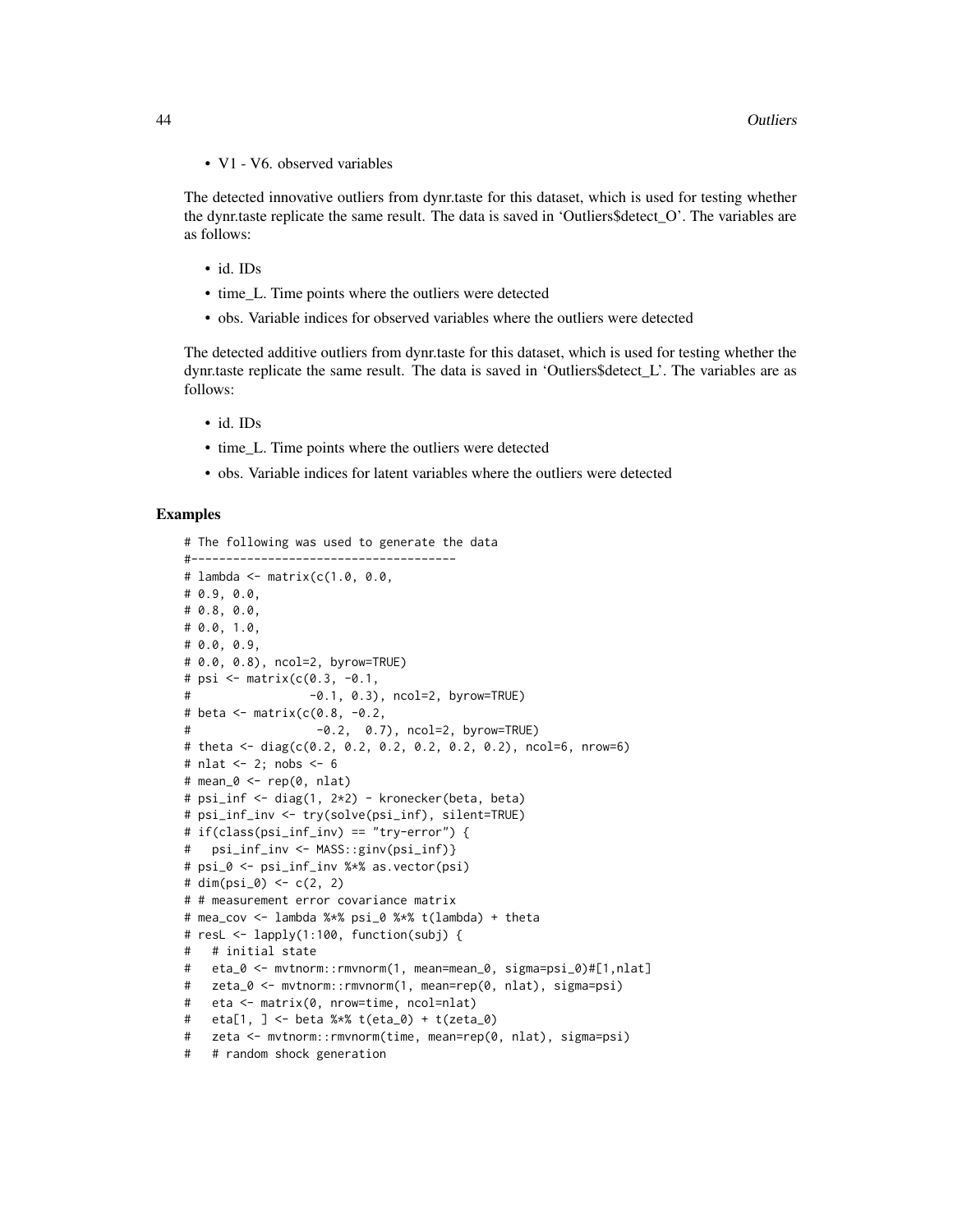- V1 - V6. observed variables

The detected innovative outliers from dynr.taste for this dataset, which is used for testing whether the dynr.taste replicate the same result. The data is saved in 'Outliers$detect_O'. The variables are as follows:

- id. IDs
- time_L. Time points where the outliers were detected
- obs. Variable indices for observed variables where the outliers were detected

The detected additive outliers from dynr.taste for this dataset, which is used for testing whether the dynr.taste replicate the same result. The data is saved in 'Outliers$detect_L'. The variables are as follows:

- id. IDs
- time_L. Time points where the outliers were detected
- obs. Variable indices for latent variables where the outliers were detected

### Examples

```
# The following was used to generate the data
#--------------------------------------
# lambda <- matrix(c(1.0, 0.0,
# 0.9, 0.0,
# 0.8, 0.0,
# 0.0, 1.0,
# 0.0, 0.9,
# 0.0, 0.8), ncol=2, byrow=TRUE)
# psi <- matrix(c(0.3, -0.1,
#                 -0.1, 0.3), ncol=2, byrow=TRUE)
# beta <- matrix(c(0.8, -0.2,
#                  -0.2,  0.7), ncol=2, byrow=TRUE)
# theta <- diag(c(0.2, 0.2, 0.2, 0.2, 0.2, 0.2), ncol=6, nrow=6)
# nlat <- 2; nobs <- 6
# mean_0 <- rep(0, nlat)
# psi_inf <- diag(1, 2*2) - kronecker(beta, beta)
# psi_inf_inv <- try(solve(psi_inf), silent=TRUE)
# if(class(psi_inf_inv) == "try-error") {
#   psi_inf_inv <- MASS::ginv(psi_inf)}
# psi_0 <- psi_inf_inv %*% as.vector(psi)
# dim(psi_0) <- c(2, 2)
# # measurement error covariance matrix
# mea_cov <- lambda %*% psi_0 %*% t(lambda) + theta
# resL <- lapply(1:100, function(subj) {
#   # initial state
#   eta_0 <- mvtnorm::rmvnorm(1, mean=mean_0, sigma=psi_0)#[1,nlat]
#   zeta_0 <- mvtnorm::rmvnorm(1, mean=rep(0, nlat), sigma=psi)
#   eta <- matrix(0, nrow=time, ncol=nlat)
#   eta[1, ] <- beta %*% t(eta_0) + t(zeta_0)
#   zeta <- mvtnorm::rmvnorm(time, mean=rep(0, nlat), sigma=psi)
#   # random shock generation
```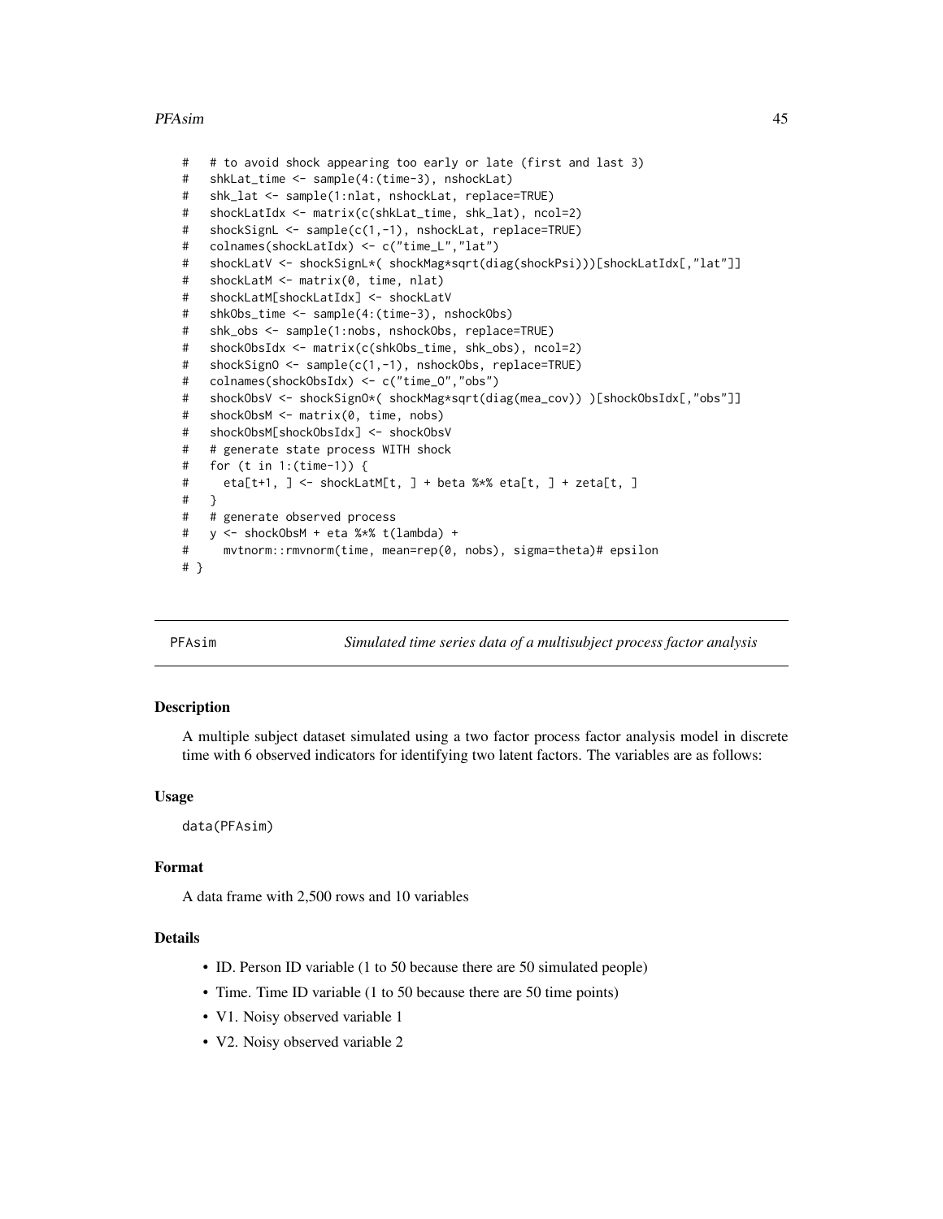```
#   # to avoid shock appearing too early or late (first and last 3)
#   shkLat_time <- sample(4:(time-3), nshockLat)
#   shk_lat <- sample(1:nlat, nshockLat, replace=TRUE)
#   shockLatIdx <- matrix(c(shkLat_time, shk_lat), ncol=2)
#   shockSignL <- sample(c(1,-1), nshockLat, replace=TRUE)
#   colnames(shockLatIdx) <- c("time_L","lat")
#   shockLatV <- shockSignL*( shockMag*sqrt(diag(shockPsi)))[shockLatIdx[,"lat"]]
#   shockLatM <- matrix(0, time, nlat)
#   shockLatM[shockLatIdx] <- shockLatV
#   shkObs_time <- sample(4:(time-3), nshockObs)
#   shk_obs <- sample(1:nobs, nshockObs, replace=TRUE)
#   shockObsIdx <- matrix(c(shkObs_time, shk_obs), ncol=2)
#   shockSignO <- sample(c(1,-1), nshockObs, replace=TRUE)
#   colnames(shockObsIdx) <- c("time_O","obs")
#   shockObsV <- shockSignO*( shockMag*sqrt(diag(mea_cov)) )[shockObsIdx[,"obs"]]
#   shockObsM <- matrix(0, time, nobs)
#   shockObsM[shockObsIdx] <- shockObsV
#   # generate state process WITH shock
#   for (t in 1:(time-1)) {
#     eta[t+1, ] <- shockLatM[t, ] + beta %*% eta[t, ] + zeta[t, ]
#   }
#   # generate observed process
#   y <- shockObsM + eta %*% t(lambda) +
#     mvtnorm::rmvnorm(time, mean=rep(0, nobs), sigma=theta)# epsilon
# }
```

## PFAsim — *Simulated time series data of a multisubject process factor analysis*

### Description

A multiple subject dataset simulated using a two factor process factor analysis model in discrete time with 6 observed indicators for identifying two latent factors. The variables are as follows:

### Usage

```
data(PFAsim)
```

### Format

A data frame with 2,500 rows and 10 variables

### Details

- ID. Person ID variable (1 to 50 because there are 50 simulated people)
- Time. Time ID variable (1 to 50 because there are 50 time points)
- V1. Noisy observed variable 1
- V2. Noisy observed variable 2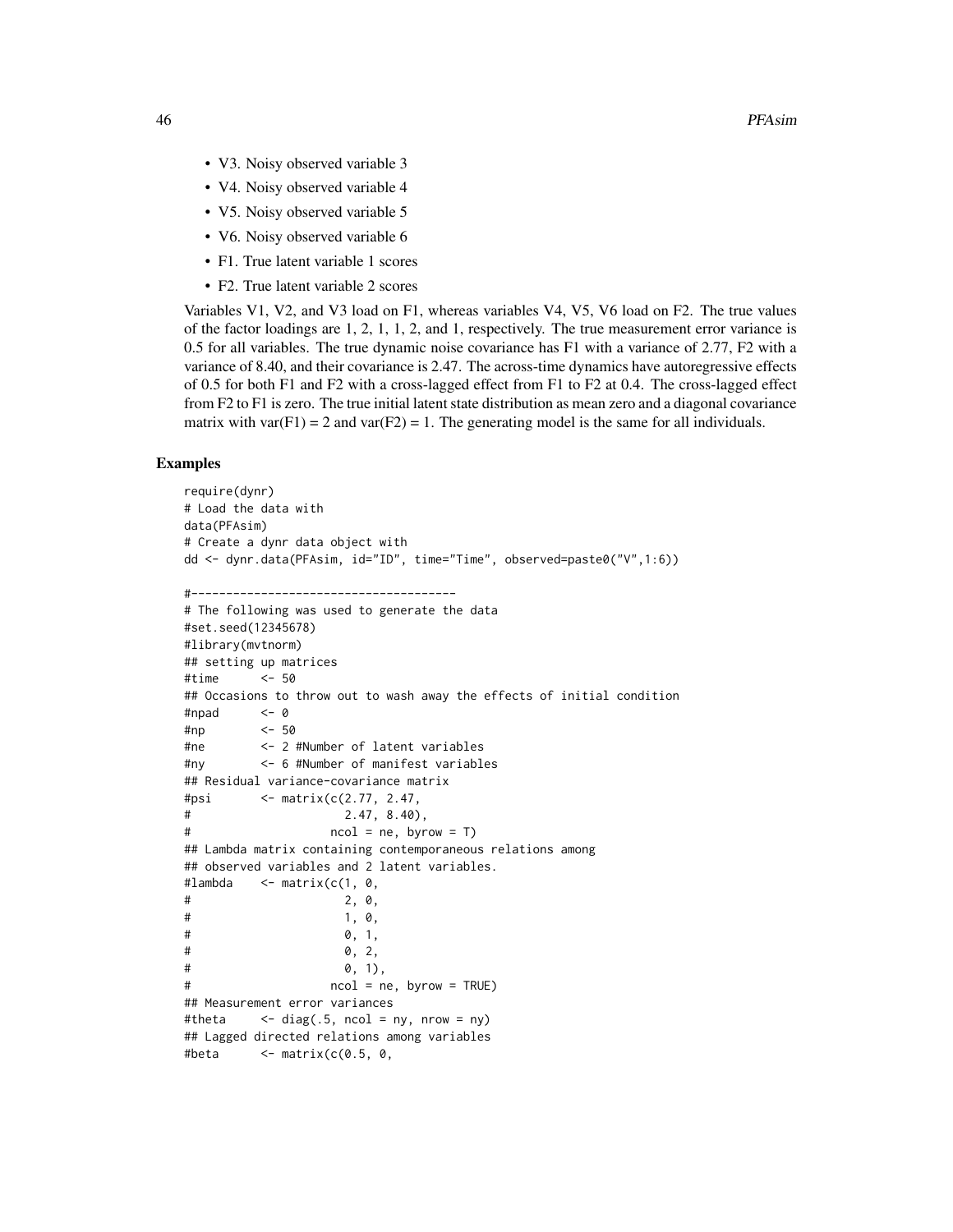- V3. Noisy observed variable 3
- V4. Noisy observed variable 4
- V5. Noisy observed variable 5
- V6. Noisy observed variable 6
- F1. True latent variable 1 scores
- F2. True latent variable 2 scores

Variables V1, V2, and V3 load on F1, whereas variables V4, V5, V6 load on F2. The true values of the factor loadings are 1, 2, 1, 1, 2, and 1, respectively. The true measurement error variance is 0.5 for all variables. The true dynamic noise covariance has F1 with a variance of 2.77, F2 with a variance of 8.40, and their covariance is 2.47. The across-time dynamics have autoregressive effects of 0.5 for both F1 and F2 with a cross-lagged effect from F1 to F2 at 0.4. The cross-lagged effect from F2 to F1 is zero. The true initial latent state distribution as mean zero and a diagonal covariance matrix with var(F1) = 2 and var(F2) = 1. The generating model is the same for all individuals.

## Examples

```
require(dynr)
# Load the data with
data(PFAsim)
# Create a dynr data object with
dd <- dynr.data(PFAsim, id="ID", time="Time", observed=paste0("V",1:6))

#--------------------------------------
# The following was used to generate the data
#set.seed(12345678)
#library(mvtnorm)
## setting up matrices
#time      <- 50
## Occasions to throw out to wash away the effects of initial condition
#npad      <- 0
#np        <- 50
#ne        <- 2 #Number of latent variables
#ny        <- 6 #Number of manifest variables
## Residual variance-covariance matrix
#psi       <- matrix(c(2.77, 2.47,
#                      2.47, 8.40),
#                    ncol = ne, byrow = T)
## Lambda matrix containing contemporaneous relations among
## observed variables and 2 latent variables.
#lambda    <- matrix(c(1, 0,
#                      2, 0,
#                      1, 0,
#                      0, 1,
#                      0, 2,
#                      0, 1),
#                    ncol = ne, byrow = TRUE)
## Measurement error variances
#theta     <- diag(.5, ncol = ny, nrow = ny)
## Lagged directed relations among variables
#beta      <- matrix(c(0.5, 0,
```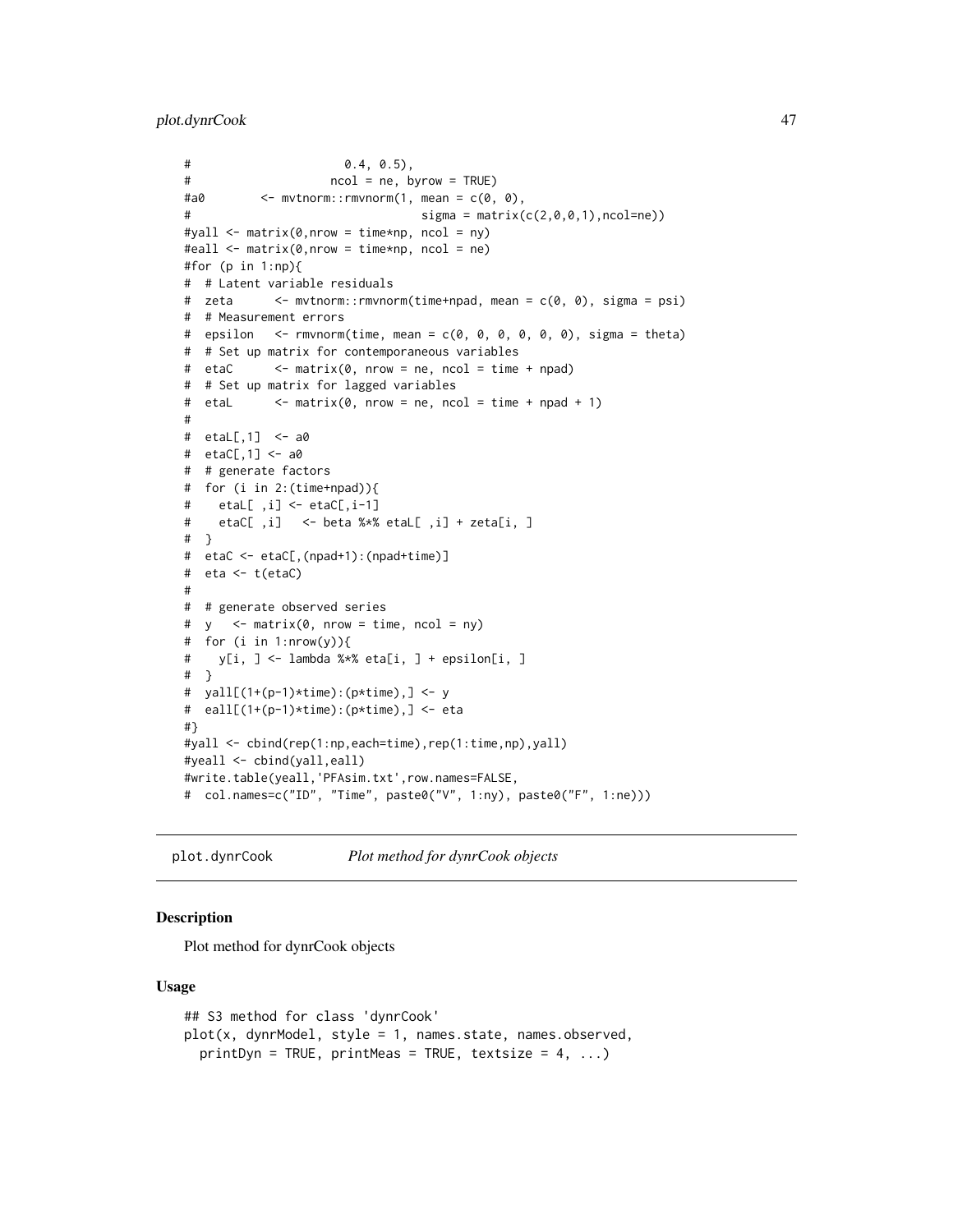```
#                       0.4, 0.5),
#                    ncol = ne, byrow = TRUE)
#a0        <- mvtnorm::rmvnorm(1, mean = c(0, 0),
#                                 sigma = matrix(c(2,0,0,1),ncol=ne))
#yall <- matrix(0,nrow = time*np, ncol = ny)
#eall <- matrix(0,nrow = time*np, ncol = ne)
#for (p in 1:np){
#  # Latent variable residuals
#  zeta      <- mvtnorm::rmvnorm(time+npad, mean = c(0, 0), sigma = psi)
#  # Measurement errors
#  epsilon   <- rmvnorm(time, mean = c(0, 0, 0, 0, 0, 0), sigma = theta)
#  # Set up matrix for contemporaneous variables
#  etaC      <- matrix(0, nrow = ne, ncol = time + npad)
#  # Set up matrix for lagged variables
#  etaL      <- matrix(0, nrow = ne, ncol = time + npad + 1)
#
#  etaL[,1]  <- a0
#  etaC[,1] <- a0
#  # generate factors
#  for (i in 2:(time+npad)){
#    etaL[ ,i] <- etaC[,i-1]
#    etaC[ ,i]   <- beta %*% etaL[ ,i] + zeta[i, ]
#  }
#  etaC <- etaC[,(npad+1):(npad+time)]
#  eta <- t(etaC)
#
#  # generate observed series
#  y   <- matrix(0, nrow = time, ncol = ny)
#  for (i in 1:nrow(y)){
#    y[i, ] <- lambda %*% eta[i, ] + epsilon[i, ]
#  }
#  yall[(1+(p-1)*time):(p*time),] <- y
#  eall[(1+(p-1)*time):(p*time),] <- eta
#}
#yall <- cbind(rep(1:np,each=time),rep(1:time,np),yall)
#yeall <- cbind(yall,eall)
#write.table(yeall,'PFAsim.txt',row.names=FALSE,
#  col.names=c("ID", "Time", paste0("V", 1:ny), paste0("F", 1:ne)))
```

## plot.dynrCook    *Plot method for dynrCook objects*

### Description

Plot method for dynrCook objects

### Usage

```
## S3 method for class 'dynrCook'
plot(x, dynrModel, style = 1, names.state, names.observed,
  printDyn = TRUE, printMeas = TRUE, textsize = 4, ...)
```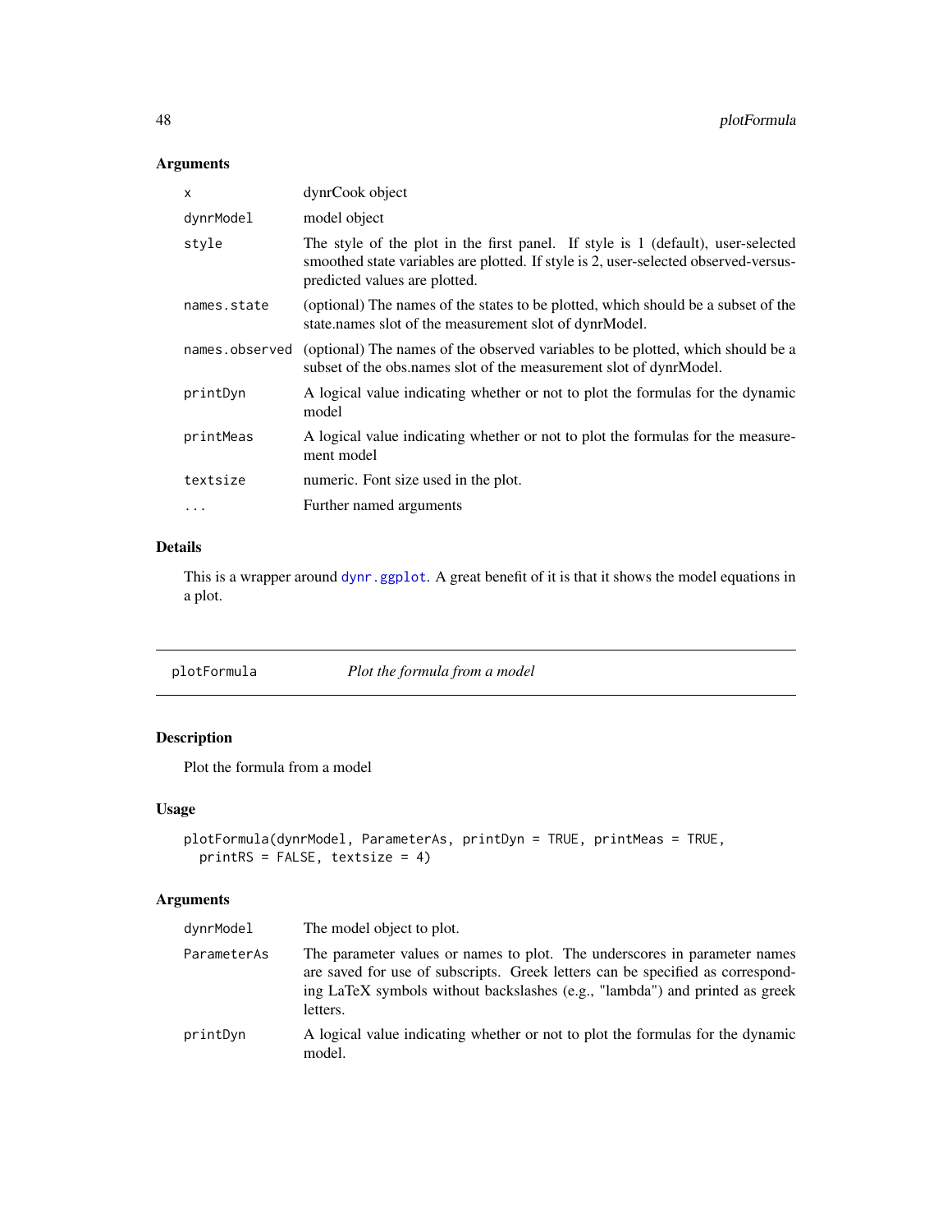### Arguments

| | |
|---|---|
| x | dynrCook object |
| dynrModel | model object |
| style | The style of the plot in the first panel. If style is 1 (default), user-selected smoothed state variables are plotted. If style is 2, user-selected observed-versus-predicted values are plotted. |
| names.state | (optional) The names of the states to be plotted, which should be a subset of the state.names slot of the measurement slot of dynrModel. |
| names.observed | (optional) The names of the observed variables to be plotted, which should be a subset of the obs.names slot of the measurement slot of dynrModel. |
| printDyn | A logical value indicating whether or not to plot the formulas for the dynamic model |
| printMeas | A logical value indicating whether or not to plot the formulas for the measurement model |
| textsize | numeric. Font size used in the plot. |
| ... | Further named arguments |

### Details

This is a wrapper around dynr.ggplot. A great benefit of it is that it shows the model equations in a plot.

---

## plotFormula — *Plot the formula from a model*

### Description

Plot the formula from a model

### Usage

```
plotFormula(dynrModel, ParameterAs, printDyn = TRUE, printMeas = TRUE,
  printRS = FALSE, textsize = 4)
```

### Arguments

| | |
|---|---|
| dynrModel | The model object to plot. |
| ParameterAs | The parameter values or names to plot. The underscores in parameter names are saved for use of subscripts. Greek letters can be specified as corresponding LaTeX symbols without backslashes (e.g., "lambda") and printed as greek letters. |
| printDyn | A logical value indicating whether or not to plot the formulas for the dynamic model. |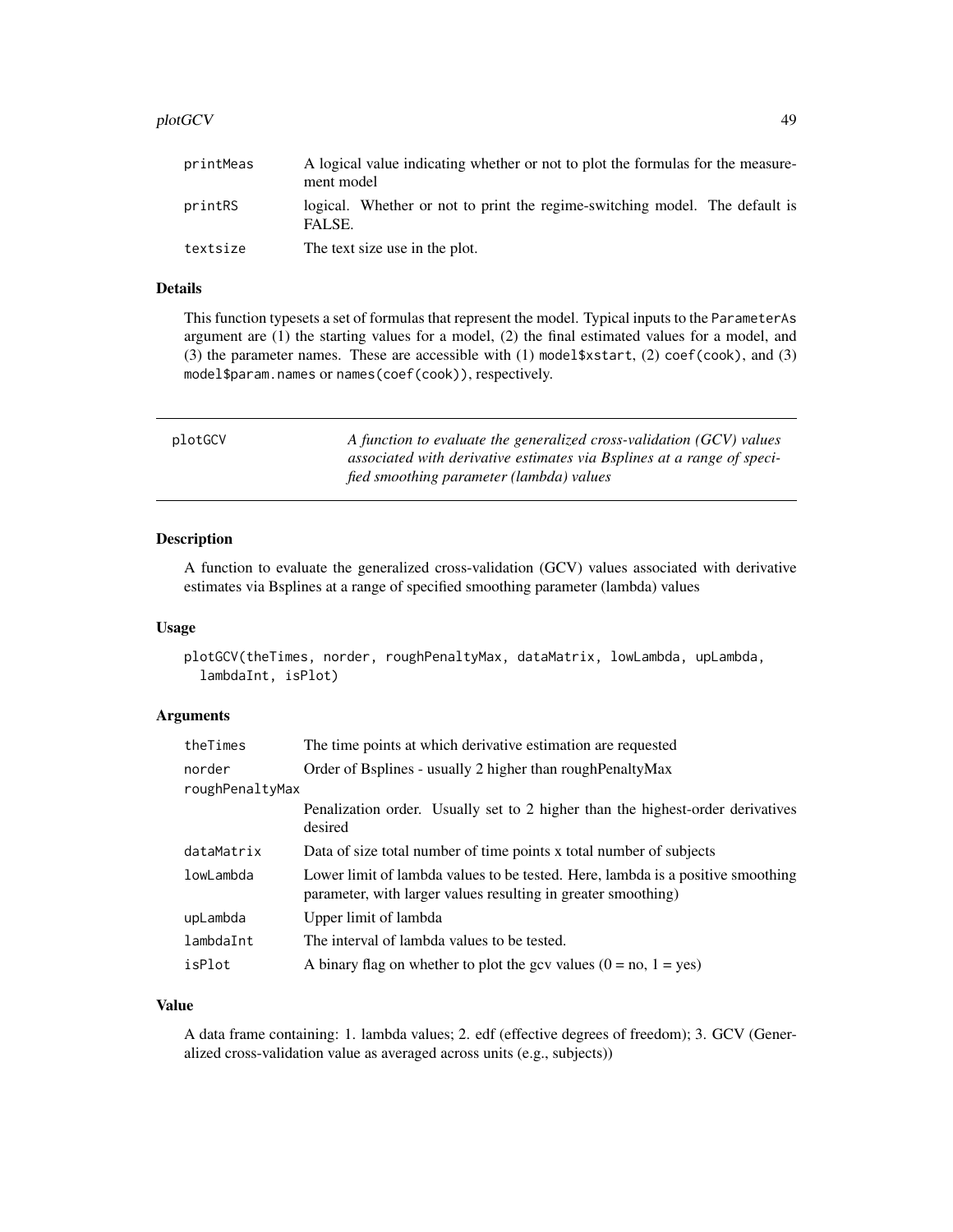| | |
|---|---|
| printMeas | A logical value indicating whether or not to plot the formulas for the measurement model |
| printRS | logical. Whether or not to print the regime-switching model. The default is FALSE. |
| textsize | The text size use in the plot. |

### Details

This function typesets a set of formulas that represent the model. Typical inputs to the ParameterAs argument are (1) the starting values for a model, (2) the final estimated values for a model, and (3) the parameter names. These are accessible with (1) model$xstart, (2) coef(cook), and (3) model$param.names or names(coef(cook)), respectively.

---

## plotGCV

*A function to evaluate the generalized cross-validation (GCV) values associated with derivative estimates via Bsplines at a range of specified smoothing parameter (lambda) values*

---

### Description

A function to evaluate the generalized cross-validation (GCV) values associated with derivative estimates via Bsplines at a range of specified smoothing parameter (lambda) values

### Usage

```
plotGCV(theTimes, norder, roughPenaltyMax, dataMatrix, lowLambda, upLambda,
  lambdaInt, isPlot)
```

### Arguments

| | |
|---|---|
| theTimes | The time points at which derivative estimation are requested |
| norder | Order of Bsplines - usually 2 higher than roughPenaltyMax |
| roughPenaltyMax | Penalization order. Usually set to 2 higher than the highest-order derivatives desired |
| dataMatrix | Data of size total number of time points x total number of subjects |
| lowLambda | Lower limit of lambda values to be tested. Here, lambda is a positive smoothing parameter, with larger values resulting in greater smoothing) |
| upLambda | Upper limit of lambda |
| lambdaInt | The interval of lambda values to be tested. |
| isPlot | A binary flag on whether to plot the gcv values (0 = no, 1 = yes) |

### Value

A data frame containing: 1. lambda values; 2. edf (effective degrees of freedom); 3. GCV (Generalized cross-validation value as averaged across units (e.g., subjects))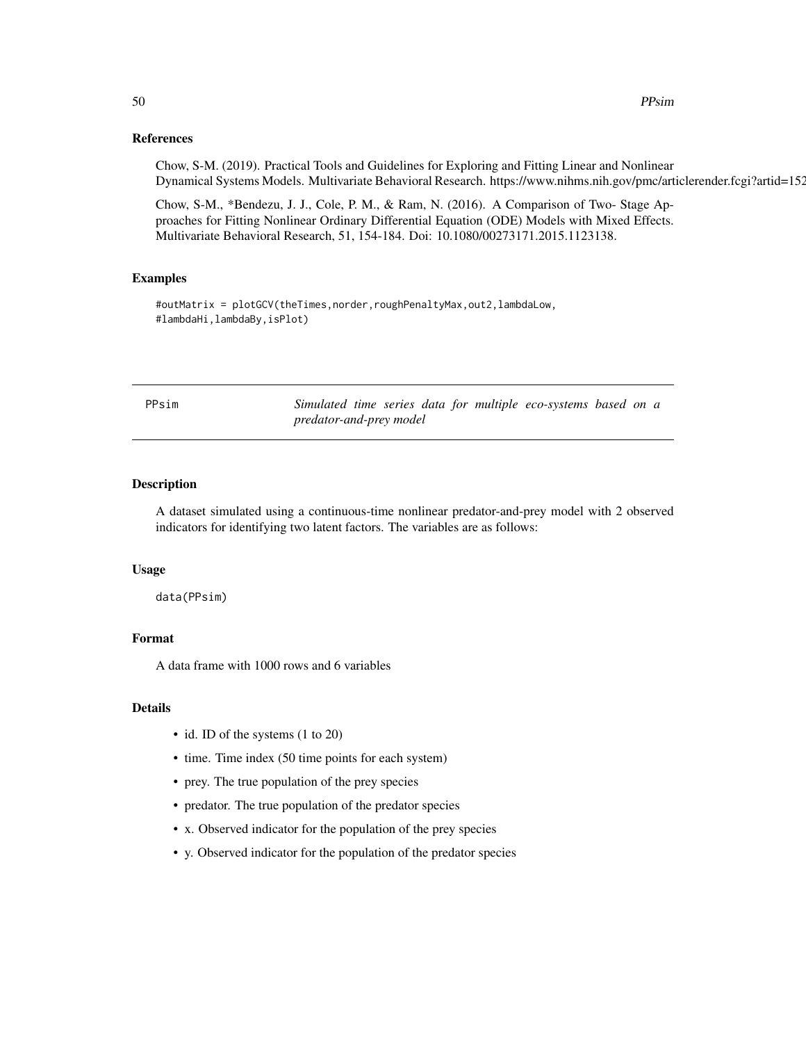### References

Chow, S-M. (2019). Practical Tools and Guidelines for Exploring and Fitting Linear and Nonlinear Dynamical Systems Models. Multivariate Behavioral Research. https://www.nihms.nih.gov/pmc/articlerender.fcgi?artid=152

Chow, S-M., *Bendezu, J. J., Cole, P. M., & Ram, N. (2016). A Comparison of Two- Stage Approaches for Fitting Nonlinear Ordinary Differential Equation (ODE) Models with Mixed Effects. Multivariate Behavioral Research, 51, 154-184. Doi: 10.1080/00273171.2015.1123138.

### Examples

```
#outMatrix = plotGCV(theTimes,norder,roughPenaltyMax,out2,lambdaLow,
#lambdaHi,lambdaBy,isPlot)
```

---

## PPsim — *Simulated time series data for multiple eco-systems based on a predator-and-prey model*

---

### Description

A dataset simulated using a continuous-time nonlinear predator-and-prey model with 2 observed indicators for identifying two latent factors. The variables are as follows:

### Usage

```
data(PPsim)
```

### Format

A data frame with 1000 rows and 6 variables

### Details

- id. ID of the systems (1 to 20)
- time. Time index (50 time points for each system)
- prey. The true population of the prey species
- predator. The true population of the predator species
- x. Observed indicator for the population of the prey species
- y. Observed indicator for the population of the predator species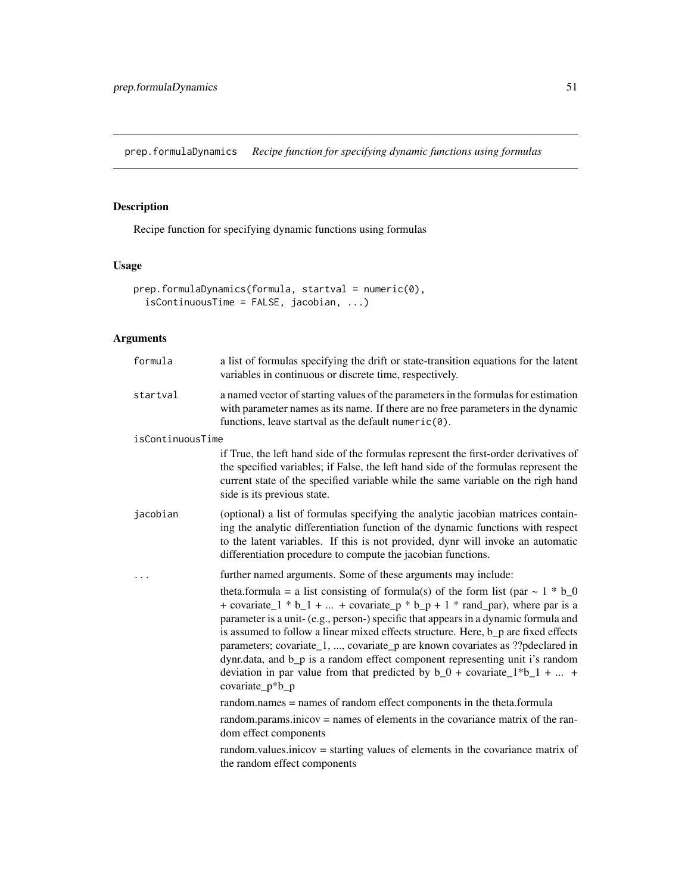prep.formulaDynamics *Recipe function for specifying dynamic functions using formulas*

## Description

Recipe function for specifying dynamic functions using formulas

## Usage

```
prep.formulaDynamics(formula, startval = numeric(0),
  isContinuousTime = FALSE, jacobian, ...)
```

## Arguments

| | |
|---|---|
| formula | a list of formulas specifying the drift or state-transition equations for the latent variables in continuous or discrete time, respectively. |
| startval | a named vector of starting values of the parameters in the formulas for estimation with parameter names as its name. If there are no free parameters in the dynamic functions, leave startval as the default numeric(0). |
| isContinuousTime | if True, the left hand side of the formulas represent the first-order derivatives of the specified variables; if False, the left hand side of the formulas represent the current state of the specified variable while the same variable on the righ hand side is its previous state. |
| jacobian | (optional) a list of formulas specifying the analytic jacobian matrices containing the analytic differentiation function of the dynamic functions with respect to the latent variables. If this is not provided, dynr will invoke an automatic differentiation procedure to compute the jacobian functions. |
| ... | further named arguments. Some of these arguments may include: <br> theta.formula = a list consisting of formula(s) of the form list (par ~ 1 * b_0 + covariate_1 * b_1 + ... + covariate_p * b_p + 1 * rand_par), where par is a parameter is a unit- (e.g., person-) specific that appears in a dynamic formula and is assumed to follow a linear mixed effects structure. Here, b_p are fixed effects parameters; covariate_1, ..., covariate_p are known covariates as ??pdeclared in dynr.data, and b_p is a random effect component representing unit i's random deviation in par value from that predicted by b_0 + covariate_1*b_1 + ... + covariate_p*b_p <br> random.names = names of random effect components in the theta.formula <br> random.params.inicov = names of elements in the covariance matrix of the random effect components <br> random.values.inicov = starting values of elements in the covariance matrix of the random effect components |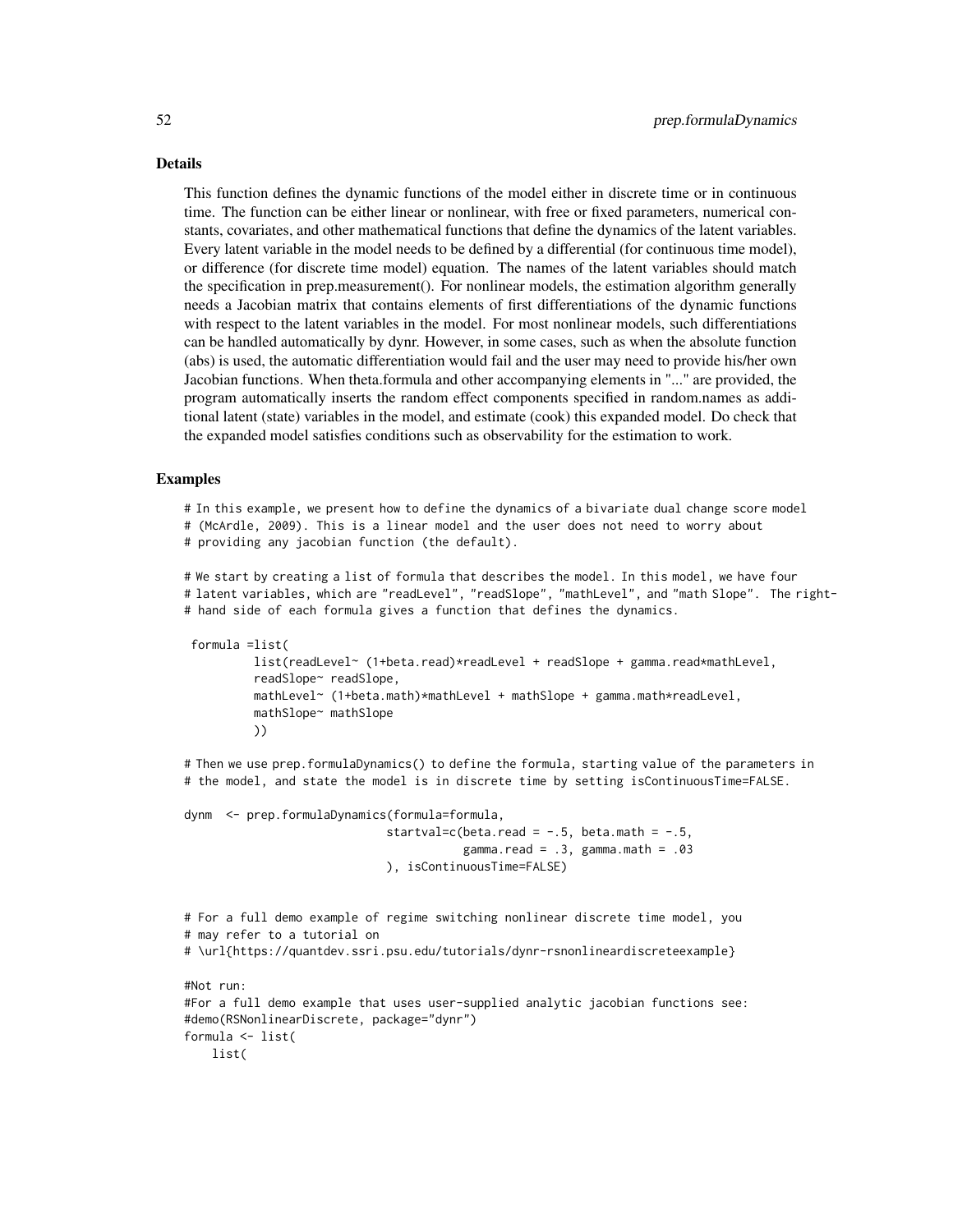## Details

This function defines the dynamic functions of the model either in discrete time or in continuous time. The function can be either linear or nonlinear, with free or fixed parameters, numerical constants, covariates, and other mathematical functions that define the dynamics of the latent variables. Every latent variable in the model needs to be defined by a differential (for continuous time model), or difference (for discrete time model) equation. The names of the latent variables should match the specification in prep.measurement(). For nonlinear models, the estimation algorithm generally needs a Jacobian matrix that contains elements of first differentiations of the dynamic functions with respect to the latent variables in the model. For most nonlinear models, such differentiations can be handled automatically by dynr. However, in some cases, such as when the absolute function (abs) is used, the automatic differentiation would fail and the user may need to provide his/her own Jacobian functions. When theta.formula and other accompanying elements in "..." are provided, the program automatically inserts the random effect components specified in random.names as additional latent (state) variables in the model, and estimate (cook) this expanded model. Do check that the expanded model satisfies conditions such as observability for the estimation to work.

## Examples

```
# In this example, we present how to define the dynamics of a bivariate dual change score model
# (McArdle, 2009). This is a linear model and the user does not need to worry about
# providing any jacobian function (the default).

# We start by creating a list of formula that describes the model. In this model, we have four
# latent variables, which are "readLevel", "readSlope", "mathLevel", and "math Slope".  The right-
# hand side of each formula gives a function that defines the dynamics.

 formula =list(
          list(readLevel~ (1+beta.read)*readLevel + readSlope + gamma.read*mathLevel,
          readSlope~ readSlope,
          mathLevel~ (1+beta.math)*mathLevel + mathSlope + gamma.math*readLevel,
          mathSlope~ mathSlope
          ))

# Then we use prep.formulaDynamics() to define the formula, starting value of the parameters in
# the model, and state the model is in discrete time by setting isContinuousTime=FALSE.

dynm  <- prep.formulaDynamics(formula=formula,
                             startval=c(beta.read = -.5, beta.math = -.5,
                                        gamma.read = .3, gamma.math = .03
                             ), isContinuousTime=FALSE)


# For a full demo example of regime switching nonlinear discrete time model, you
# may refer to a tutorial on
# \url{https://quantdev.ssri.psu.edu/tutorials/dynr-rsnonlineardiscreteexample}

#Not run:
#For a full demo example that uses user-supplied analytic jacobian functions see:
#demo(RSNonlinearDiscrete, package="dynr")
formula <- list(
    list(
```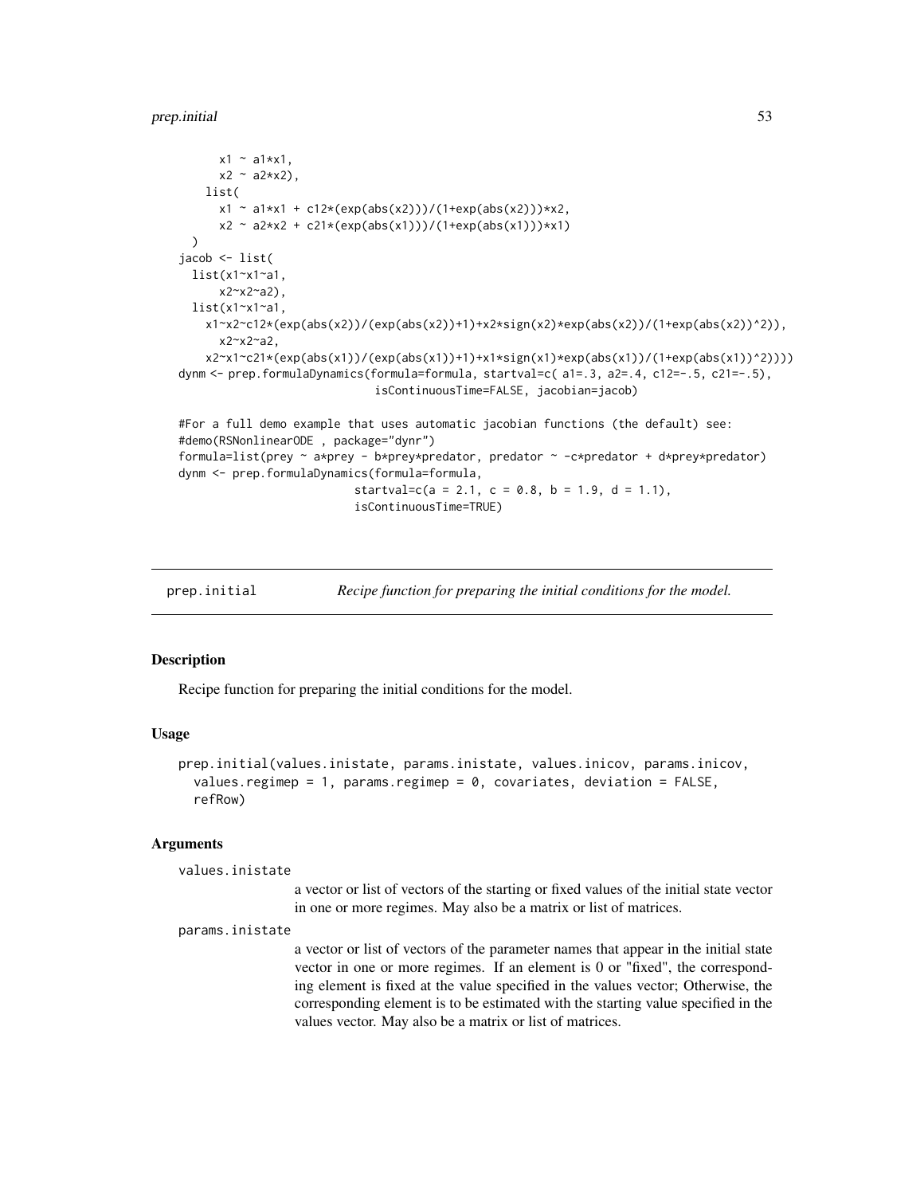```
    x1 ~ a1*x1,
    x2 ~ a2*x2),
  list(
    x1 ~ a1*x1 + c12*(exp(abs(x2)))/(1+exp(abs(x2)))*x2,
    x2 ~ a2*x2 + c21*(exp(abs(x1)))/(1+exp(abs(x1)))*x1)
)
jacob <- list(
  list(x1~x1~a1,
      x2~x2~a2),
  list(x1~x1~a1,
    x1~x2~c12*(exp(abs(x2))/(exp(abs(x2))+1)+x2*sign(x2)*exp(abs(x2))/(1+exp(abs(x2))^2)),
      x2~x2~a2,
    x2~x1~c21*(exp(abs(x1))/(exp(abs(x1))+1)+x1*sign(x1)*exp(abs(x1))/(1+exp(abs(x1))^2))))
dynm <- prep.formulaDynamics(formula=formula, startval=c( a1=.3, a2=.4, c12=-.5, c21=-.5),
                             isContinuousTime=FALSE, jacobian=jacob)

#For a full demo example that uses automatic jacobian functions (the default) see:
#demo(RSNonlinearODE , package="dynr")
formula=list(prey ~ a*prey - b*prey*predator, predator ~ -c*predator + d*prey*predator)
dynm <- prep.formulaDynamics(formula=formula,
                           startval=c(a = 2.1, c = 0.8, b = 1.9, d = 1.1),
                           isContinuousTime=TRUE)
```

---

## prep.initial — *Recipe function for preparing the initial conditions for the model.*

### Description

Recipe function for preparing the initial conditions for the model.

### Usage

```
prep.initial(values.inistate, params.inistate, values.inicov, params.inicov,
  values.regimep = 1, params.regimep = 0, covariates, deviation = FALSE,
  refRow)
```

### Arguments

`values.inistate`
: a vector or list of vectors of the starting or fixed values of the initial state vector in one or more regimes. May also be a matrix or list of matrices.

`params.inistate`
: a vector or list of vectors of the parameter names that appear in the initial state vector in one or more regimes. If an element is 0 or "fixed", the corresponding element is fixed at the value specified in the values vector; Otherwise, the corresponding element is to be estimated with the starting value specified in the values vector. May also be a matrix or list of matrices.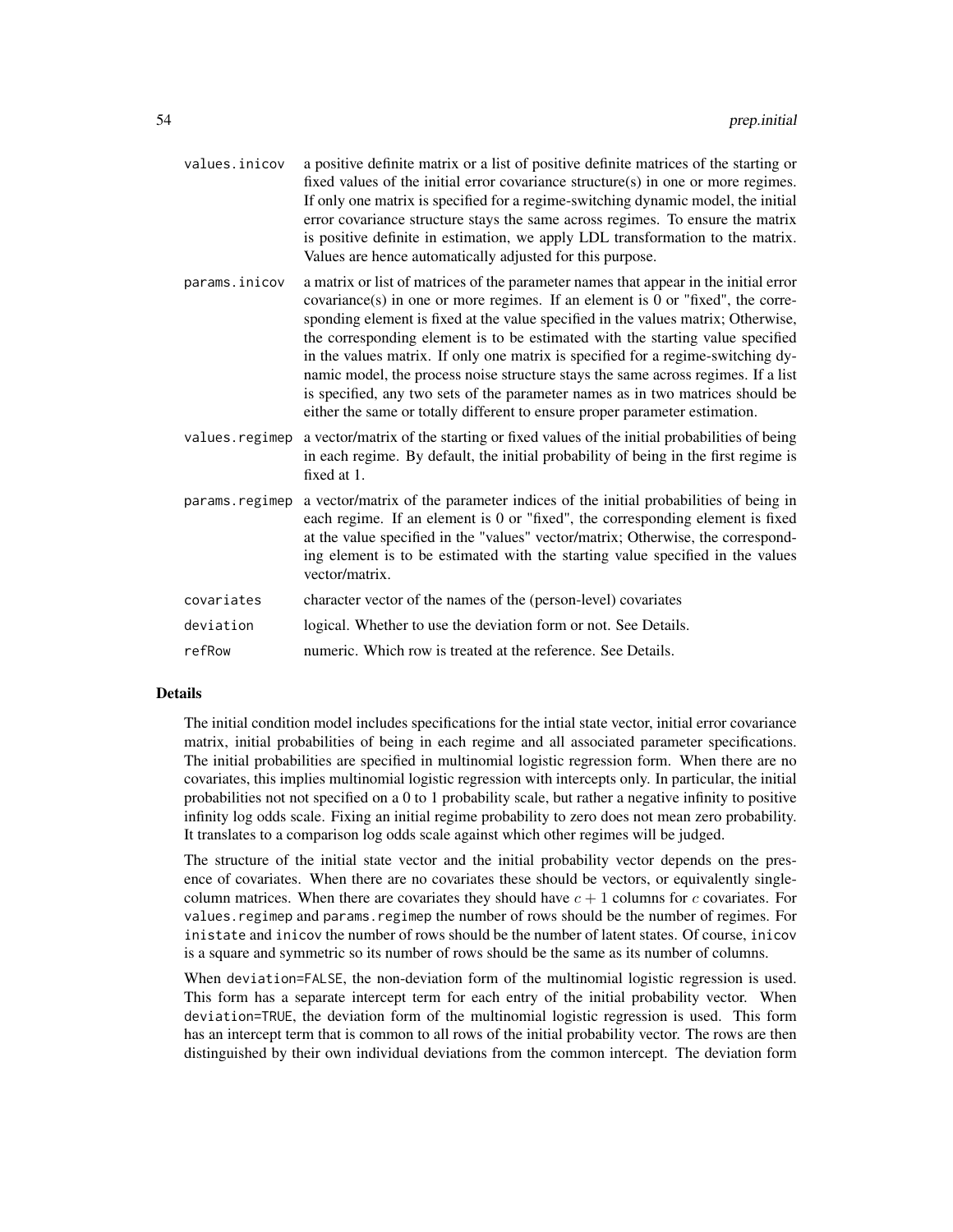values.inicov
: a positive definite matrix or a list of positive definite matrices of the starting or fixed values of the initial error covariance structure(s) in one or more regimes. If only one matrix is specified for a regime-switching dynamic model, the initial error covariance structure stays the same across regimes. To ensure the matrix is positive definite in estimation, we apply LDL transformation to the matrix. Values are hence automatically adjusted for this purpose.

params.inicov
: a matrix or list of matrices of the parameter names that appear in the initial error covariance(s) in one or more regimes. If an element is 0 or "fixed", the corresponding element is fixed at the value specified in the values matrix; Otherwise, the corresponding element is to be estimated with the starting value specified in the values matrix. If only one matrix is specified for a regime-switching dynamic model, the process noise structure stays the same across regimes. If a list is specified, any two sets of the parameter names as in two matrices should be either the same or totally different to ensure proper parameter estimation.

values.regimep
: a vector/matrix of the starting or fixed values of the initial probabilities of being in each regime. By default, the initial probability of being in the first regime is fixed at 1.

params.regimep
: a vector/matrix of the parameter indices of the initial probabilities of being in each regime. If an element is 0 or "fixed", the corresponding element is fixed at the value specified in the "values" vector/matrix; Otherwise, the corresponding element is to be estimated with the starting value specified in the values vector/matrix.

covariates
: character vector of the names of the (person-level) covariates

deviation
: logical. Whether to use the deviation form or not. See Details.

refRow
: numeric. Which row is treated at the reference. See Details.

## Details

The initial condition model includes specifications for the intial state vector, initial error covariance matrix, initial probabilities of being in each regime and all associated parameter specifications. The initial probabilities are specified in multinomial logistic regression form. When there are no covariates, this implies multinomial logistic regression with intercepts only. In particular, the initial probabilities not not specified on a 0 to 1 probability scale, but rather a negative infinity to positive infinity log odds scale. Fixing an initial regime probability to zero does not mean zero probability. It translates to a comparison log odds scale against which other regimes will be judged.

The structure of the initial state vector and the initial probability vector depends on the presence of covariates. When there are no covariates these should be vectors, or equivalently single-column matrices. When there are covariates they should have $c + 1$ columns for $c$ covariates. For `values.regimep` and `params.regimep` the number of rows should be the number of regimes. For `inistate` and `inicov` the number of rows should be the number of latent states. Of course, `inicov` is a square and symmetric so its number of rows should be the same as its number of columns.

When `deviation=FALSE`, the non-deviation form of the multinomial logistic regression is used. This form has a separate intercept term for each entry of the initial probability vector. When `deviation=TRUE`, the deviation form of the multinomial logistic regression is used. This form has an intercept term that is common to all rows of the initial probability vector. The rows are then distinguished by their own individual deviations from the common intercept. The deviation form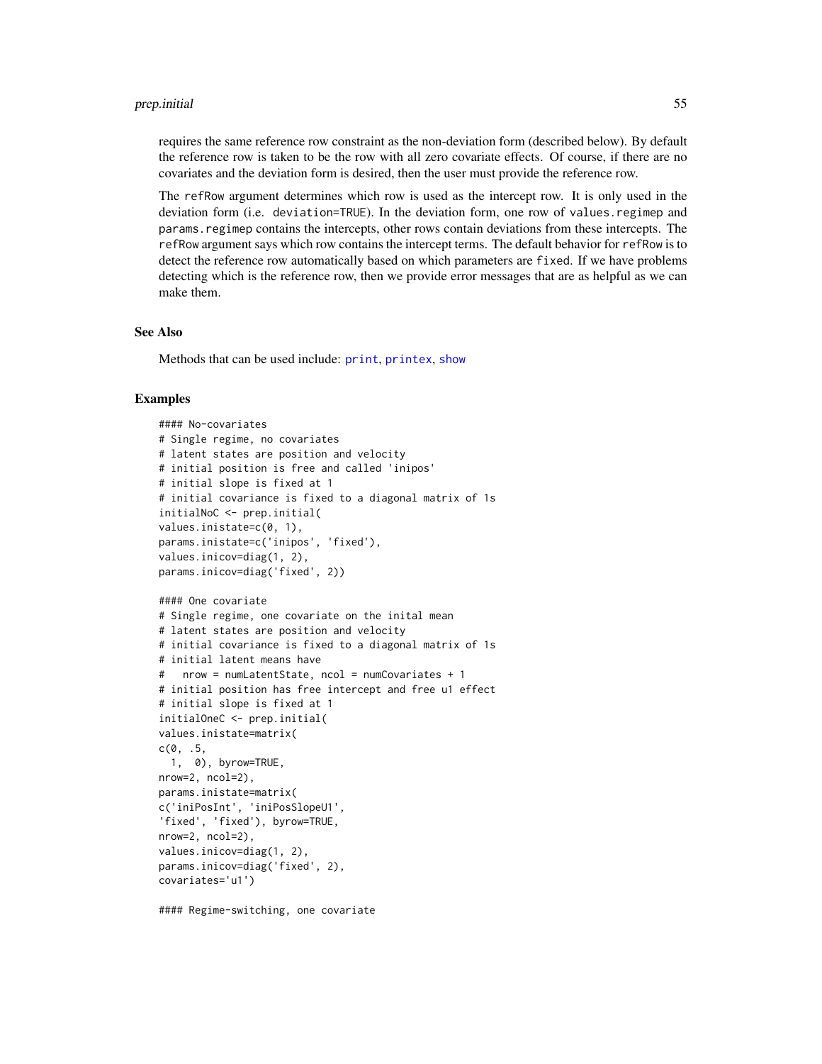requires the same reference row constraint as the non-deviation form (described below). By default the reference row is taken to be the row with all zero covariate effects. Of course, if there are no covariates and the deviation form is desired, then the user must provide the reference row.

The `refRow` argument determines which row is used as the intercept row. It is only used in the deviation form (i.e. `deviation=TRUE`). In the deviation form, one row of `values.regimep` and `params.regimep` contains the intercepts, other rows contain deviations from these intercepts. The `refRow` argument says which row contains the intercept terms. The default behavior for `refRow` is to detect the reference row automatically based on which parameters are `fixed`. If we have problems detecting which is the reference row, then we provide error messages that are as helpful as we can make them.

## See Also

Methods that can be used include: `print`, `printex`, `show`

## Examples

```
#### No-covariates
# Single regime, no covariates
# latent states are position and velocity
# initial position is free and called 'inipos'
# initial slope is fixed at 1
# initial covariance is fixed to a diagonal matrix of 1s
initialNoC <- prep.initial(
values.inistate=c(0, 1),
params.inistate=c('inipos', 'fixed'),
values.inicov=diag(1, 2),
params.inicov=diag('fixed', 2))

#### One covariate
# Single regime, one covariate on the inital mean
# latent states are position and velocity
# initial covariance is fixed to a diagonal matrix of 1s
# initial latent means have
#   nrow = numLatentState, ncol = numCovariates + 1
# initial position has free intercept and free u1 effect
# initial slope is fixed at 1
initialOneC <- prep.initial(
values.inistate=matrix(
c(0, .5,
  1,  0), byrow=TRUE,
nrow=2, ncol=2),
params.inistate=matrix(
c('iniPosInt', 'iniPosSlopeU1',
'fixed', 'fixed'), byrow=TRUE,
nrow=2, ncol=2),
values.inicov=diag(1, 2),
params.inicov=diag('fixed', 2),
covariates='u1')

#### Regime-switching, one covariate
```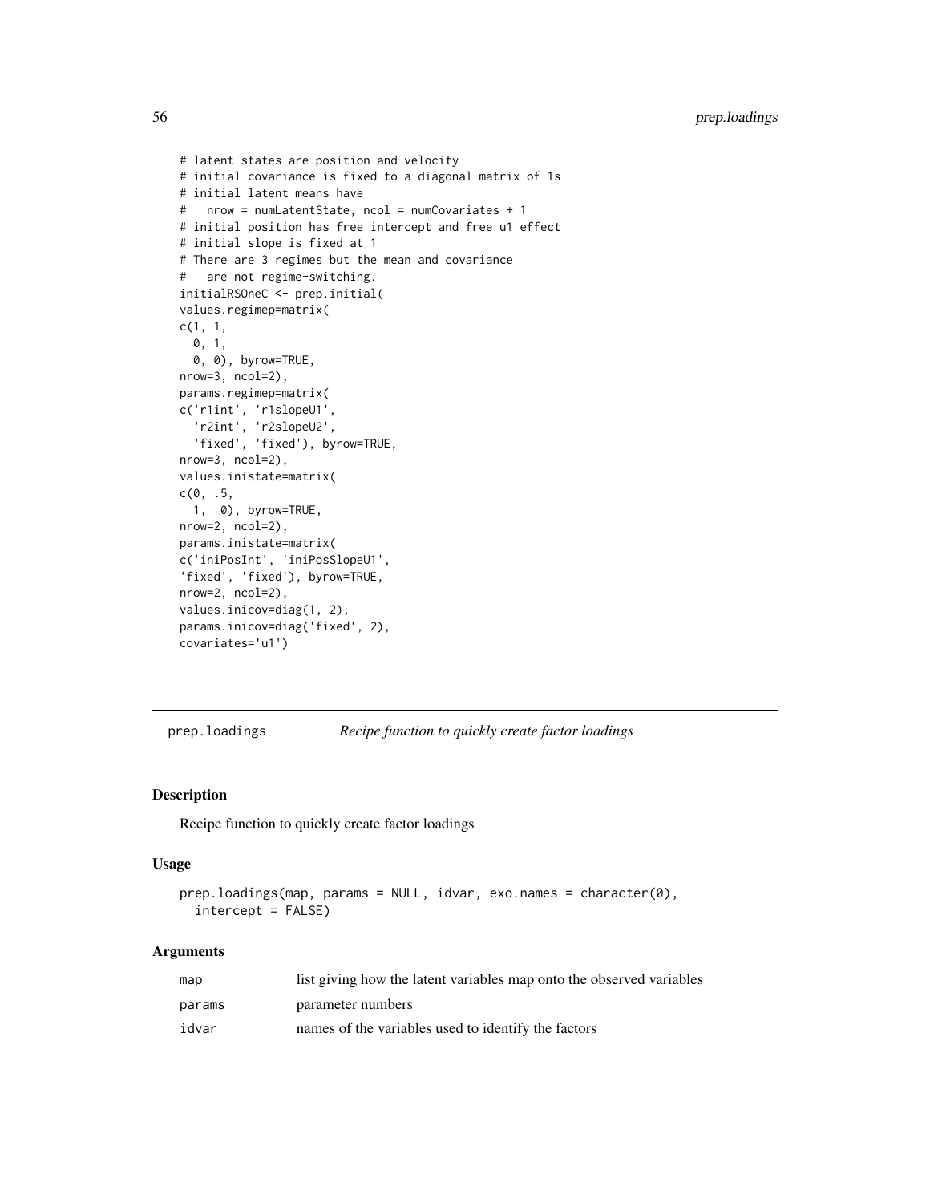```
# latent states are position and velocity
# initial covariance is fixed to a diagonal matrix of 1s
# initial latent means have
#   nrow = numLatentState, ncol = numCovariates + 1
# initial position has free intercept and free u1 effect
# initial slope is fixed at 1
# There are 3 regimes but the mean and covariance
#   are not regime-switching.
initialRSOneC <- prep.initial(
values.regimep=matrix(
c(1, 1,
  0, 1,
  0, 0), byrow=TRUE,
nrow=3, ncol=2),
params.regimep=matrix(
c('r1int', 'r1slopeU1',
  'r2int', 'r2slopeU2',
  'fixed', 'fixed'), byrow=TRUE,
nrow=3, ncol=2),
values.inistate=matrix(
c(0, .5,
  1,  0), byrow=TRUE,
nrow=2, ncol=2),
params.inistate=matrix(
c('iniPosInt', 'iniPosSlopeU1',
'fixed', 'fixed'), byrow=TRUE,
nrow=2, ncol=2),
values.inicov=diag(1, 2),
params.inicov=diag('fixed', 2),
covariates='u1')
```

---

## prep.loadings — *Recipe function to quickly create factor loadings*

### Description

Recipe function to quickly create factor loadings

### Usage

```
prep.loadings(map, params = NULL, idvar, exo.names = character(0),
  intercept = FALSE)
```

### Arguments

| | |
|---|---|
| map | list giving how the latent variables map onto the observed variables |
| params | parameter numbers |
| idvar | names of the variables used to identify the factors |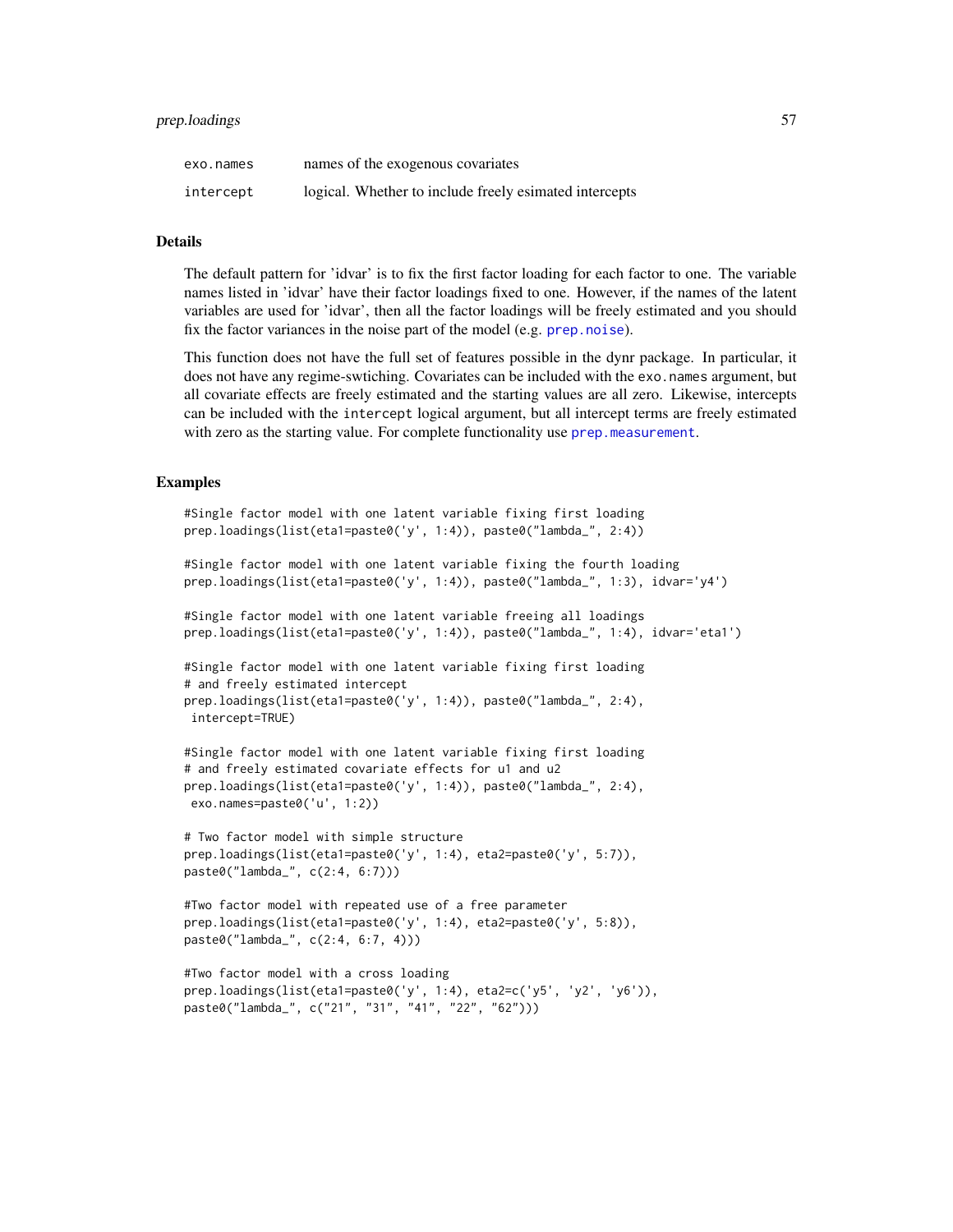| | |
|---|---|
| `exo.names` | names of the exogenous covariates |
| `intercept` | logical. Whether to include freely esimated intercepts |

## Details

The default pattern for 'idvar' is to fix the first factor loading for each factor to one. The variable names listed in 'idvar' have their factor loadings fixed to one. However, if the names of the latent variables are used for 'idvar', then all the factor loadings will be freely estimated and you should fix the factor variances in the noise part of the model (e.g. `prep.noise`).

This function does not have the full set of features possible in the dynr package. In particular, it does not have any regime-swtiching. Covariates can be included with the `exo.names` argument, but all covariate effects are freely estimated and the starting values are all zero. Likewise, intercepts can be included with the `intercept` logical argument, but all intercept terms are freely estimated with zero as the starting value. For complete functionality use `prep.measurement`.

## Examples

```
#Single factor model with one latent variable fixing first loading
prep.loadings(list(eta1=paste0('y', 1:4)), paste0("lambda_", 2:4))

#Single factor model with one latent variable fixing the fourth loading
prep.loadings(list(eta1=paste0('y', 1:4)), paste0("lambda_", 1:3), idvar='y4')

#Single factor model with one latent variable freeing all loadings
prep.loadings(list(eta1=paste0('y', 1:4)), paste0("lambda_", 1:4), idvar='eta1')

#Single factor model with one latent variable fixing first loading
# and freely estimated intercept
prep.loadings(list(eta1=paste0('y', 1:4)), paste0("lambda_", 2:4),
 intercept=TRUE)

#Single factor model with one latent variable fixing first loading
# and freely estimated covariate effects for u1 and u2
prep.loadings(list(eta1=paste0('y', 1:4)), paste0("lambda_", 2:4),
 exo.names=paste0('u', 1:2))

# Two factor model with simple structure
prep.loadings(list(eta1=paste0('y', 1:4), eta2=paste0('y', 5:7)),
paste0("lambda_", c(2:4, 6:7)))

#Two factor model with repeated use of a free parameter
prep.loadings(list(eta1=paste0('y', 1:4), eta2=paste0('y', 5:8)),
paste0("lambda_", c(2:4, 6:7, 4)))

#Two factor model with a cross loading
prep.loadings(list(eta1=paste0('y', 1:4), eta2=c('y5', 'y2', 'y6')),
paste0("lambda_", c("21", "31", "41", "22", "62")))
```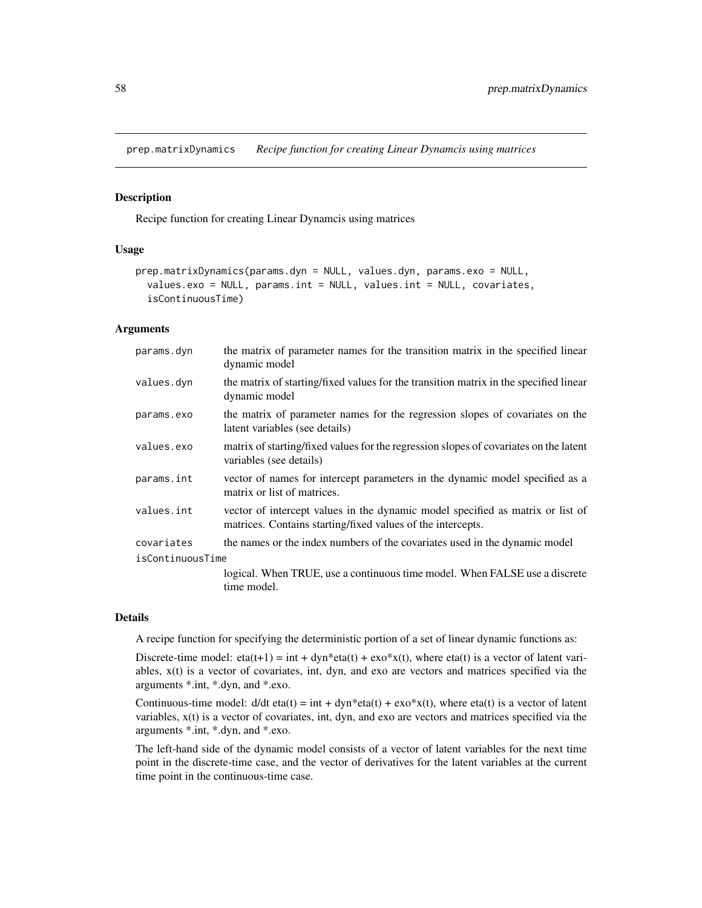# prep.matrixDynamics *Recipe function for creating Linear Dynamcis using matrices*

## Description

Recipe function for creating Linear Dynamcis using matrices

## Usage

```
prep.matrixDynamics(params.dyn = NULL, values.dyn, params.exo = NULL,
  values.exo = NULL, params.int = NULL, values.int = NULL, covariates,
  isContinuousTime)
```

## Arguments

| | |
|---|---|
| `params.dyn` | the matrix of parameter names for the transition matrix in the specified linear dynamic model |
| `values.dyn` | the matrix of starting/fixed values for the transition matrix in the specified linear dynamic model |
| `params.exo` | the matrix of parameter names for the regression slopes of covariates on the latent variables (see details) |
| `values.exo` | matrix of starting/fixed values for the regression slopes of covariates on the latent variables (see details) |
| `params.int` | vector of names for intercept parameters in the dynamic model specified as a matrix or list of matrices. |
| `values.int` | vector of intercept values in the dynamic model specified as matrix or list of matrices. Contains starting/fixed values of the intercepts. |
| `covariates` | the names or the index numbers of the covariates used in the dynamic model |
| `isContinuousTime` | logical. When TRUE, use a continuous time model. When FALSE use a discrete time model. |

## Details

A recipe function for specifying the deterministic portion of a set of linear dynamic functions as:

Discrete-time model: eta(t+1) = int + dyn*eta(t) + exo*x(t), where eta(t) is a vector of latent variables, x(t) is a vector of covariates, int, dyn, and exo are vectors and matrices specified via the arguments *.int, *.dyn, and *.exo.

Continuous-time model: d/dt eta(t) = int + dyn*eta(t) + exo*x(t), where eta(t) is a vector of latent variables, x(t) is a vector of covariates, int, dyn, and exo are vectors and matrices specified via the arguments *.int, *.dyn, and *.exo.

The left-hand side of the dynamic model consists of a vector of latent variables for the next time point in the discrete-time case, and the vector of derivatives for the latent variables at the current time point in the continuous-time case.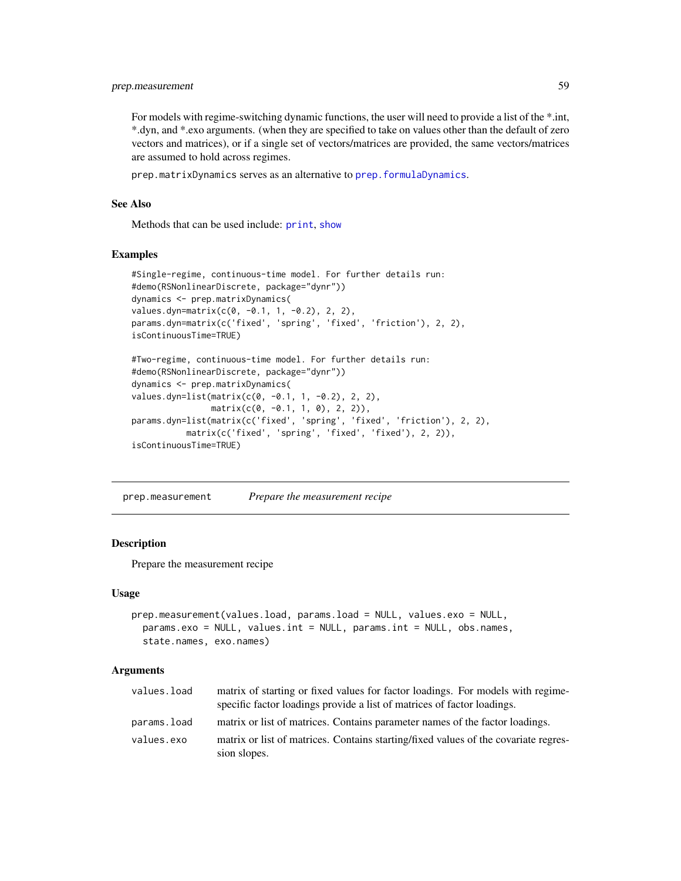For models with regime-switching dynamic functions, the user will need to provide a list of the *.int, *.dyn, and *.exo arguments. (when they are specified to take on values other than the default of zero vectors and matrices), or if a single set of vectors/matrices are provided, the same vectors/matrices are assumed to hold across regimes.

prep.matrixDynamics serves as an alternative to prep.formulaDynamics.

### See Also

Methods that can be used include: print, show

### Examples

```
#Single-regime, continuous-time model. For further details run:
#demo(RSNonlinearDiscrete, package="dynr"))
dynamics <- prep.matrixDynamics(
values.dyn=matrix(c(0, -0.1, 1, -0.2), 2, 2),
params.dyn=matrix(c('fixed', 'spring', 'fixed', 'friction'), 2, 2),
isContinuousTime=TRUE)

#Two-regime, continuous-time model. For further details run:
#demo(RSNonlinearDiscrete, package="dynr"))
dynamics <- prep.matrixDynamics(
values.dyn=list(matrix(c(0, -0.1, 1, -0.2), 2, 2),
                matrix(c(0, -0.1, 1, 0), 2, 2)),
params.dyn=list(matrix(c('fixed', 'spring', 'fixed', 'friction'), 2, 2),
           matrix(c('fixed', 'spring', 'fixed', 'fixed'), 2, 2)),
isContinuousTime=TRUE)
```

---

## prep.measurement    *Prepare the measurement recipe*

### Description

Prepare the measurement recipe

### Usage

```
prep.measurement(values.load, params.load = NULL, values.exo = NULL,
  params.exo = NULL, values.int = NULL, params.int = NULL, obs.names,
  state.names, exo.names)
```

### Arguments

| | |
|---|---|
| values.load | matrix of starting or fixed values for factor loadings. For models with regime-specific factor loadings provide a list of matrices of factor loadings. |
| params.load | matrix or list of matrices. Contains parameter names of the factor loadings. |
| values.exo | matrix or list of matrices. Contains starting/fixed values of the covariate regression slopes. |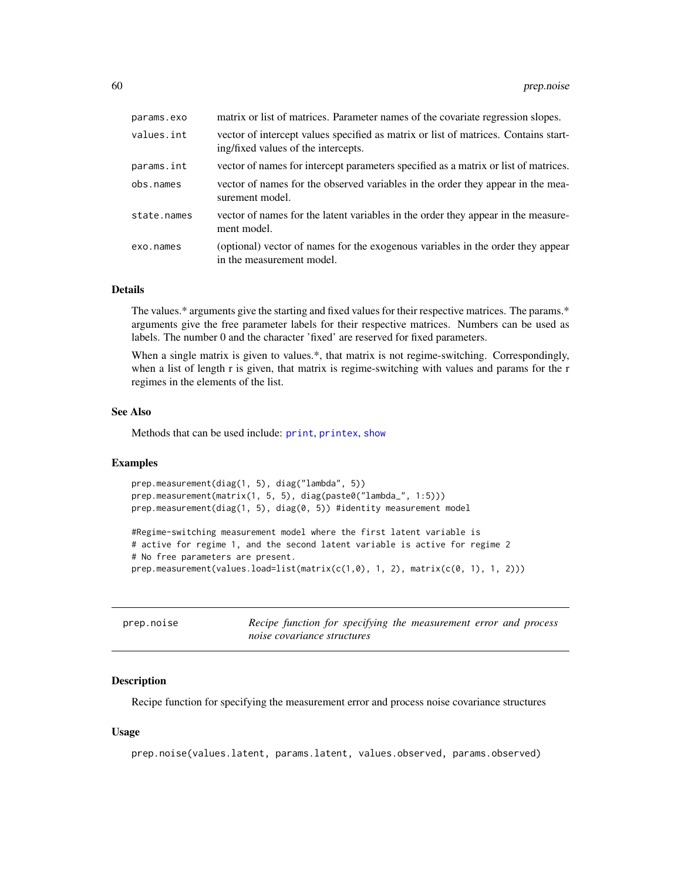| | |
|---|---|
| `params.exo` | matrix or list of matrices. Parameter names of the covariate regression slopes. |
| `values.int` | vector of intercept values specified as matrix or list of matrices. Contains starting/fixed values of the intercepts. |
| `params.int` | vector of names for intercept parameters specified as a matrix or list of matrices. |
| `obs.names` | vector of names for the observed variables in the order they appear in the measurement model. |
| `state.names` | vector of names for the latent variables in the order they appear in the measurement model. |
| `exo.names` | (optional) vector of names for the exogenous variables in the order they appear in the measurement model. |

### Details

The values.* arguments give the starting and fixed values for their respective matrices. The params.* arguments give the free parameter labels for their respective matrices. Numbers can be used as labels. The number 0 and the character 'fixed' are reserved for fixed parameters.

When a single matrix is given to values.*, that matrix is not regime-switching. Correspondingly, when a list of length r is given, that matrix is regime-switching with values and params for the r regimes in the elements of the list.

### See Also

Methods that can be used include: `print`, `printex`, `show`

### Examples

```
prep.measurement(diag(1, 5), diag("lambda", 5))
prep.measurement(matrix(1, 5, 5), diag(paste0("lambda_", 1:5)))
prep.measurement(diag(1, 5), diag(0, 5)) #identity measurement model

#Regime-switching measurement model where the first latent variable is
# active for regime 1, and the second latent variable is active for regime 2
# No free parameters are present.
prep.measurement(values.load=list(matrix(c(1,0), 1, 2), matrix(c(0, 1), 1, 2)))
```

---

## prep.noise — *Recipe function for specifying the measurement error and process noise covariance structures*

### Description

Recipe function for specifying the measurement error and process noise covariance structures

### Usage

```
prep.noise(values.latent, params.latent, values.observed, params.observed)
```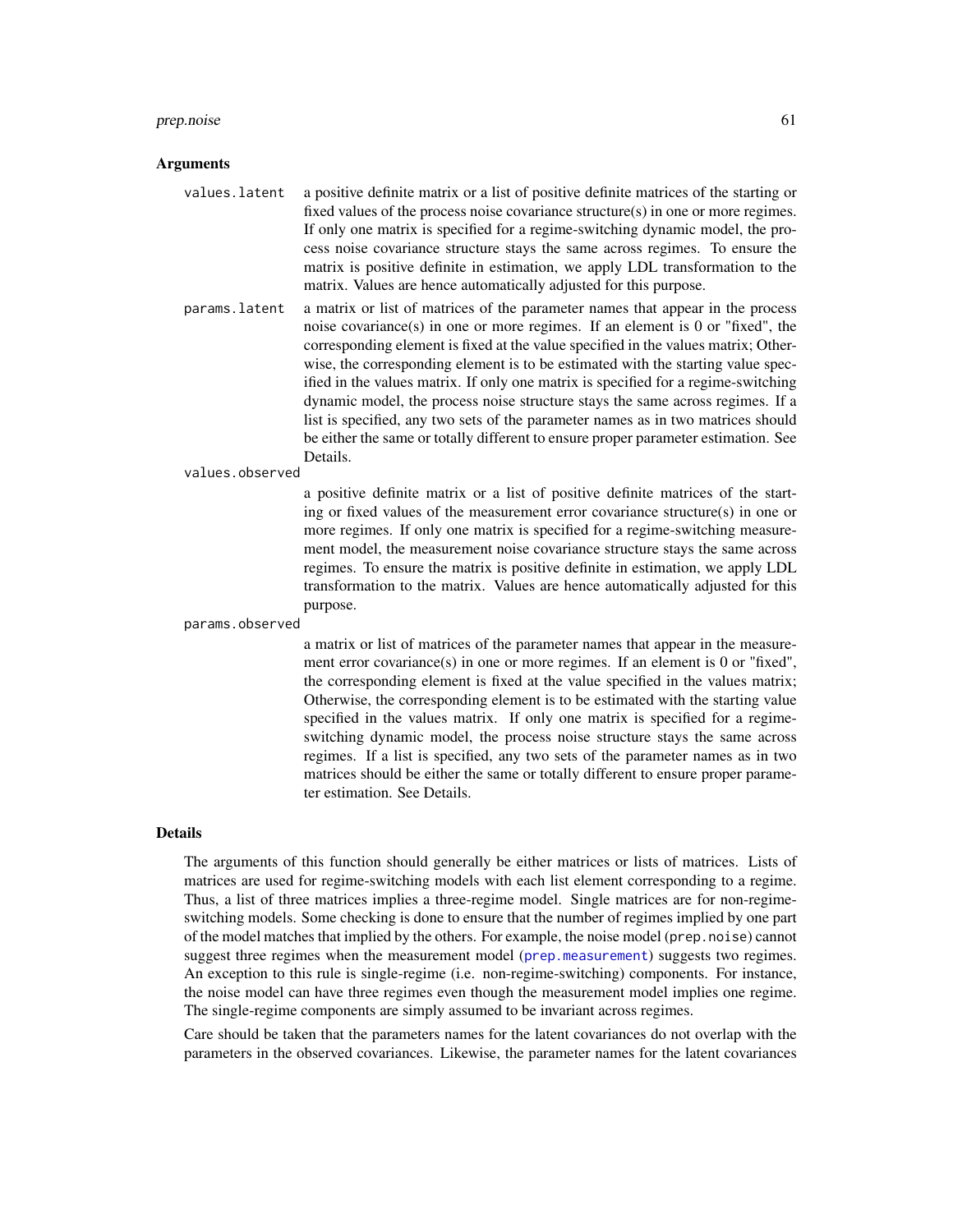## Arguments

`values.latent` a positive definite matrix or a list of positive definite matrices of the starting or fixed values of the process noise covariance structure(s) in one or more regimes. If only one matrix is specified for a regime-switching dynamic model, the process noise covariance structure stays the same across regimes. To ensure the matrix is positive definite in estimation, we apply LDL transformation to the matrix. Values are hence automatically adjusted for this purpose.

`params.latent` a matrix or list of matrices of the parameter names that appear in the process noise covariance(s) in one or more regimes. If an element is 0 or "fixed", the corresponding element is fixed at the value specified in the values matrix; Otherwise, the corresponding element is to be estimated with the starting value specified in the values matrix. If only one matrix is specified for a regime-switching dynamic model, the process noise structure stays the same across regimes. If a list is specified, any two sets of the parameter names as in two matrices should be either the same or totally different to ensure proper parameter estimation. See Details.

`values.observed` a positive definite matrix or a list of positive definite matrices of the starting or fixed values of the measurement error covariance structure(s) in one or more regimes. If only one matrix is specified for a regime-switching measurement model, the measurement noise covariance structure stays the same across regimes. To ensure the matrix is positive definite in estimation, we apply LDL transformation to the matrix. Values are hence automatically adjusted for this purpose.

`params.observed` a matrix or list of matrices of the parameter names that appear in the measurement error covariance(s) in one or more regimes. If an element is 0 or "fixed", the corresponding element is fixed at the value specified in the values matrix; Otherwise, the corresponding element is to be estimated with the starting value specified in the values matrix. If only one matrix is specified for a regime-switching dynamic model, the process noise structure stays the same across regimes. If a list is specified, any two sets of the parameter names as in two matrices should be either the same or totally different to ensure proper parameter estimation. See Details.

## Details

The arguments of this function should generally be either matrices or lists of matrices. Lists of matrices are used for regime-switching models with each list element corresponding to a regime. Thus, a list of three matrices implies a three-regime model. Single matrices are for non-regime-switching models. Some checking is done to ensure that the number of regimes implied by one part of the model matches that implied by the others. For example, the noise model (`prep.noise`) cannot suggest three regimes when the measurement model (`prep.measurement`) suggests two regimes. An exception to this rule is single-regime (i.e. non-regime-switching) components. For instance, the noise model can have three regimes even though the measurement model implies one regime. The single-regime components are simply assumed to be invariant across regimes.

Care should be taken that the parameters names for the latent covariances do not overlap with the parameters in the observed covariances. Likewise, the parameter names for the latent covariances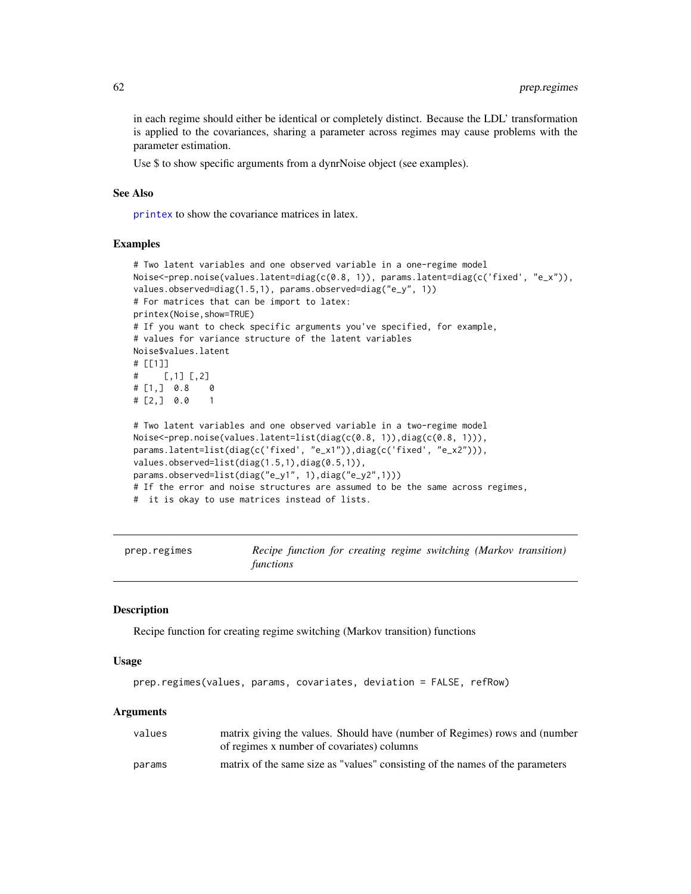in each regime should either be identical or completely distinct. Because the LDL' transformation is applied to the covariances, sharing a parameter across regimes may cause problems with the parameter estimation.

Use $ to show specific arguments from a dynrNoise object (see examples).

### See Also

printex to show the covariance matrices in latex.

### Examples

```
# Two latent variables and one observed variable in a one-regime model
Noise<-prep.noise(values.latent=diag(c(0.8, 1)), params.latent=diag(c('fixed', "e_x")),
values.observed=diag(1.5,1), params.observed=diag("e_y", 1))
# For matrices that can be import to latex:
printex(Noise,show=TRUE)
# If you want to check specific arguments you've specified, for example,
# values for variance structure of the latent variables
Noise$values.latent
# [[1]]
#      [,1] [,2]
# [1,]  0.8    0
# [2,]  0.0    1

# Two latent variables and one observed variable in a two-regime model
Noise<-prep.noise(values.latent=list(diag(c(0.8, 1)),diag(c(0.8, 1))),
params.latent=list(diag(c('fixed', "e_x1")),diag(c('fixed', "e_x2"))),
values.observed=list(diag(1.5,1),diag(0.5,1)),
params.observed=list(diag("e_y1", 1),diag("e_y2",1)))
# If the error and noise structures are assumed to be the same across regimes,
#  it is okay to use matrices instead of lists.
```

---

## prep.regimes — *Recipe function for creating regime switching (Markov transition) functions*

---

### Description

Recipe function for creating regime switching (Markov transition) functions

### Usage

```
prep.regimes(values, params, covariates, deviation = FALSE, refRow)
```

### Arguments

| | |
|---|---|
| values | matrix giving the values. Should have (number of Regimes) rows and (number of regimes x number of covariates) columns |
| params | matrix of the same size as "values" consisting of the names of the parameters |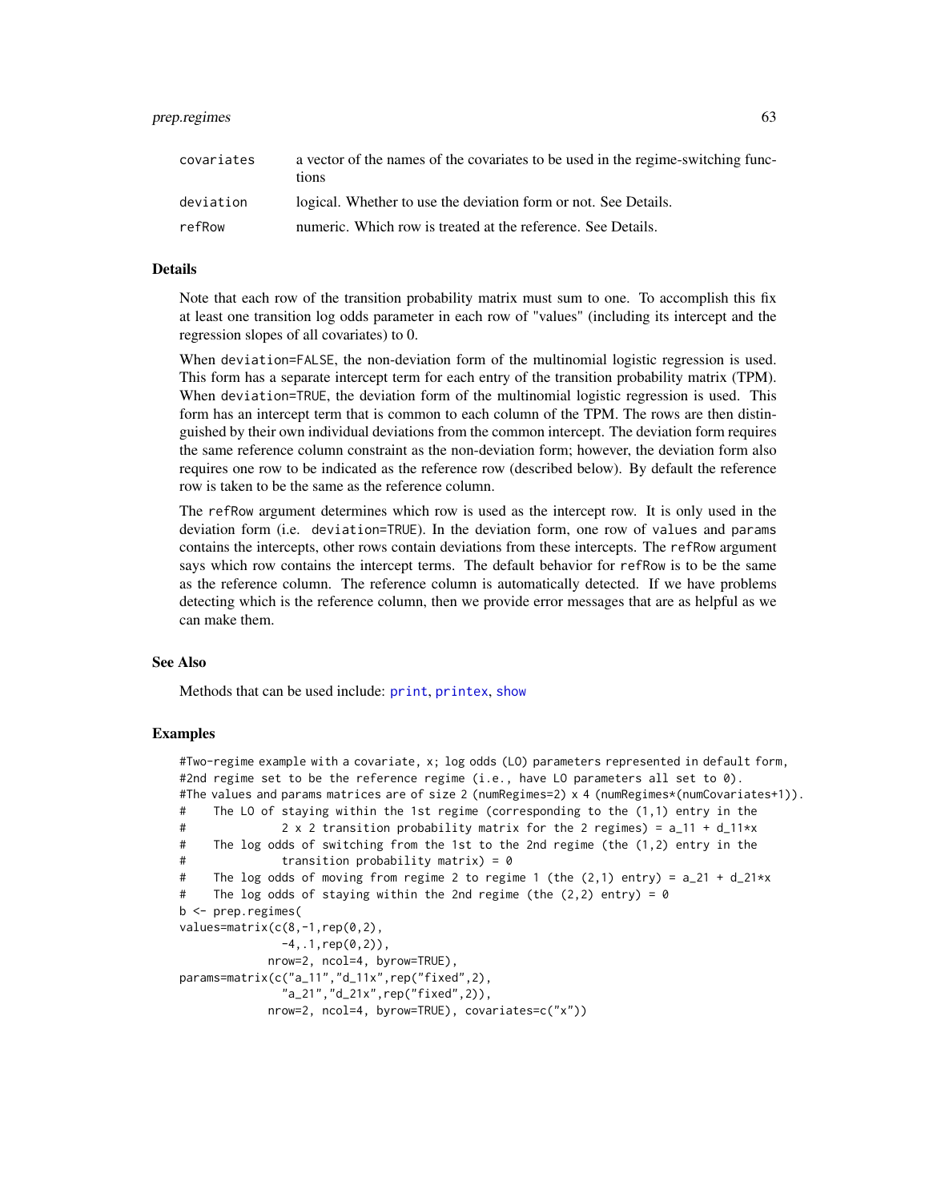| | |
|---|---|
| covariates | a vector of the names of the covariates to be used in the regime-switching functions |
| deviation | logical. Whether to use the deviation form or not. See Details. |
| refRow | numeric. Which row is treated at the reference. See Details. |

## Details

Note that each row of the transition probability matrix must sum to one. To accomplish this fix at least one transition log odds parameter in each row of "values" (including its intercept and the regression slopes of all covariates) to 0.

When deviation=FALSE, the non-deviation form of the multinomial logistic regression is used. This form has a separate intercept term for each entry of the transition probability matrix (TPM). When deviation=TRUE, the deviation form of the multinomial logistic regression is used. This form has an intercept term that is common to each column of the TPM. The rows are then distinguished by their own individual deviations from the common intercept. The deviation form requires the same reference column constraint as the non-deviation form; however, the deviation form also requires one row to be indicated as the reference row (described below). By default the reference row is taken to be the same as the reference column.

The refRow argument determines which row is used as the intercept row. It is only used in the deviation form (i.e. deviation=TRUE). In the deviation form, one row of values and params contains the intercepts, other rows contain deviations from these intercepts. The refRow argument says which row contains the intercept terms. The default behavior for refRow is to be the same as the reference column. The reference column is automatically detected. If we have problems detecting which is the reference column, then we provide error messages that are as helpful as we can make them.

## See Also

Methods that can be used include: print, printex, show

## Examples

```
#Two-regime example with a covariate, x; log odds (LO) parameters represented in default form,
#2nd regime set to be the reference regime (i.e., have LO parameters all set to 0).
#The values and params matrices are of size 2 (numRegimes=2) x 4 (numRegimes*(numCovariates+1)).
#    The LO of staying within the 1st regime (corresponding to the (1,1) entry in the
#              2 x 2 transition probability matrix for the 2 regimes) = a_11 + d_11*x
#    The log odds of switching from the 1st to the 2nd regime (the (1,2) entry in the
#              transition probability matrix) = 0
#    The log odds of moving from regime 2 to regime 1 (the (2,1) entry) = a_21 + d_21*x
#    The log odds of staying within the 2nd regime (the (2,2) entry) = 0
b <- prep.regimes(
values=matrix(c(8,-1,rep(0,2),
              -4,.1,rep(0,2)),
            nrow=2, ncol=4, byrow=TRUE),
params=matrix(c("a_11","d_11x",rep("fixed",2),
              "a_21","d_21x",rep("fixed",2)),
            nrow=2, ncol=4, byrow=TRUE), covariates=c("x"))
```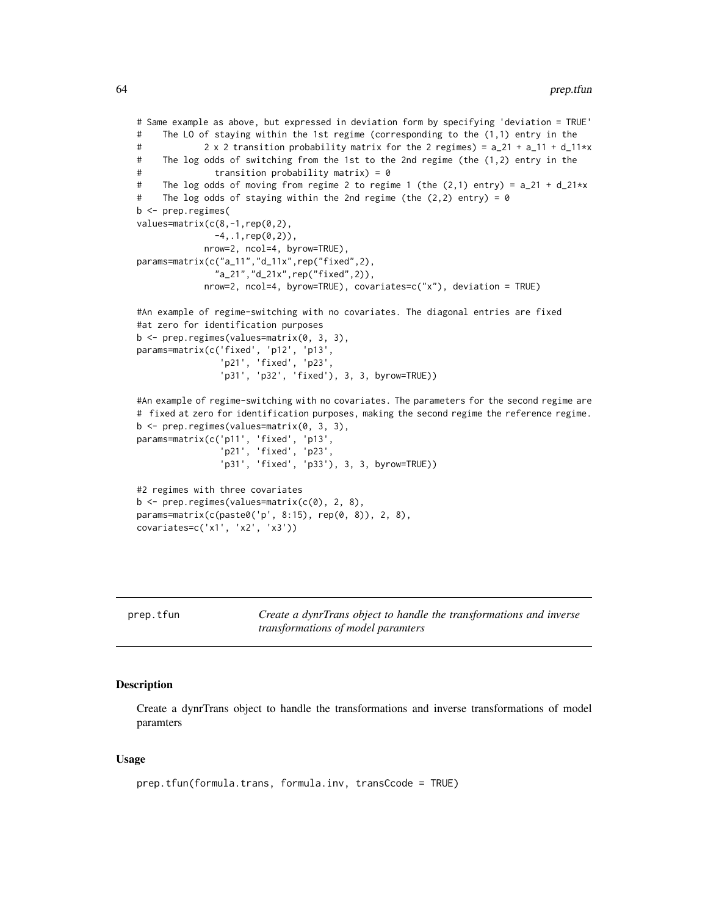```
# Same example as above, but expressed in deviation form by specifying 'deviation = TRUE'
#    The LO of staying within the 1st regime (corresponding to the (1,1) entry in the
#            2 x 2 transition probability matrix for the 2 regimes) = a_21 + a_11 + d_11*x
#    The log odds of switching from the 1st to the 2nd regime (the (1,2) entry in the
#              transition probability matrix) = 0
#    The log odds of moving from regime 2 to regime 1 (the (2,1) entry) = a_21 + d_21*x
#    The log odds of staying within the 2nd regime (the (2,2) entry) = 0
b <- prep.regimes(
values=matrix(c(8,-1,rep(0,2),
              -4,.1,rep(0,2)),
             nrow=2, ncol=4, byrow=TRUE),
params=matrix(c("a_11","d_11x",rep("fixed",2),
              "a_21","d_21x",rep("fixed",2)),
             nrow=2, ncol=4, byrow=TRUE), covariates=c("x"), deviation = TRUE)

#An example of regime-switching with no covariates. The diagonal entries are fixed
#at zero for identification purposes
b <- prep.regimes(values=matrix(0, 3, 3),
params=matrix(c('fixed', 'p12', 'p13',
                'p21', 'fixed', 'p23',
                'p31', 'p32', 'fixed'), 3, 3, byrow=TRUE))

#An example of regime-switching with no covariates. The parameters for the second regime are
# fixed at zero for identification purposes, making the second regime the reference regime.
b <- prep.regimes(values=matrix(0, 3, 3),
params=matrix(c('p11', 'fixed', 'p13',
                'p21', 'fixed', 'p23',
                'p31', 'fixed', 'p33'), 3, 3, byrow=TRUE))

#2 regimes with three covariates
b <- prep.regimes(values=matrix(c(0), 2, 8),
params=matrix(c(paste0('p', 8:15), rep(0, 8)), 2, 8),
covariates=c('x1', 'x2', 'x3'))
```

---

prep.tfun — *Create a dynrTrans object to handle the transformations and inverse transformations of model paramters*

---

## Description

Create a dynrTrans object to handle the transformations and inverse transformations of model paramters

## Usage

```
prep.tfun(formula.trans, formula.inv, transCcode = TRUE)
```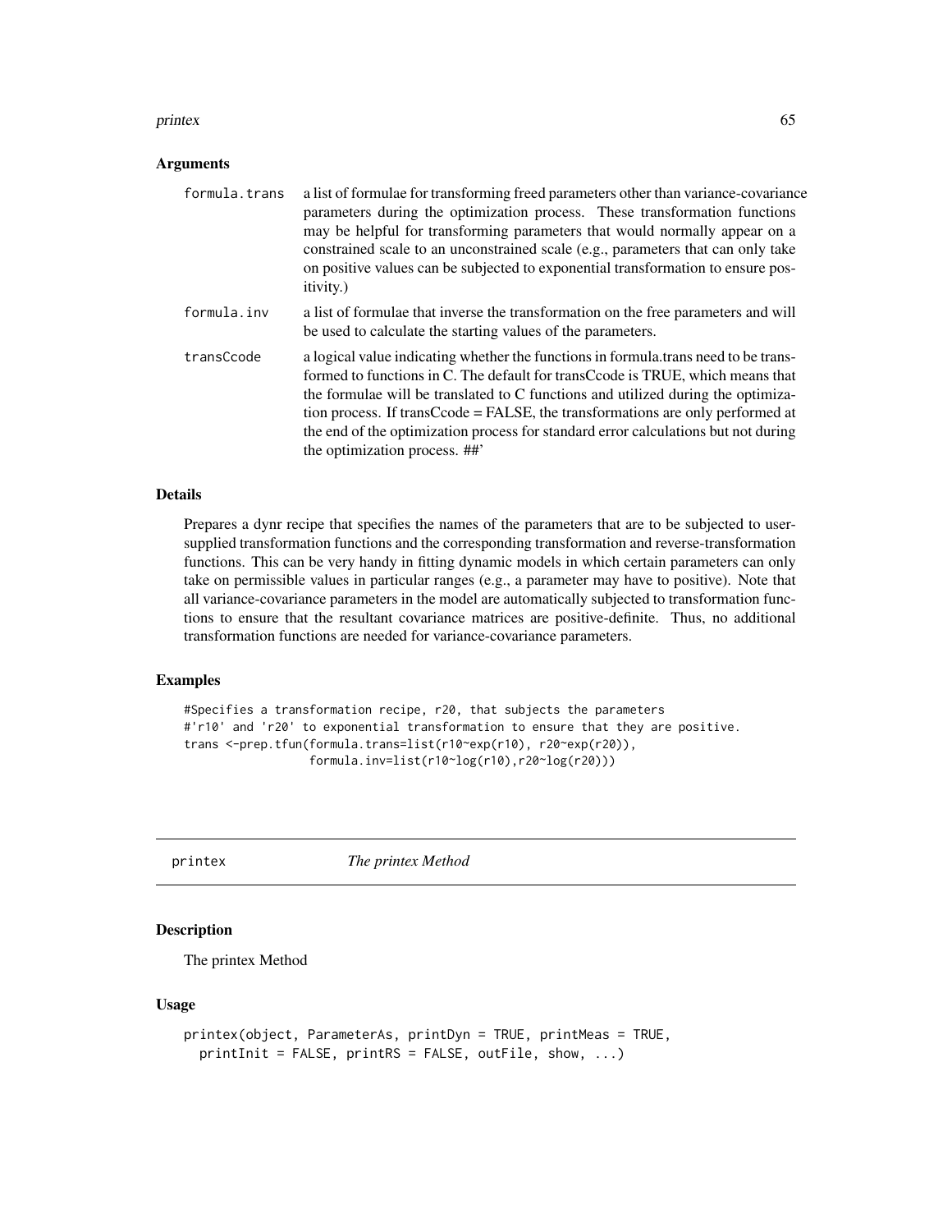### Arguments

| | |
|---|---|
| `formula.trans` | a list of formulae for transforming freed parameters other than variance-covariance parameters during the optimization process. These transformation functions may be helpful for transforming parameters that would normally appear on a constrained scale to an unconstrained scale (e.g., parameters that can only take on positive values can be subjected to exponential transformation to ensure positivity.) |
| `formula.inv` | a list of formulae that inverse the transformation on the free parameters and will be used to calculate the starting values of the parameters. |
| `transCcode` | a logical value indicating whether the functions in formula.trans need to be transformed to functions in C. The default for transCcode is TRUE, which means that the formulae will be translated to C functions and utilized during the optimization process. If transCcode = FALSE, the transformations are only performed at the end of the optimization process for standard error calculations but not during the optimization process. ##' |

### Details

Prepares a dynr recipe that specifies the names of the parameters that are to be subjected to user-supplied transformation functions and the corresponding transformation and reverse-transformation functions. This can be very handy in fitting dynamic models in which certain parameters can only take on permissible values in particular ranges (e.g., a parameter may have to positive). Note that all variance-covariance parameters in the model are automatically subjected to transformation functions to ensure that the resultant covariance matrices are positive-definite. Thus, no additional transformation functions are needed for variance-covariance parameters.

### Examples

```
#Specifies a transformation recipe, r20, that subjects the parameters
#'r10' and 'r20' to exponential transformation to ensure that they are positive.
trans <-prep.tfun(formula.trans=list(r10~exp(r10), r20~exp(r20)),
                  formula.inv=list(r10~log(r10),r20~log(r20)))
```

---

## printex *The printex Method*

### Description

The printex Method

### Usage

```
printex(object, ParameterAs, printDyn = TRUE, printMeas = TRUE,
  printInit = FALSE, printRS = FALSE, outFile, show, ...)
```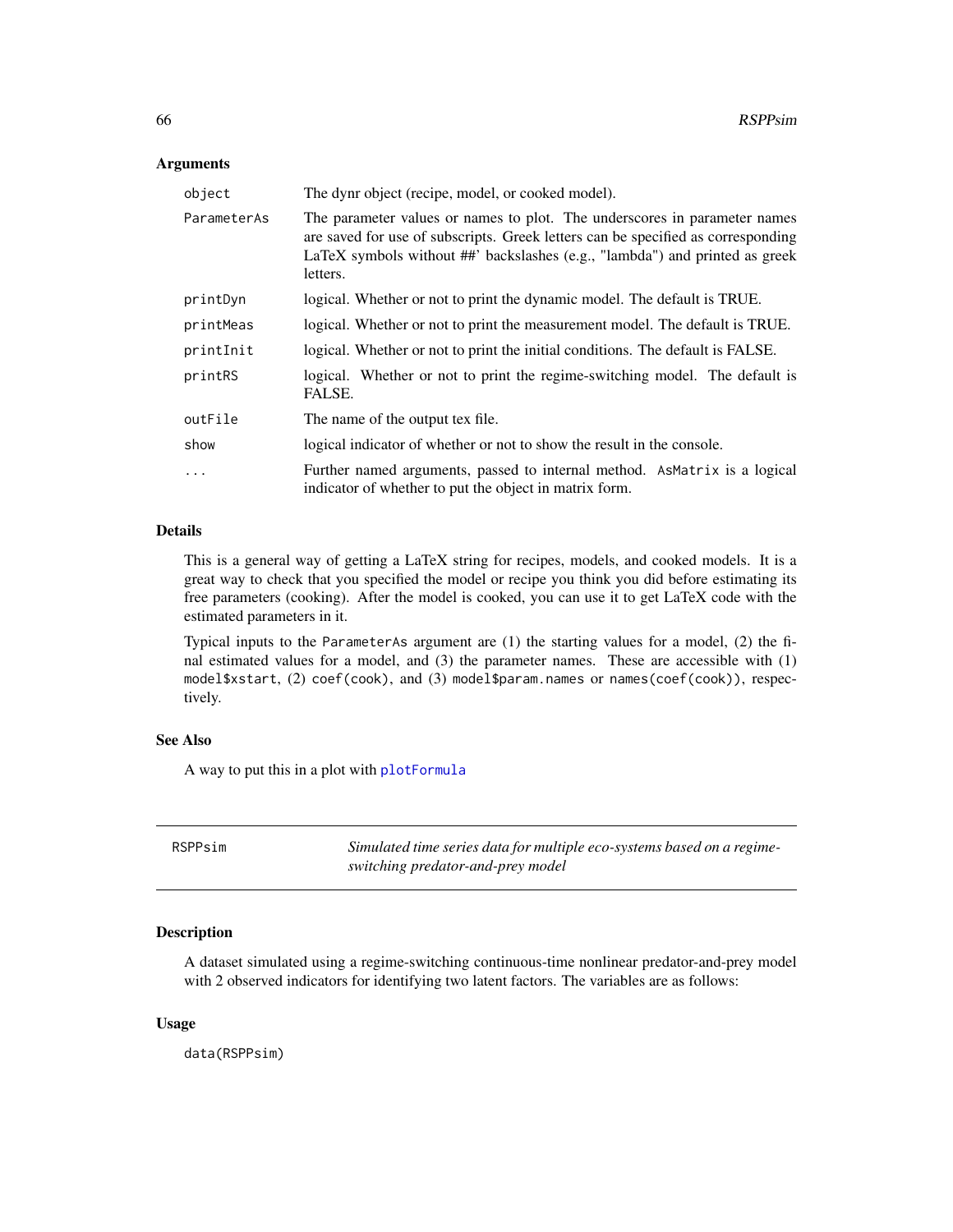### Arguments

| | |
|---|---|
| object | The dynr object (recipe, model, or cooked model). |
| ParameterAs | The parameter values or names to plot. The underscores in parameter names are saved for use of subscripts. Greek letters can be specified as corresponding LaTeX symbols without ##' backslashes (e.g., "lambda") and printed as greek letters. |
| printDyn | logical. Whether or not to print the dynamic model. The default is TRUE. |
| printMeas | logical. Whether or not to print the measurement model. The default is TRUE. |
| printInit | logical. Whether or not to print the initial conditions. The default is FALSE. |
| printRS | logical. Whether or not to print the regime-switching model. The default is FALSE. |
| outFile | The name of the output tex file. |
| show | logical indicator of whether or not to show the result in the console. |
| ... | Further named arguments, passed to internal method. AsMatrix is a logical indicator of whether to put the object in matrix form. |

### Details

This is a general way of getting a LaTeX string for recipes, models, and cooked models. It is a great way to check that you specified the model or recipe you think you did before estimating its free parameters (cooking). After the model is cooked, you can use it to get LaTeX code with the estimated parameters in it.

Typical inputs to the ParameterAs argument are (1) the starting values for a model, (2) the final estimated values for a model, and (3) the parameter names. These are accessible with (1) model$xstart, (2) coef(cook), and (3) model$param.names or names(coef(cook)), respectively.

### See Also

A way to put this in a plot with plotFormula

---

## RSPPsim — *Simulated time series data for multiple eco-systems based on a regime-switching predator-and-prey model*

### Description

A dataset simulated using a regime-switching continuous-time nonlinear predator-and-prey model with 2 observed indicators for identifying two latent factors. The variables are as follows:

### Usage

```
data(RSPPsim)
```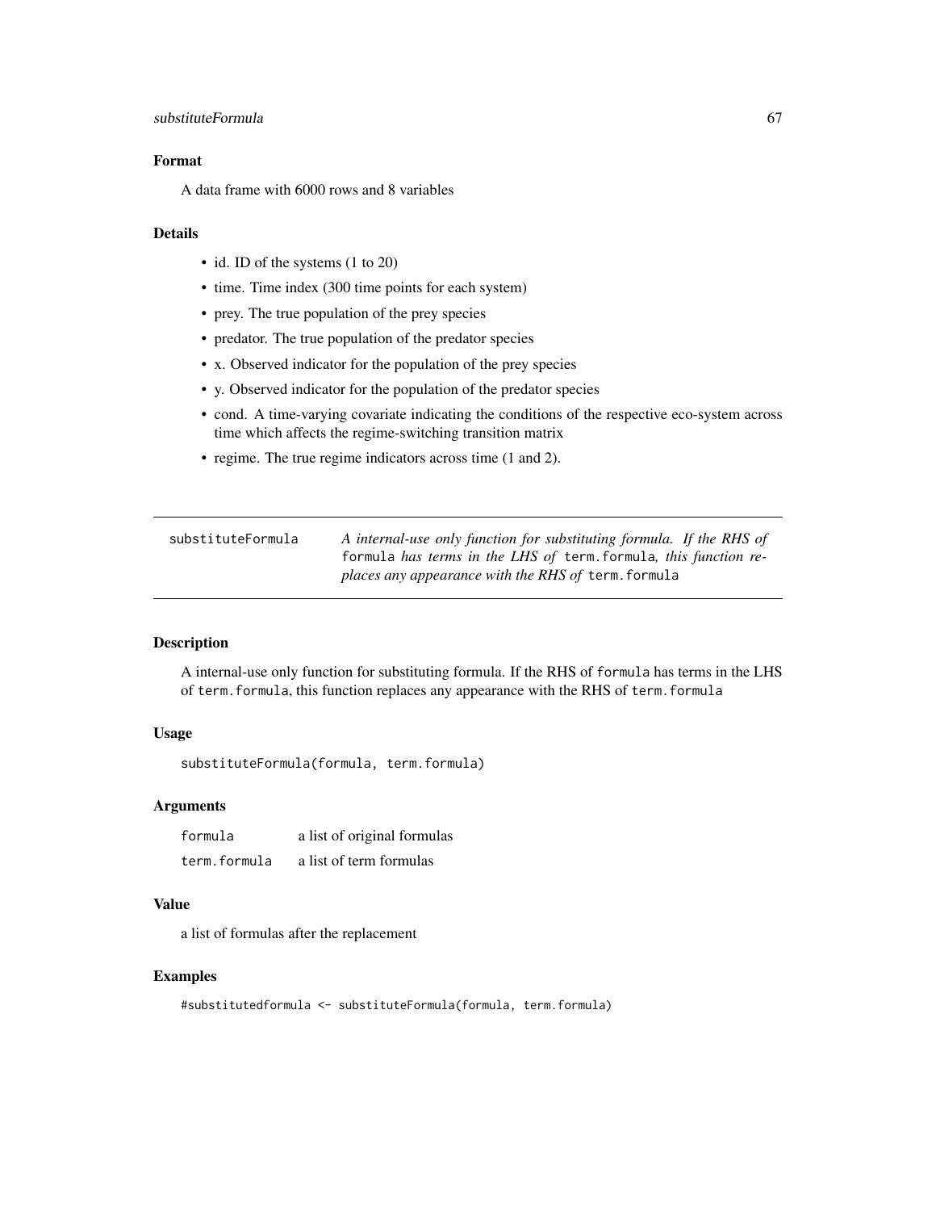### Format

A data frame with 6000 rows and 8 variables

### Details

- id. ID of the systems (1 to 20)
- time. Time index (300 time points for each system)
- prey. The true population of the prey species
- predator. The true population of the predator species
- x. Observed indicator for the population of the prey species
- y. Observed indicator for the population of the predator species
- cond. A time-varying covariate indicating the conditions of the respective eco-system across time which affects the regime-switching transition matrix
- regime. The true regime indicators across time (1 and 2).

---

## substituteFormula

*A internal-use only function for substituting formula. If the RHS of* `formula` *has terms in the LHS of* `term.formula`*, this function replaces any appearance with the RHS of* `term.formula`

---

### Description

A internal-use only function for substituting formula. If the RHS of `formula` has terms in the LHS of `term.formula`, this function replaces any appearance with the RHS of `term.formula`

### Usage

```
substituteFormula(formula, term.formula)
```

### Arguments

| | |
|---|---|
| `formula` | a list of original formulas |
| `term.formula` | a list of term formulas |

### Value

a list of formulas after the replacement

### Examples

```
#substitutedformula <- substituteFormula(formula, term.formula)
```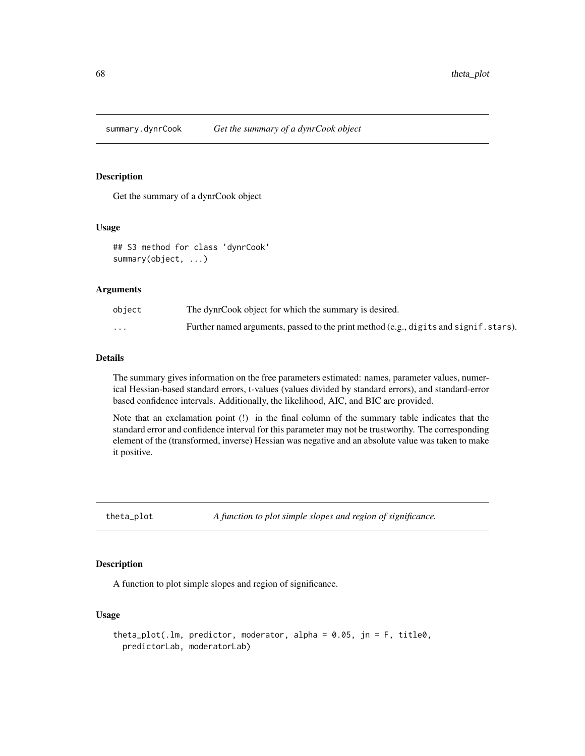## summary.dynrCook &nbsp;&nbsp;&nbsp; *Get the summary of a dynrCook object*

### Description

Get the summary of a dynrCook object

### Usage

```
## S3 method for class 'dynrCook'
summary(object, ...)
```

### Arguments

| | |
|---|---|
| object | The dynrCook object for which the summary is desired. |
| ... | Further named arguments, passed to the print method (e.g., digits and signif.stars). |

### Details

The summary gives information on the free parameters estimated: names, parameter values, numerical Hessian-based standard errors, t-values (values divided by standard errors), and standard-error based confidence intervals. Additionally, the likelihood, AIC, and BIC are provided.

Note that an exclamation point (!) in the final column of the summary table indicates that the standard error and confidence interval for this parameter may not be trustworthy. The corresponding element of the (transformed, inverse) Hessian was negative and an absolute value was taken to make it positive.

## theta_plot &nbsp;&nbsp;&nbsp; *A function to plot simple slopes and region of significance.*

### Description

A function to plot simple slopes and region of significance.

### Usage

```
theta_plot(.lm, predictor, moderator, alpha = 0.05, jn = F, title0,
  predictorLab, moderatorLab)
```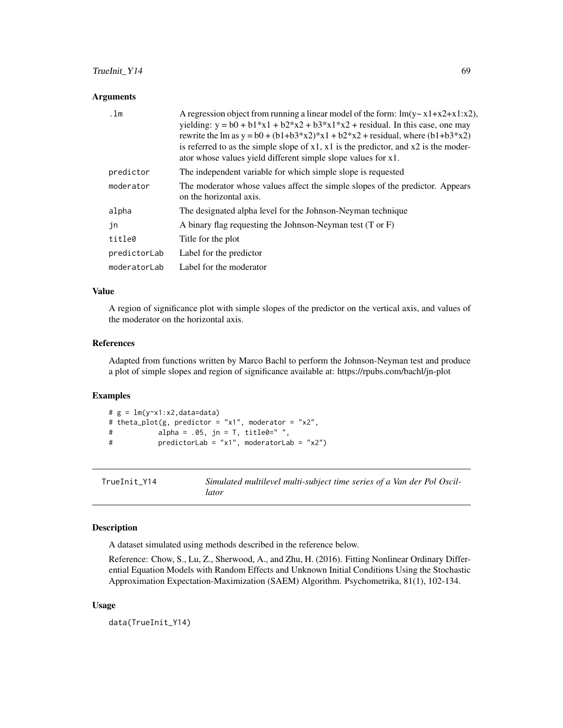### Arguments

| | |
|---|---|
| `.lm` | A regression object from running a linear model of the form: lm(y~ x1+x2+x1:x2), yielding: y = b0 + b1*x1 + b2*x2 + b3*x1*x2 + residual. In this case, one may rewrite the lm as y = b0 + (b1+b3*x2)*x1 + b2*x2 + residual, where (b1+b3*x2) is referred to as the simple slope of x1, x1 is the predictor, and x2 is the moderator whose values yield different simple slope values for x1. |
| `predictor` | The independent variable for which simple slope is requested |
| `moderator` | The moderator whose values affect the simple slopes of the predictor. Appears on the horizontal axis. |
| `alpha` | The designated alpha level for the Johnson-Neyman technique |
| `jn` | A binary flag requesting the Johnson-Neyman test (T or F) |
| `title0` | Title for the plot |
| `predictorLab` | Label for the predictor |
| `moderatorLab` | Label for the moderator |

### Value

A region of significance plot with simple slopes of the predictor on the vertical axis, and values of the moderator on the horizontal axis.

### References

Adapted from functions written by Marco Bachl to perform the Johnson-Neyman test and produce a plot of simple slopes and region of significance available at: https://rpubs.com/bachl/jn-plot

### Examples

```
# g = lm(y~x1:x2,data=data)
# theta_plot(g, predictor = "x1", moderator = "x2",
#           alpha = .05, jn = T, title0=" ",
#           predictorLab = "x1", moderatorLab = "x2")
```

---

## TrueInit_Y14 — *Simulated multilevel multi-subject time series of a Van der Pol Oscillator*

---

### Description

A dataset simulated using methods described in the reference below.

Reference: Chow, S., Lu, Z., Sherwood, A., and Zhu, H. (2016). Fitting Nonlinear Ordinary Differential Equation Models with Random Effects and Unknown Initial Conditions Using the Stochastic Approximation Expectation-Maximization (SAEM) Algorithm. Psychometrika, 81(1), 102-134.

### Usage

```
data(TrueInit_Y14)
```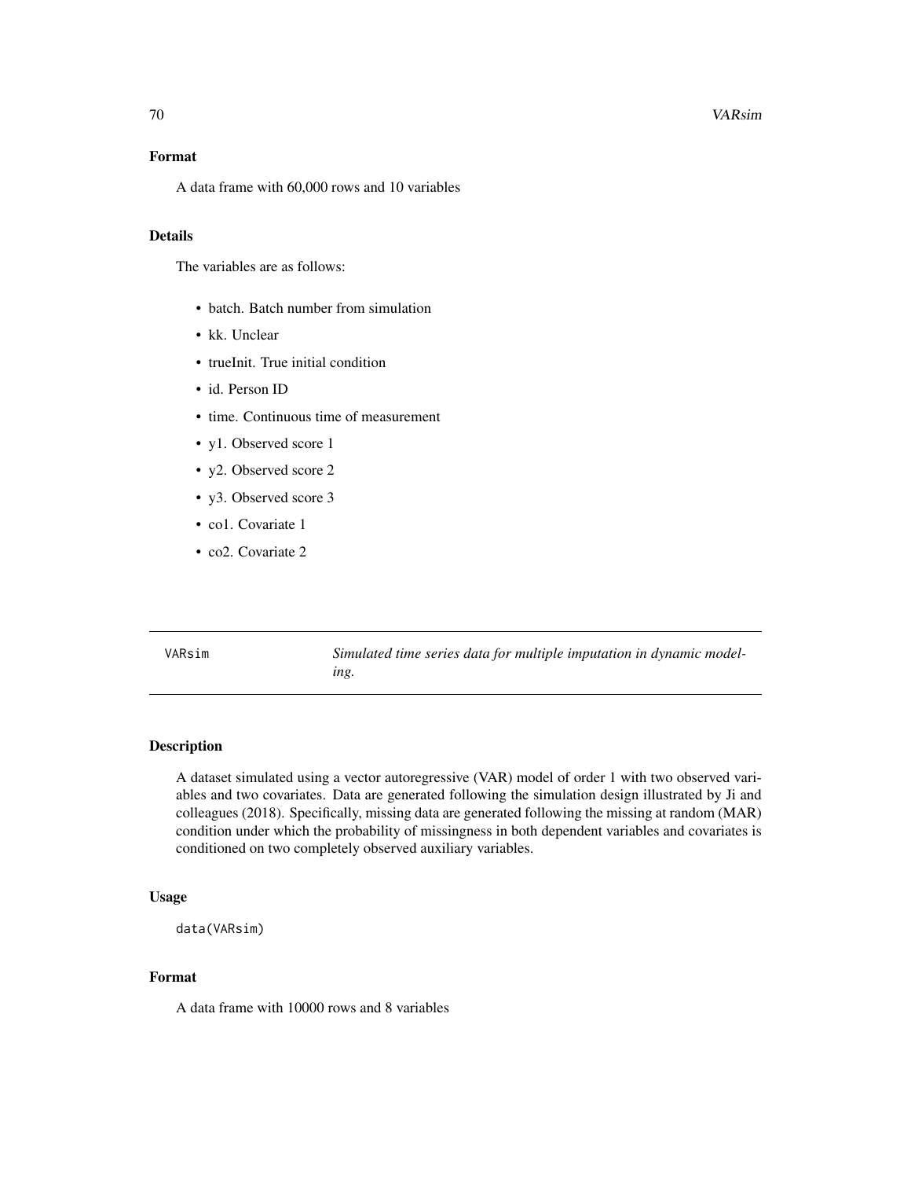### Format

A data frame with 60,000 rows and 10 variables

### Details

The variables are as follows:

- batch. Batch number from simulation
- kk. Unclear
- trueInit. True initial condition
- id. Person ID
- time. Continuous time of measurement
- y1. Observed score 1
- y2. Observed score 2
- y3. Observed score 3
- co1. Covariate 1
- co2. Covariate 2

---

## VARsim — *Simulated time series data for multiple imputation in dynamic modeling.*

---

### Description

A dataset simulated using a vector autoregressive (VAR) model of order 1 with two observed variables and two covariates. Data are generated following the simulation design illustrated by Ji and colleagues (2018). Specifically, missing data are generated following the missing at random (MAR) condition under which the probability of missingness in both dependent variables and covariates is conditioned on two completely observed auxiliary variables.

### Usage

```
data(VARsim)
```

### Format

A data frame with 10000 rows and 8 variables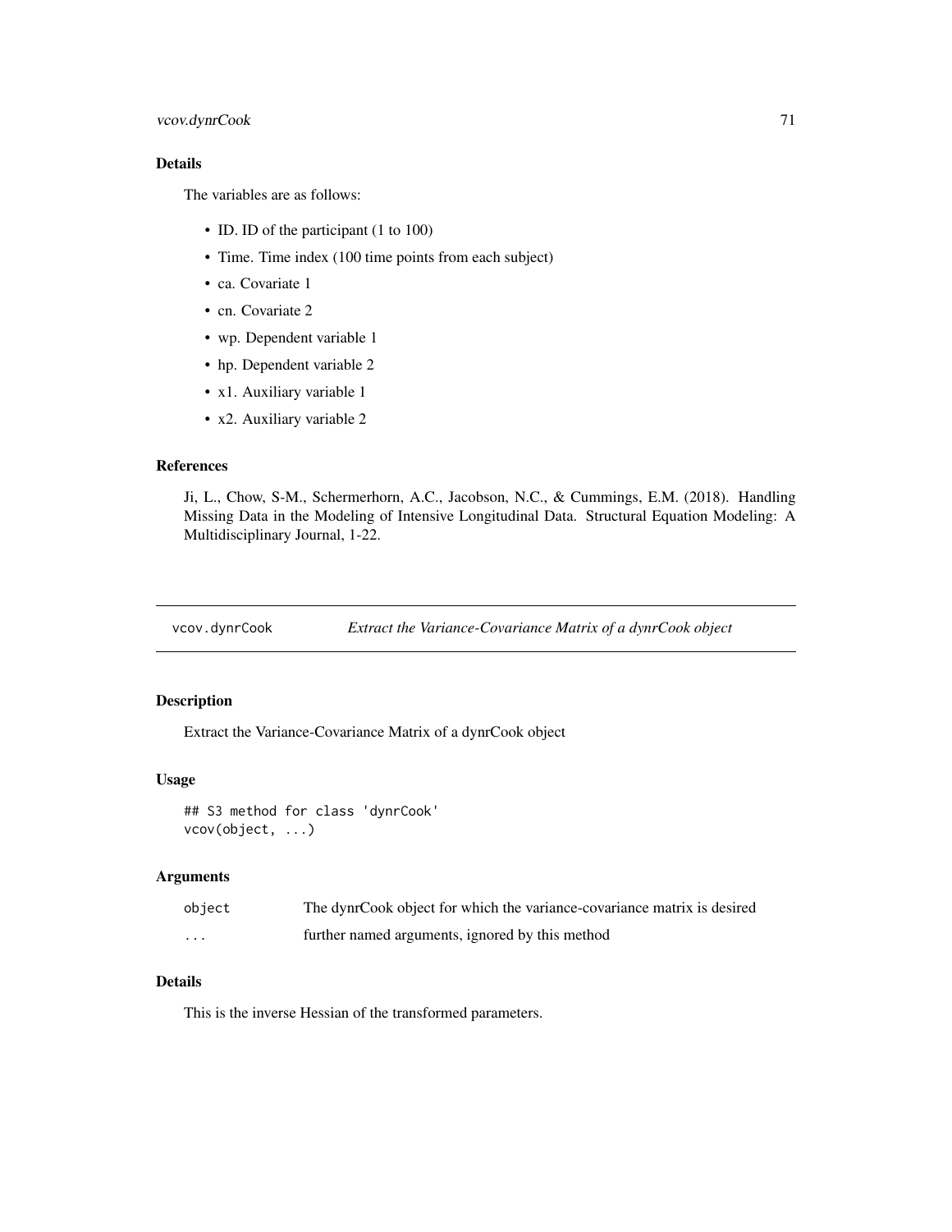### Details

The variables are as follows:

- ID. ID of the participant (1 to 100)
- Time. Time index (100 time points from each subject)
- ca. Covariate 1
- cn. Covariate 2
- wp. Dependent variable 1
- hp. Dependent variable 2
- x1. Auxiliary variable 1
- x2. Auxiliary variable 2

### References

Ji, L., Chow, S-M., Schermerhorn, A.C., Jacobson, N.C., & Cummings, E.M. (2018). Handling Missing Data in the Modeling of Intensive Longitudinal Data. Structural Equation Modeling: A Multidisciplinary Journal, 1-22.

---

## vcov.dynrCook — *Extract the Variance-Covariance Matrix of a dynrCook object*

### Description

Extract the Variance-Covariance Matrix of a dynrCook object

### Usage

```
## S3 method for class 'dynrCook'
vcov(object, ...)
```

### Arguments

| | |
|---|---|
| object | The dynrCook object for which the variance-covariance matrix is desired |
| ... | further named arguments, ignored by this method |

### Details

This is the inverse Hessian of the transformed parameters.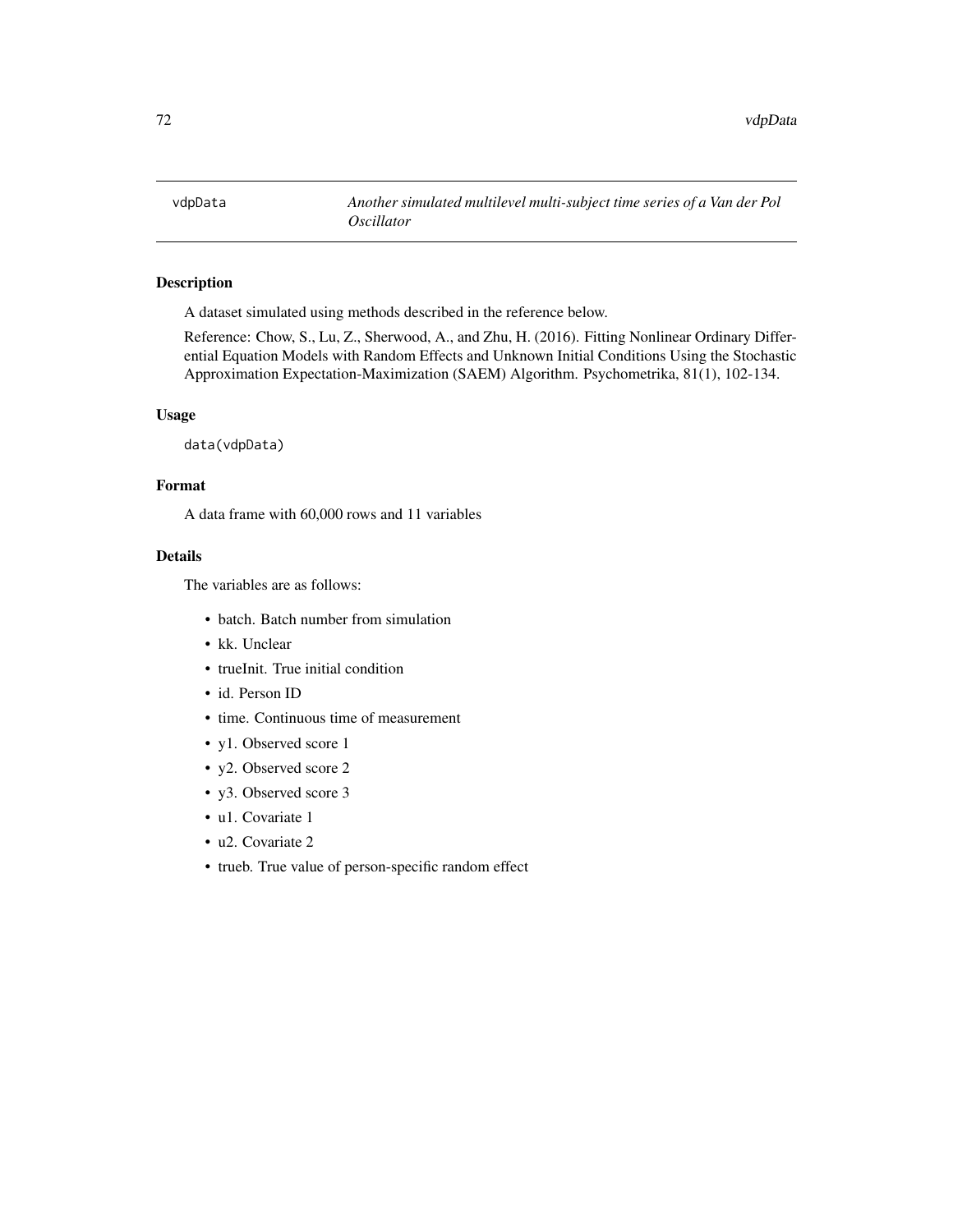vdpData *Another simulated multilevel multi-subject time series of a Van der Pol Oscillator*

## Description

A dataset simulated using methods described in the reference below.

Reference: Chow, S., Lu, Z., Sherwood, A., and Zhu, H. (2016). Fitting Nonlinear Ordinary Differential Equation Models with Random Effects and Unknown Initial Conditions Using the Stochastic Approximation Expectation-Maximization (SAEM) Algorithm. Psychometrika, 81(1), 102-134.

## Usage

```
data(vdpData)
```

## Format

A data frame with 60,000 rows and 11 variables

## Details

The variables are as follows:

- batch. Batch number from simulation
- kk. Unclear
- trueInit. True initial condition
- id. Person ID
- time. Continuous time of measurement
- y1. Observed score 1
- y2. Observed score 2
- y3. Observed score 3
- u1. Covariate 1
- u2. Covariate 2
- trueb. True value of person-specific random effect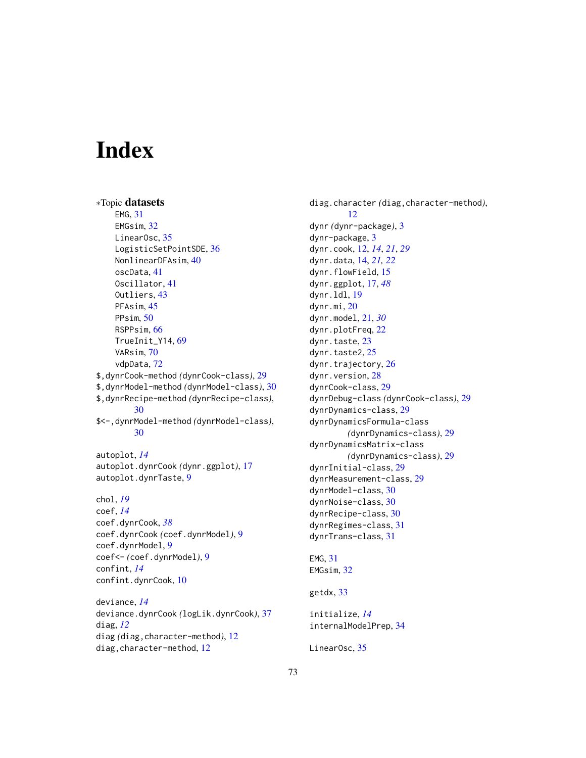# Index

∗Topic **datasets**

EMG, 31
EMGsim, 32
LinearOsc, 35
LogisticSetPointSDE, 36
NonlinearDFAsim, 40
oscData, 41
Oscillator, 41
Outliers, 43
PFAsim, 45
PPsim, 50
RSPPsim, 66
TrueInit_Y14, 69
VARsim, 70
vdpData, 72

$,dynrCook-method *(dynrCook-class)*, 29
$,dynrModel-method *(dynrModel-class)*, 30
$,dynrRecipe-method *(dynrRecipe-class)*, 30
$<-,dynrModel-method *(dynrModel-class)*, 30

autoplot, *14*
autoplot.dynrCook *(dynr.ggplot)*, 17
autoplot.dynrTaste, 9

chol, *19*
coef, *14*
coef.dynrCook, *38*
coef.dynrCook *(coef.dynrModel)*, 9
coef.dynrModel, 9
coef<- *(coef.dynrModel)*, 9
confint, *14*
confint.dynrCook, 10

deviance, *14*
deviance.dynrCook *(logLik.dynrCook)*, 37
diag, *12*
diag *(diag,character-method)*, 12
diag,character-method, 12
diag.character *(diag,character-method)*, 12
dynr *(dynr-package)*, 3
dynr-package, 3
dynr.cook, 12, *14*, *21*, *29*
dynr.data, 14, *21, 22*
dynr.flowField, 15
dynr.ggplot, 17, *48*
dynr.ldl, 19
dynr.mi, 20
dynr.model, 21, *30*
dynr.plotFreq, 22
dynr.taste, 23
dynr.taste2, 25
dynr.trajectory, 26
dynr.version, 28
dynrCook-class, 29
dynrDebug-class *(dynrCook-class)*, 29
dynrDynamics-class, 29
dynrDynamicsFormula-class *(dynrDynamics-class)*, 29
dynrDynamicsMatrix-class *(dynrDynamics-class)*, 29
dynrInitial-class, 29
dynrMeasurement-class, 29
dynrModel-class, 30
dynrNoise-class, 30
dynrRecipe-class, 30
dynrRegimes-class, 31
dynrTrans-class, 31

EMG, 31
EMGsim, 32

getdx, 33

initialize, *14*
internalModelPrep, 34

LinearOsc, 35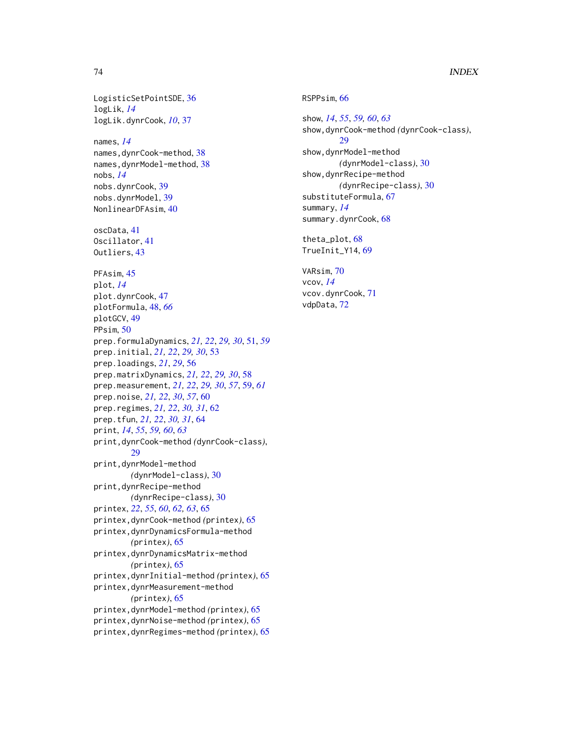LogisticSetPointSDE, 36
logLik, *14*
logLik.dynrCook, *10*, 37

names, *14*
names,dynrCook-method, 38
names,dynrModel-method, 38
nobs, *14*
nobs.dynrCook, 39
nobs.dynrModel, 39
NonlinearDFAsim, 40

oscData, 41
Oscillator, 41
Outliers, 43

PFAsim, 45
plot, *14*
plot.dynrCook, 47
plotFormula, 48, *66*
plotGCV, 49
PPsim, 50
prep.formulaDynamics, *21, 22*, *29, 30*, 51, *59*
prep.initial, *21, 22*, *29, 30*, 53
prep.loadings, *21*, *29*, 56
prep.matrixDynamics, *21, 22*, *29, 30*, 58
prep.measurement, *21, 22*, *29, 30*, *57*, 59, *61*
prep.noise, *21, 22*, *30*, *57*, 60
prep.regimes, *21, 22*, *30, 31*, 62
prep.tfun, *21, 22*, *30, 31*, 64
print, *14*, *55*, *59, 60*, *63*
print,dynrCook-method *(*dynrCook-class*)*, 29
print,dynrModel-method *(*dynrModel-class*)*, 30
print,dynrRecipe-method *(*dynrRecipe-class*)*, 30
printex, *22*, *55*, *60*, *62, 63*, 65
printex,dynrCook-method *(*printex*)*, 65
printex,dynrDynamicsFormula-method *(*printex*)*, 65
printex,dynrDynamicsMatrix-method *(*printex*)*, 65
printex,dynrInitial-method *(*printex*)*, 65
printex,dynrMeasurement-method *(*printex*)*, 65
printex,dynrModel-method *(*printex*)*, 65
printex,dynrNoise-method *(*printex*)*, 65
printex,dynrRegimes-method *(*printex*)*, 65

RSPPsim, 66

show, *14*, *55*, *59, 60*, *63*
show,dynrCook-method *(*dynrCook-class*)*, 29
show,dynrModel-method *(*dynrModel-class*)*, 30
show,dynrRecipe-method *(*dynrRecipe-class*)*, 30
substituteFormula, 67
summary, *14*
summary.dynrCook, 68

theta_plot, 68
TrueInit_Y14, 69

VARsim, 70
vcov, *14*
vcov.dynrCook, 71
vdpData, 72